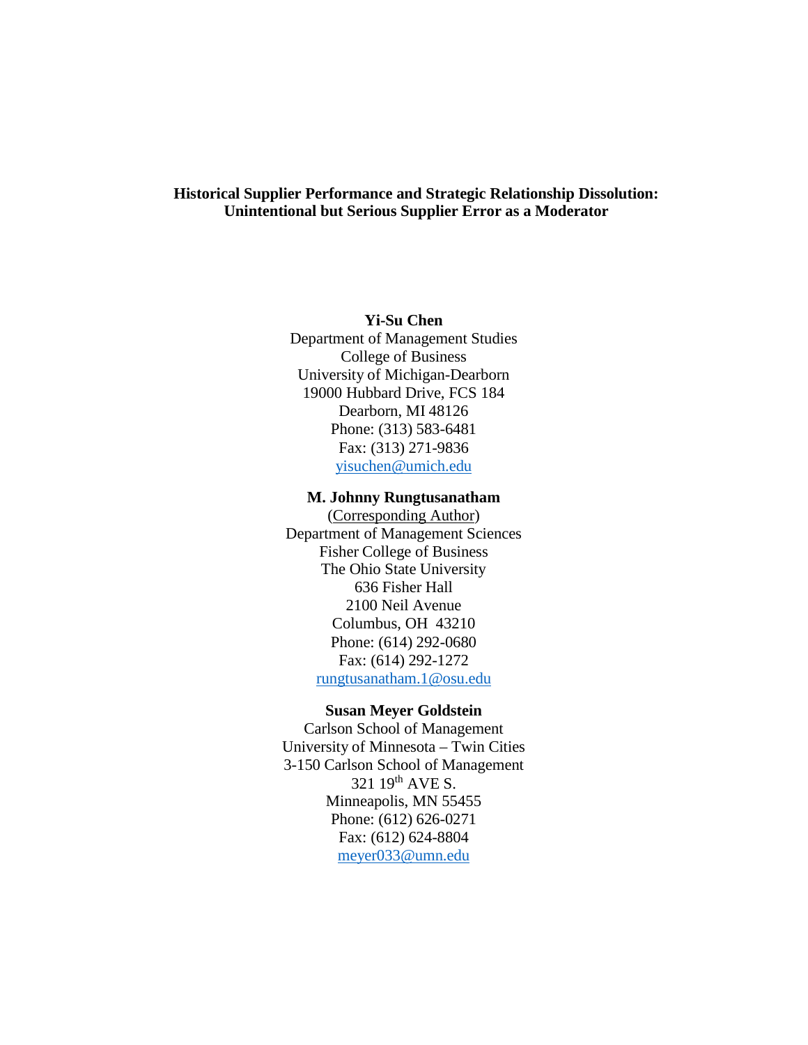**Historical Supplier Performance and Strategic Relationship Dissolution: Unintentional but Serious Supplier Error as a Moderator**

**Yi-Su Chen**
Department of Management Studies
College of Business
University of Michigan-Dearborn
19000 Hubbard Drive, FCS 184
Dearborn, MI 48126
Phone: (313) 583-6481
Fax: (313) 271-9836
yisuchen@umich.edu

**M. Johnny Rungtusanatham**
(Corresponding Author)
Department of Management Sciences
Fisher College of Business
The Ohio State University
636 Fisher Hall
2100 Neil Avenue
Columbus, OH 43210
Phone: (614) 292-0680
Fax: (614) 292-1272
rungtusanatham.1@osu.edu

**Susan Meyer Goldstein**
Carlson School of Management
University of Minnesota – Twin Cities
3-150 Carlson School of Management
321 19th AVE S.
Minneapolis, MN 55455
Phone: (612) 626-0271
Fax: (612) 624-8804
meyer033@umn.edu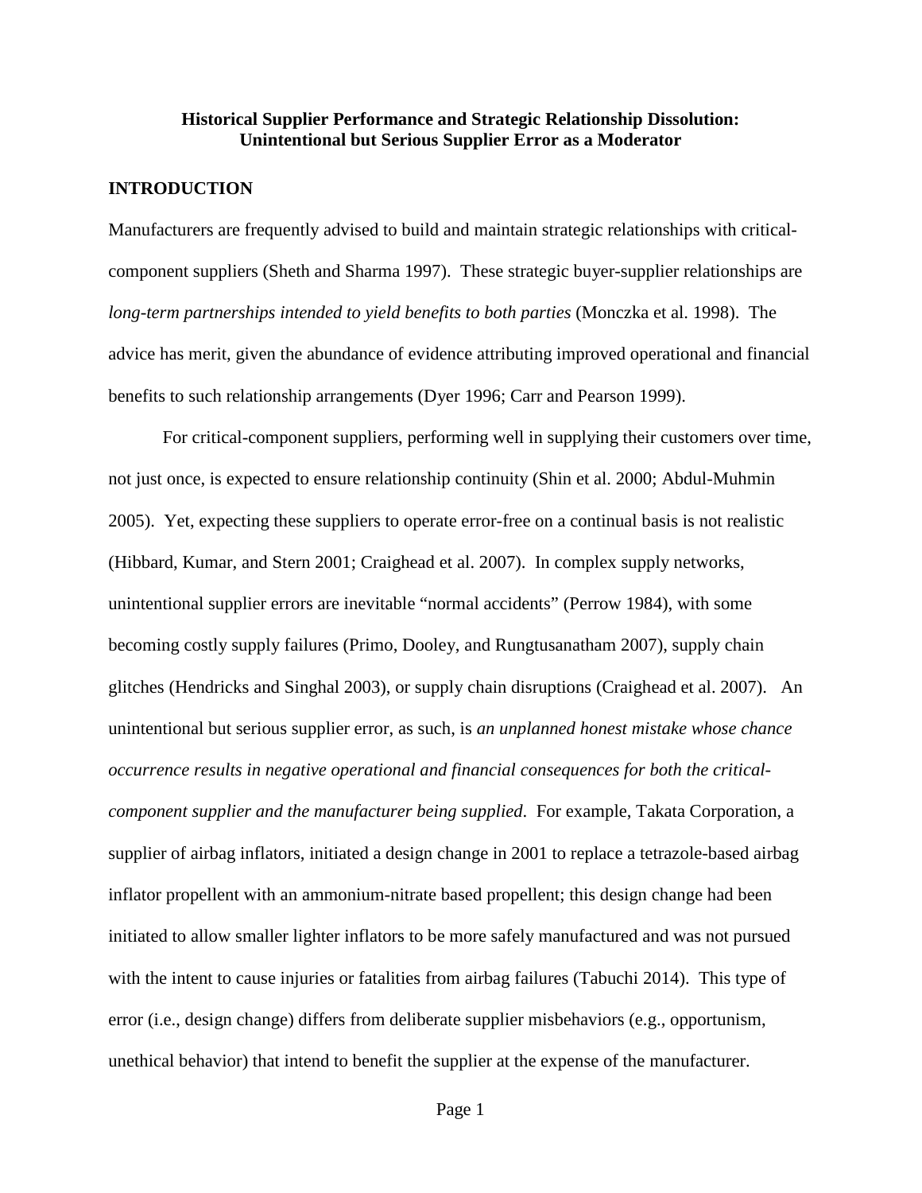# Historical Supplier Performance and Strategic Relationship Dissolution: Unintentional but Serious Supplier Error as a Moderator

## INTRODUCTION

Manufacturers are frequently advised to build and maintain strategic relationships with critical-component suppliers (Sheth and Sharma 1997). These strategic buyer-supplier relationships are *long-term partnerships intended to yield benefits to both parties* (Monczka et al. 1998). The advice has merit, given the abundance of evidence attributing improved operational and financial benefits to such relationship arrangements (Dyer 1996; Carr and Pearson 1999).

For critical-component suppliers, performing well in supplying their customers over time, not just once, is expected to ensure relationship continuity (Shin et al. 2000; Abdul-Muhmin 2005). Yet, expecting these suppliers to operate error-free on a continual basis is not realistic (Hibbard, Kumar, and Stern 2001; Craighead et al. 2007). In complex supply networks, unintentional supplier errors are inevitable "normal accidents" (Perrow 1984), with some becoming costly supply failures (Primo, Dooley, and Rungtusanatham 2007), supply chain glitches (Hendricks and Singhal 2003), or supply chain disruptions (Craighead et al. 2007). An unintentional but serious supplier error, as such, is *an unplanned honest mistake whose chance occurrence results in negative operational and financial consequences for both the critical-component supplier and the manufacturer being supplied*. For example, Takata Corporation, a supplier of airbag inflators, initiated a design change in 2001 to replace a tetrazole-based airbag inflator propellent with an ammonium-nitrate based propellent; this design change had been initiated to allow smaller lighter inflators to be more safely manufactured and was not pursued with the intent to cause injuries or fatalities from airbag failures (Tabuchi 2014). This type of error (i.e., design change) differs from deliberate supplier misbehaviors (e.g., opportunism, unethical behavior) that intend to benefit the supplier at the expense of the manufacturer.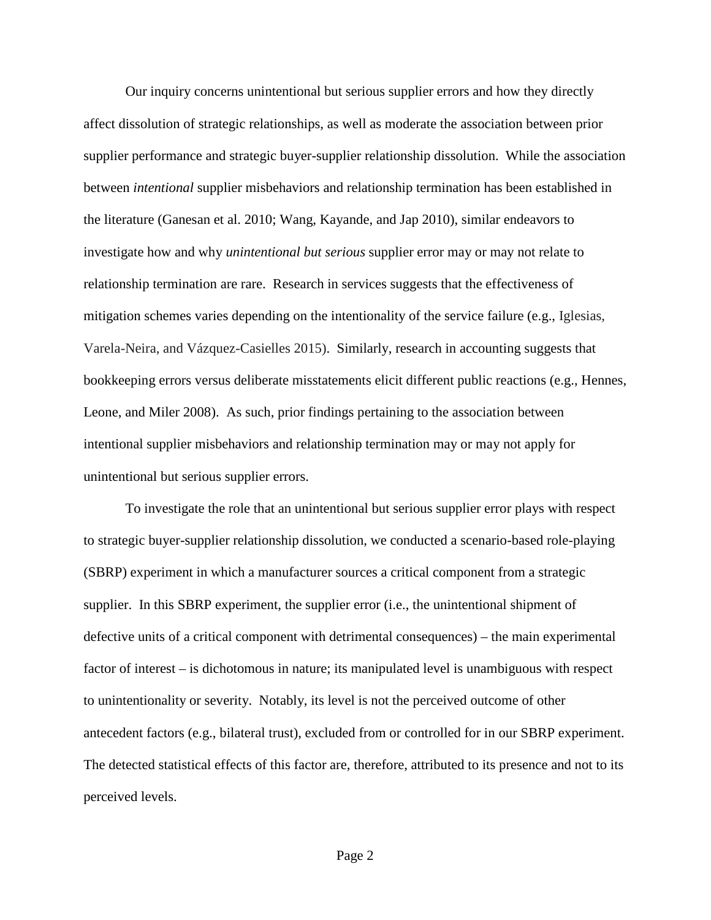Our inquiry concerns unintentional but serious supplier errors and how they directly affect dissolution of strategic relationships, as well as moderate the association between prior supplier performance and strategic buyer-supplier relationship dissolution. While the association between *intentional* supplier misbehaviors and relationship termination has been established in the literature (Ganesan et al. 2010; Wang, Kayande, and Jap 2010), similar endeavors to investigate how and why *unintentional but serious* supplier error may or may not relate to relationship termination are rare. Research in services suggests that the effectiveness of mitigation schemes varies depending on the intentionality of the service failure (e.g., Iglesias, Varela-Neira, and Vázquez-Casielles 2015). Similarly, research in accounting suggests that bookkeeping errors versus deliberate misstatements elicit different public reactions (e.g., Hennes, Leone, and Miler 2008). As such, prior findings pertaining to the association between intentional supplier misbehaviors and relationship termination may or may not apply for unintentional but serious supplier errors.

To investigate the role that an unintentional but serious supplier error plays with respect to strategic buyer-supplier relationship dissolution, we conducted a scenario-based role-playing (SBRP) experiment in which a manufacturer sources a critical component from a strategic supplier. In this SBRP experiment, the supplier error (i.e., the unintentional shipment of defective units of a critical component with detrimental consequences) – the main experimental factor of interest – is dichotomous in nature; its manipulated level is unambiguous with respect to unintentionality or severity. Notably, its level is not the perceived outcome of other antecedent factors (e.g., bilateral trust), excluded from or controlled for in our SBRP experiment. The detected statistical effects of this factor are, therefore, attributed to its presence and not to its perceived levels.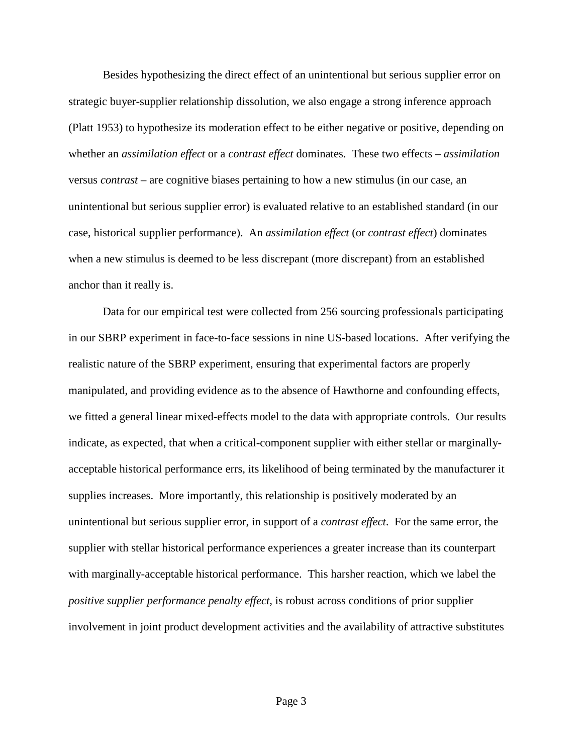Besides hypothesizing the direct effect of an unintentional but serious supplier error on strategic buyer-supplier relationship dissolution, we also engage a strong inference approach (Platt 1953) to hypothesize its moderation effect to be either negative or positive, depending on whether an *assimilation effect* or a *contrast effect* dominates. These two effects – *assimilation* versus *contrast* – are cognitive biases pertaining to how a new stimulus (in our case, an unintentional but serious supplier error) is evaluated relative to an established standard (in our case, historical supplier performance). An *assimilation effect* (or *contrast effect*) dominates when a new stimulus is deemed to be less discrepant (more discrepant) from an established anchor than it really is.

Data for our empirical test were collected from 256 sourcing professionals participating in our SBRP experiment in face-to-face sessions in nine US-based locations. After verifying the realistic nature of the SBRP experiment, ensuring that experimental factors are properly manipulated, and providing evidence as to the absence of Hawthorne and confounding effects, we fitted a general linear mixed-effects model to the data with appropriate controls. Our results indicate, as expected, that when a critical-component supplier with either stellar or marginally-acceptable historical performance errs, its likelihood of being terminated by the manufacturer it supplies increases. More importantly, this relationship is positively moderated by an unintentional but serious supplier error, in support of a *contrast effect*. For the same error, the supplier with stellar historical performance experiences a greater increase than its counterpart with marginally-acceptable historical performance. This harsher reaction, which we label the *positive supplier performance penalty effect*, is robust across conditions of prior supplier involvement in joint product development activities and the availability of attractive substitutes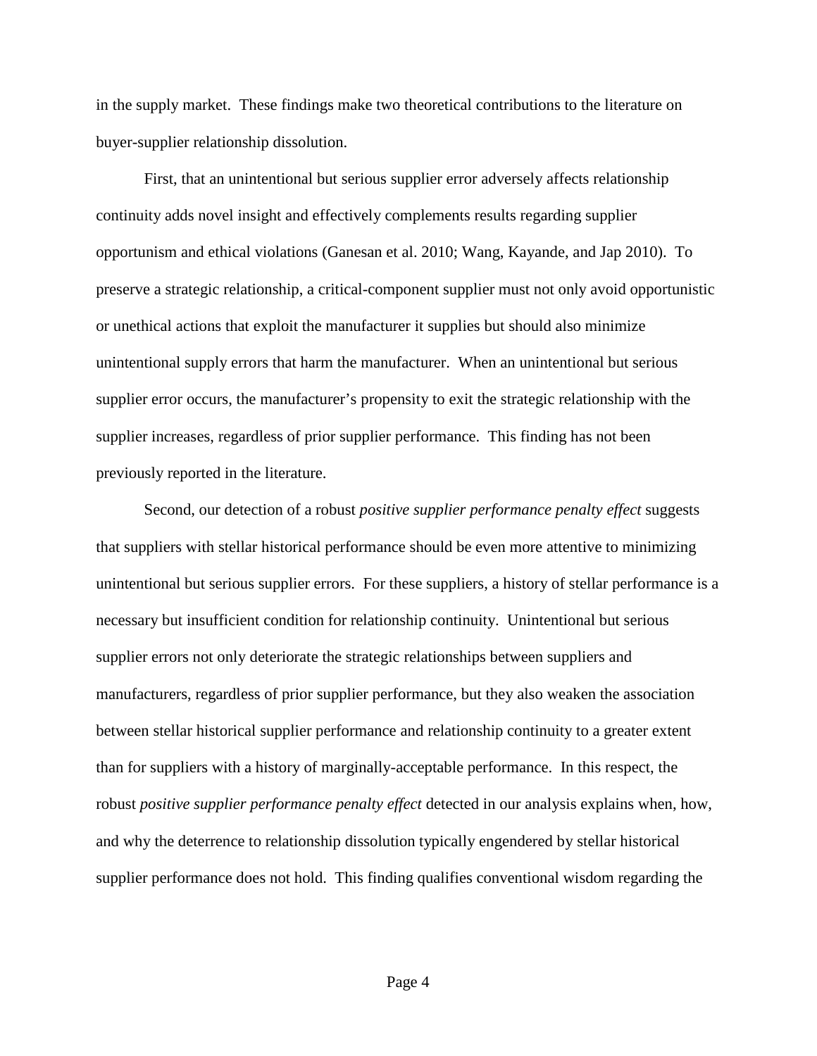in the supply market. These findings make two theoretical contributions to the literature on buyer-supplier relationship dissolution.

First, that an unintentional but serious supplier error adversely affects relationship continuity adds novel insight and effectively complements results regarding supplier opportunism and ethical violations (Ganesan et al. 2010; Wang, Kayande, and Jap 2010). To preserve a strategic relationship, a critical-component supplier must not only avoid opportunistic or unethical actions that exploit the manufacturer it supplies but should also minimize unintentional supply errors that harm the manufacturer. When an unintentional but serious supplier error occurs, the manufacturer's propensity to exit the strategic relationship with the supplier increases, regardless of prior supplier performance. This finding has not been previously reported in the literature.

Second, our detection of a robust *positive supplier performance penalty effect* suggests that suppliers with stellar historical performance should be even more attentive to minimizing unintentional but serious supplier errors. For these suppliers, a history of stellar performance is a necessary but insufficient condition for relationship continuity. Unintentional but serious supplier errors not only deteriorate the strategic relationships between suppliers and manufacturers, regardless of prior supplier performance, but they also weaken the association between stellar historical supplier performance and relationship continuity to a greater extent than for suppliers with a history of marginally-acceptable performance. In this respect, the robust *positive supplier performance penalty effect* detected in our analysis explains when, how, and why the deterrence to relationship dissolution typically engendered by stellar historical supplier performance does not hold. This finding qualifies conventional wisdom regarding the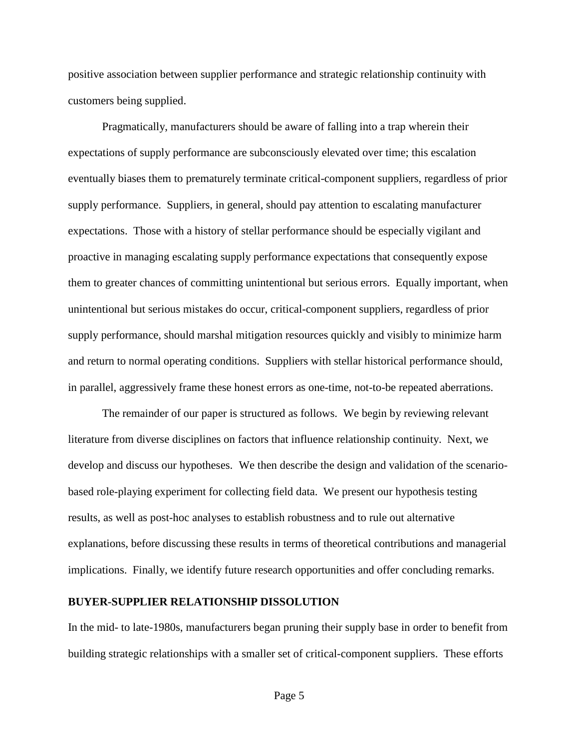positive association between supplier performance and strategic relationship continuity with customers being supplied.

Pragmatically, manufacturers should be aware of falling into a trap wherein their expectations of supply performance are subconsciously elevated over time; this escalation eventually biases them to prematurely terminate critical-component suppliers, regardless of prior supply performance. Suppliers, in general, should pay attention to escalating manufacturer expectations. Those with a history of stellar performance should be especially vigilant and proactive in managing escalating supply performance expectations that consequently expose them to greater chances of committing unintentional but serious errors. Equally important, when unintentional but serious mistakes do occur, critical-component suppliers, regardless of prior supply performance, should marshal mitigation resources quickly and visibly to minimize harm and return to normal operating conditions. Suppliers with stellar historical performance should, in parallel, aggressively frame these honest errors as one-time, not-to-be repeated aberrations.

The remainder of our paper is structured as follows. We begin by reviewing relevant literature from diverse disciplines on factors that influence relationship continuity. Next, we develop and discuss our hypotheses. We then describe the design and validation of the scenario-based role-playing experiment for collecting field data. We present our hypothesis testing results, as well as post-hoc analyses to establish robustness and to rule out alternative explanations, before discussing these results in terms of theoretical contributions and managerial implications. Finally, we identify future research opportunities and offer concluding remarks.

## BUYER-SUPPLIER RELATIONSHIP DISSOLUTION

In the mid- to late-1980s, manufacturers began pruning their supply base in order to benefit from building strategic relationships with a smaller set of critical-component suppliers. These efforts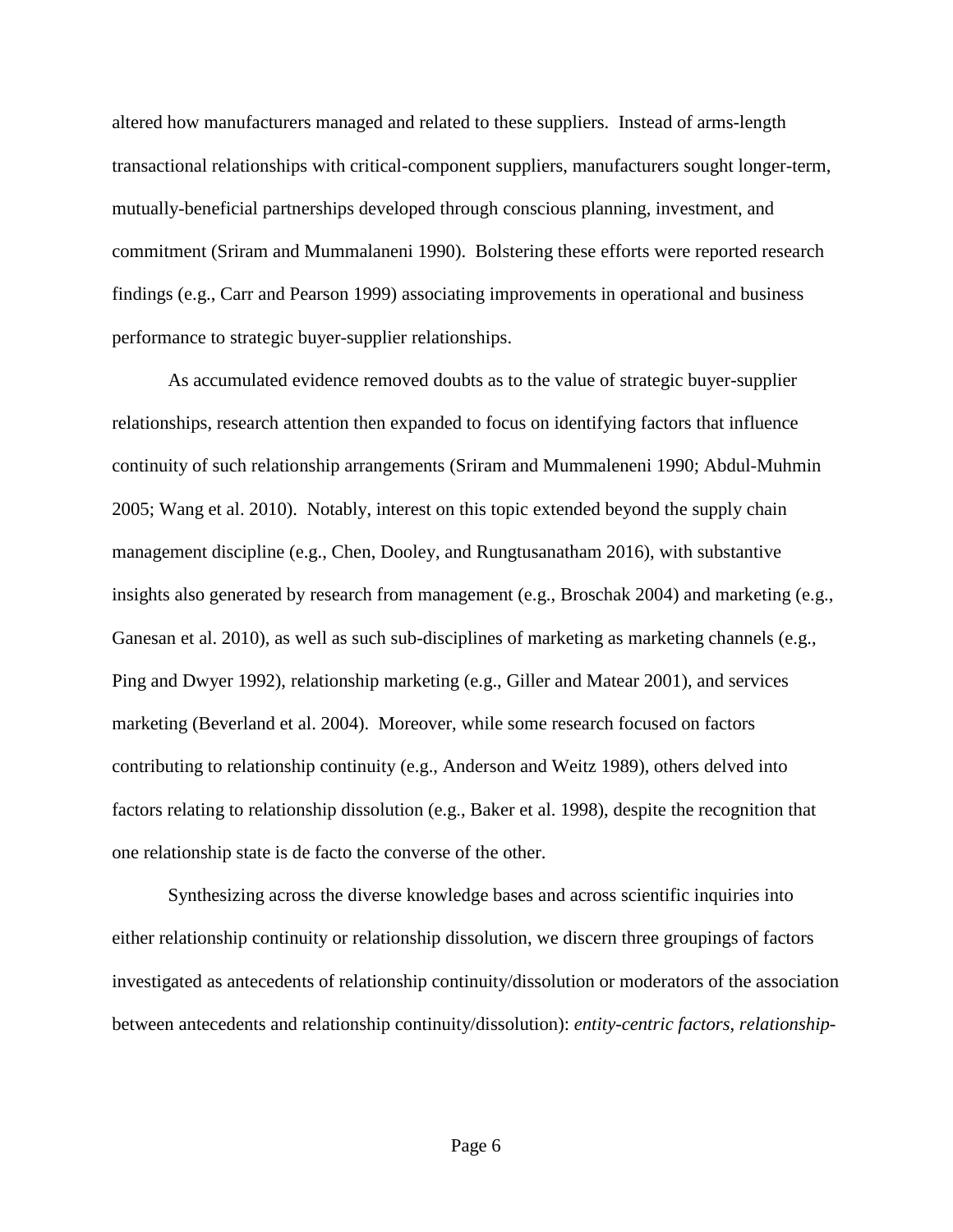altered how manufacturers managed and related to these suppliers. Instead of arms-length transactional relationships with critical-component suppliers, manufacturers sought longer-term, mutually-beneficial partnerships developed through conscious planning, investment, and commitment (Sriram and Mummalaneni 1990). Bolstering these efforts were reported research findings (e.g., Carr and Pearson 1999) associating improvements in operational and business performance to strategic buyer-supplier relationships.

As accumulated evidence removed doubts as to the value of strategic buyer-supplier relationships, research attention then expanded to focus on identifying factors that influence continuity of such relationship arrangements (Sriram and Mummaleneni 1990; Abdul-Muhmin 2005; Wang et al. 2010). Notably, interest on this topic extended beyond the supply chain management discipline (e.g., Chen, Dooley, and Rungtusanatham 2016), with substantive insights also generated by research from management (e.g., Broschak 2004) and marketing (e.g., Ganesan et al. 2010), as well as such sub-disciplines of marketing as marketing channels (e.g., Ping and Dwyer 1992), relationship marketing (e.g., Giller and Matear 2001), and services marketing (Beverland et al. 2004). Moreover, while some research focused on factors contributing to relationship continuity (e.g., Anderson and Weitz 1989), others delved into factors relating to relationship dissolution (e.g., Baker et al. 1998), despite the recognition that one relationship state is de facto the converse of the other.

Synthesizing across the diverse knowledge bases and across scientific inquiries into either relationship continuity or relationship dissolution, we discern three groupings of factors investigated as antecedents of relationship continuity/dissolution or moderators of the association between antecedents and relationship continuity/dissolution): *entity-centric factors*, *relationship-*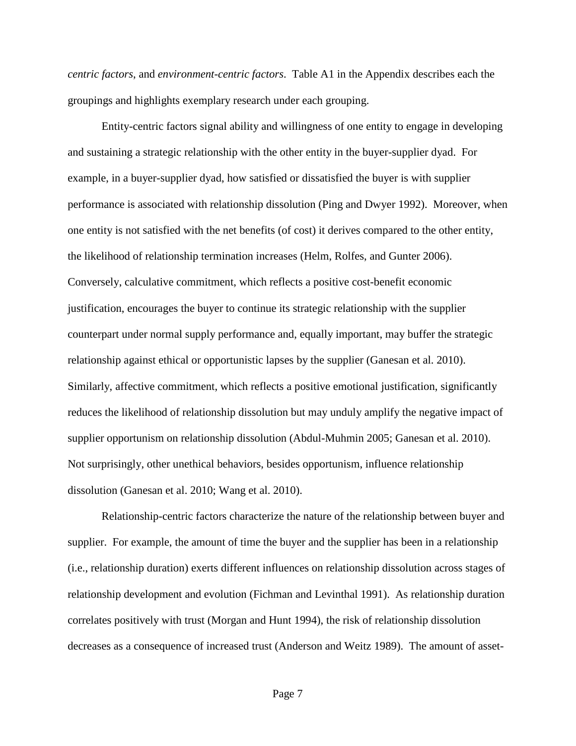*centric factors*, and *environment-centric factors*. Table A1 in the Appendix describes each the groupings and highlights exemplary research under each grouping.

Entity-centric factors signal ability and willingness of one entity to engage in developing and sustaining a strategic relationship with the other entity in the buyer-supplier dyad. For example, in a buyer-supplier dyad, how satisfied or dissatisfied the buyer is with supplier performance is associated with relationship dissolution (Ping and Dwyer 1992). Moreover, when one entity is not satisfied with the net benefits (of cost) it derives compared to the other entity, the likelihood of relationship termination increases (Helm, Rolfes, and Gunter 2006). Conversely, calculative commitment, which reflects a positive cost-benefit economic justification, encourages the buyer to continue its strategic relationship with the supplier counterpart under normal supply performance and, equally important, may buffer the strategic relationship against ethical or opportunistic lapses by the supplier (Ganesan et al. 2010). Similarly, affective commitment, which reflects a positive emotional justification, significantly reduces the likelihood of relationship dissolution but may unduly amplify the negative impact of supplier opportunism on relationship dissolution (Abdul-Muhmin 2005; Ganesan et al. 2010). Not surprisingly, other unethical behaviors, besides opportunism, influence relationship dissolution (Ganesan et al. 2010; Wang et al. 2010).

Relationship-centric factors characterize the nature of the relationship between buyer and supplier. For example, the amount of time the buyer and the supplier has been in a relationship (i.e., relationship duration) exerts different influences on relationship dissolution across stages of relationship development and evolution (Fichman and Levinthal 1991). As relationship duration correlates positively with trust (Morgan and Hunt 1994), the risk of relationship dissolution decreases as a consequence of increased trust (Anderson and Weitz 1989). The amount of asset-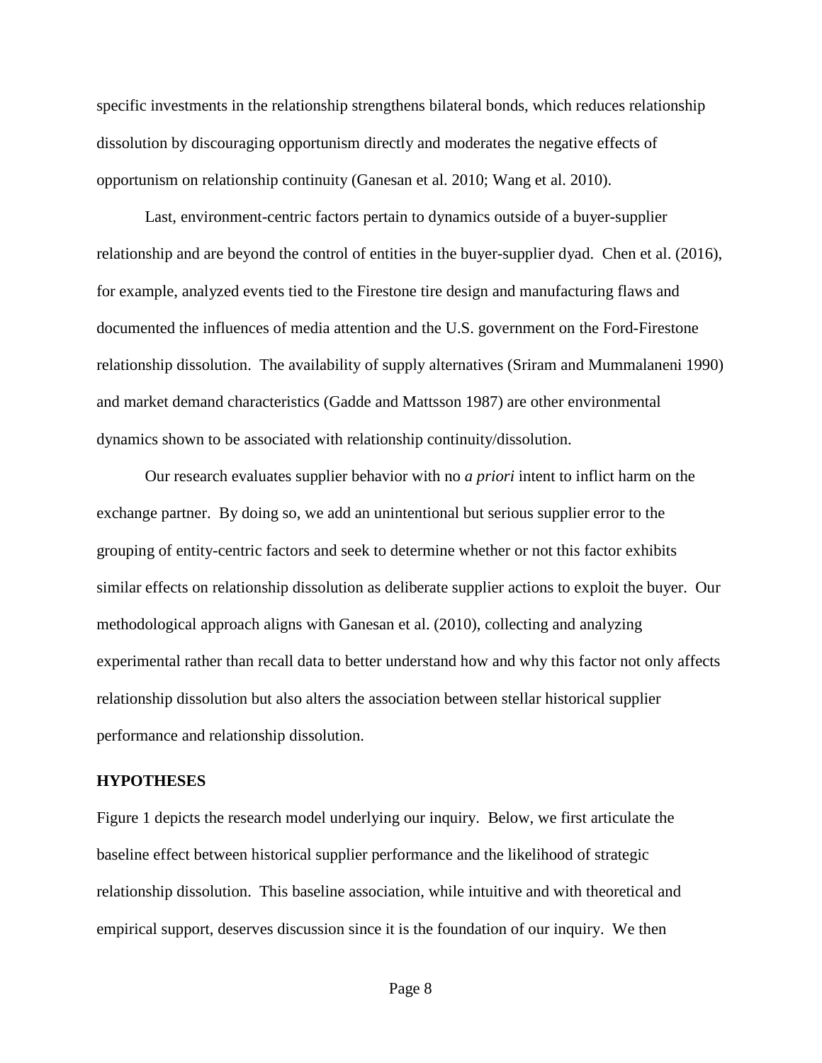specific investments in the relationship strengthens bilateral bonds, which reduces relationship dissolution by discouraging opportunism directly and moderates the negative effects of opportunism on relationship continuity (Ganesan et al. 2010; Wang et al. 2010).

Last, environment-centric factors pertain to dynamics outside of a buyer-supplier relationship and are beyond the control of entities in the buyer-supplier dyad. Chen et al. (2016), for example, analyzed events tied to the Firestone tire design and manufacturing flaws and documented the influences of media attention and the U.S. government on the Ford-Firestone relationship dissolution. The availability of supply alternatives (Sriram and Mummalaneni 1990) and market demand characteristics (Gadde and Mattsson 1987) are other environmental dynamics shown to be associated with relationship continuity/dissolution.

Our research evaluates supplier behavior with no *a priori* intent to inflict harm on the exchange partner. By doing so, we add an unintentional but serious supplier error to the grouping of entity-centric factors and seek to determine whether or not this factor exhibits similar effects on relationship dissolution as deliberate supplier actions to exploit the buyer. Our methodological approach aligns with Ganesan et al. (2010), collecting and analyzing experimental rather than recall data to better understand how and why this factor not only affects relationship dissolution but also alters the association between stellar historical supplier performance and relationship dissolution.

## HYPOTHESES

Figure 1 depicts the research model underlying our inquiry. Below, we first articulate the baseline effect between historical supplier performance and the likelihood of strategic relationship dissolution. This baseline association, while intuitive and with theoretical and empirical support, deserves discussion since it is the foundation of our inquiry. We then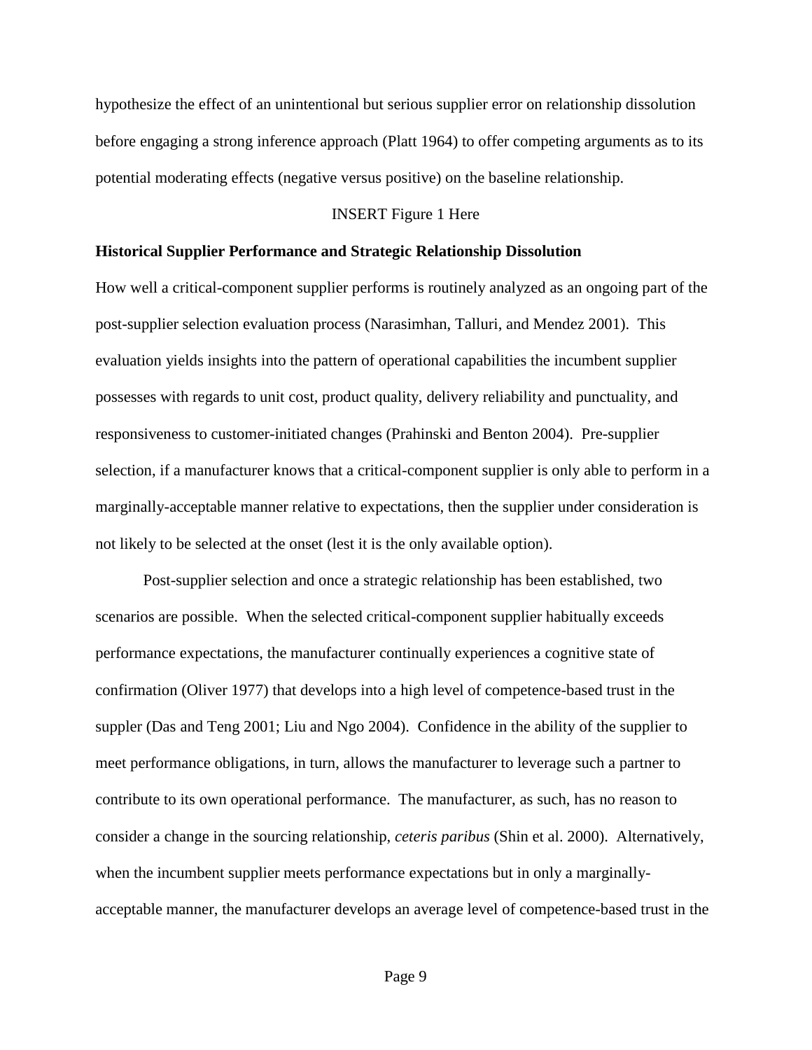hypothesize the effect of an unintentional but serious supplier error on relationship dissolution before engaging a strong inference approach (Platt 1964) to offer competing arguments as to its potential moderating effects (negative versus positive) on the baseline relationship.

INSERT Figure 1 Here

**Historical Supplier Performance and Strategic Relationship Dissolution**

How well a critical-component supplier performs is routinely analyzed as an ongoing part of the post-supplier selection evaluation process (Narasimhan, Talluri, and Mendez 2001). This evaluation yields insights into the pattern of operational capabilities the incumbent supplier possesses with regards to unit cost, product quality, delivery reliability and punctuality, and responsiveness to customer-initiated changes (Prahinski and Benton 2004). Pre-supplier selection, if a manufacturer knows that a critical-component supplier is only able to perform in a marginally-acceptable manner relative to expectations, then the supplier under consideration is not likely to be selected at the onset (lest it is the only available option).

Post-supplier selection and once a strategic relationship has been established, two scenarios are possible. When the selected critical-component supplier habitually exceeds performance expectations, the manufacturer continually experiences a cognitive state of confirmation (Oliver 1977) that develops into a high level of competence-based trust in the suppler (Das and Teng 2001; Liu and Ngo 2004). Confidence in the ability of the supplier to meet performance obligations, in turn, allows the manufacturer to leverage such a partner to contribute to its own operational performance. The manufacturer, as such, has no reason to consider a change in the sourcing relationship, *ceteris paribus* (Shin et al. 2000). Alternatively, when the incumbent supplier meets performance expectations but in only a marginally-acceptable manner, the manufacturer develops an average level of competence-based trust in the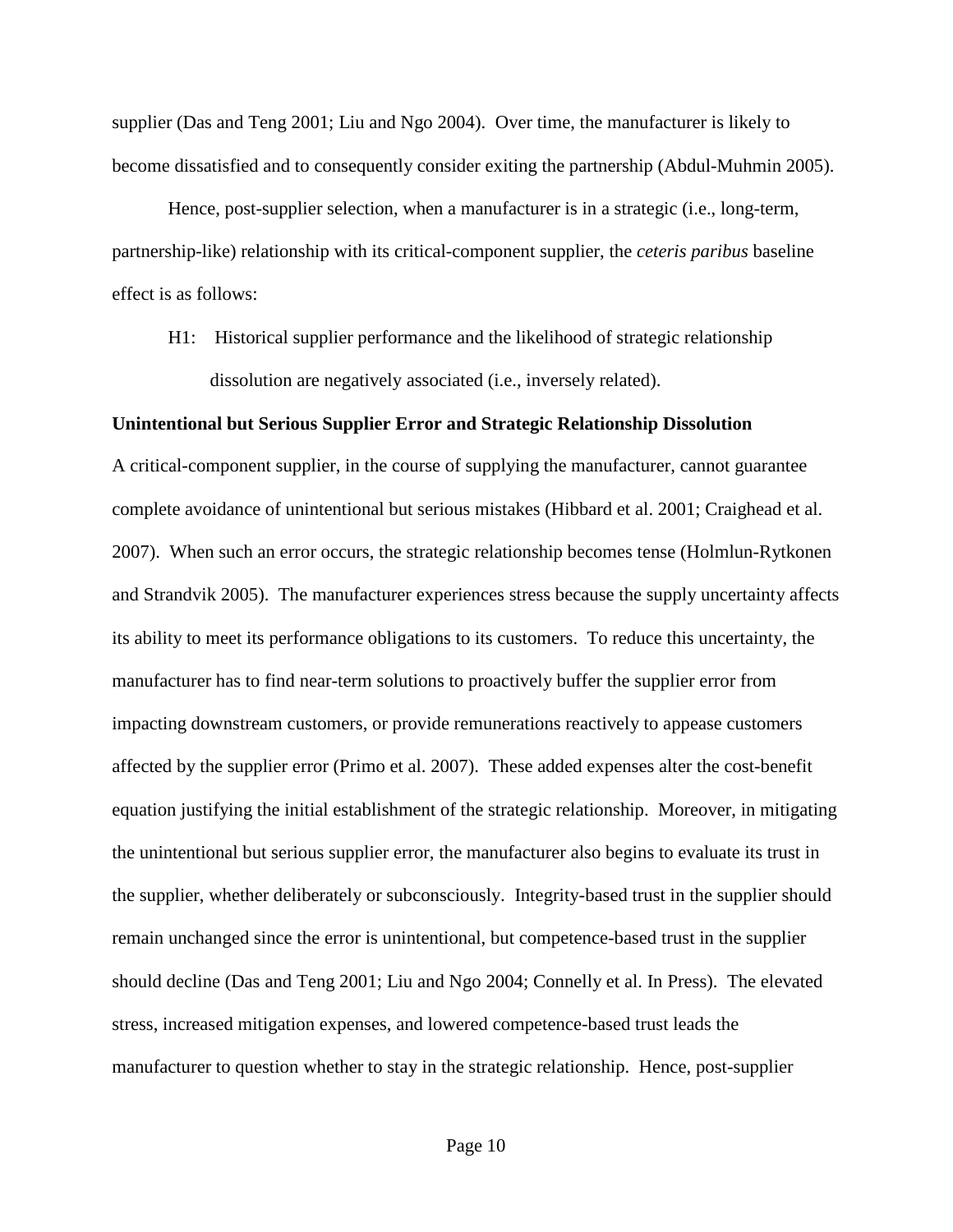supplier (Das and Teng 2001; Liu and Ngo 2004). Over time, the manufacturer is likely to become dissatisfied and to consequently consider exiting the partnership (Abdul-Muhmin 2005).

Hence, post-supplier selection, when a manufacturer is in a strategic (i.e., long-term, partnership-like) relationship with its critical-component supplier, the *ceteris paribus* baseline effect is as follows:

> H1: Historical supplier performance and the likelihood of strategic relationship dissolution are negatively associated (i.e., inversely related).

**Unintentional but Serious Supplier Error and Strategic Relationship Dissolution**

A critical-component supplier, in the course of supplying the manufacturer, cannot guarantee complete avoidance of unintentional but serious mistakes (Hibbard et al. 2001; Craighead et al. 2007). When such an error occurs, the strategic relationship becomes tense (Holmlun-Rytkonen and Strandvik 2005). The manufacturer experiences stress because the supply uncertainty affects its ability to meet its performance obligations to its customers. To reduce this uncertainty, the manufacturer has to find near-term solutions to proactively buffer the supplier error from impacting downstream customers, or provide remunerations reactively to appease customers affected by the supplier error (Primo et al. 2007). These added expenses alter the cost-benefit equation justifying the initial establishment of the strategic relationship. Moreover, in mitigating the unintentional but serious supplier error, the manufacturer also begins to evaluate its trust in the supplier, whether deliberately or subconsciously. Integrity-based trust in the supplier should remain unchanged since the error is unintentional, but competence-based trust in the supplier should decline (Das and Teng 2001; Liu and Ngo 2004; Connelly et al. In Press). The elevated stress, increased mitigation expenses, and lowered competence-based trust leads the manufacturer to question whether to stay in the strategic relationship. Hence, post-supplier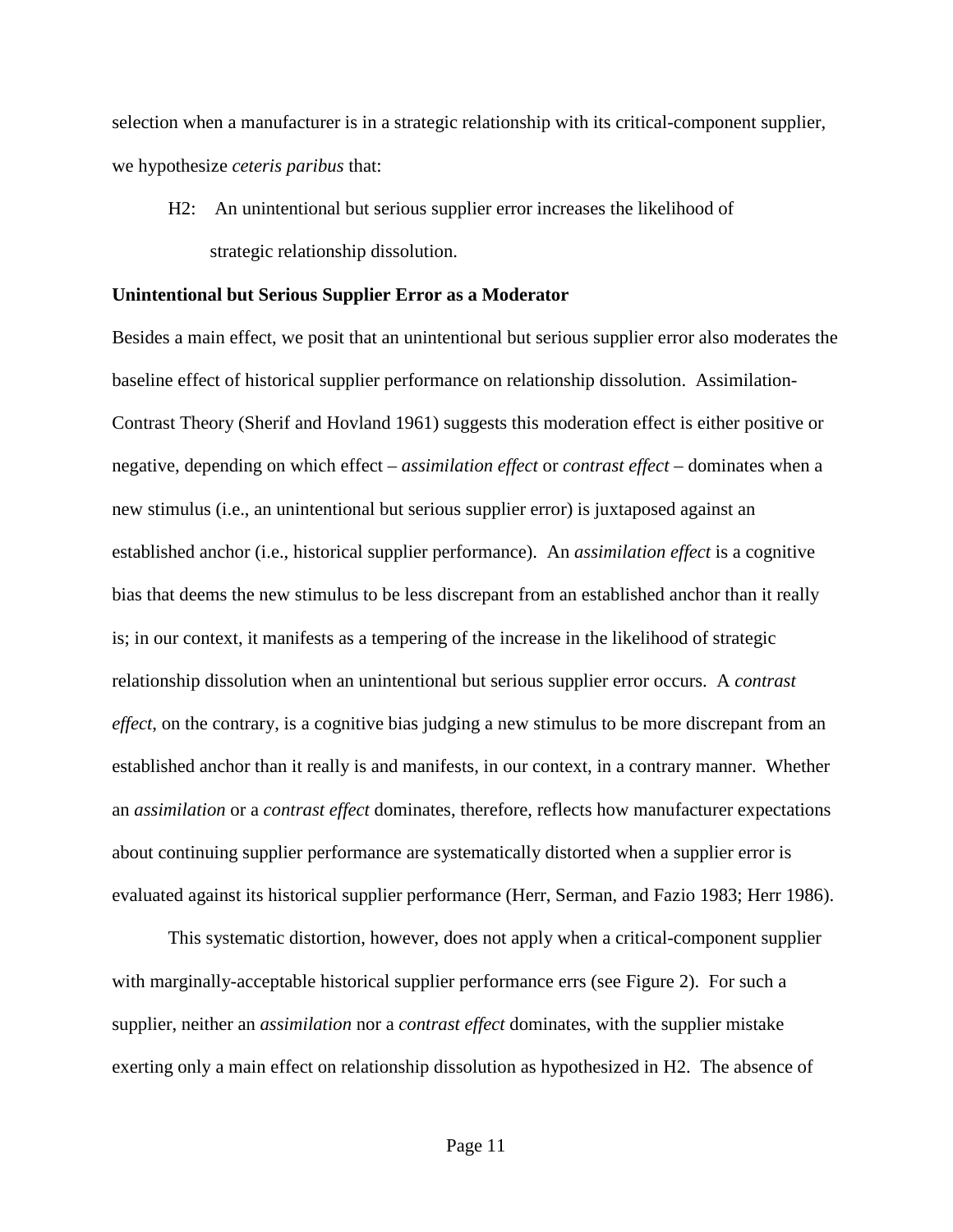selection when a manufacturer is in a strategic relationship with its critical-component supplier, we hypothesize *ceteris paribus* that:

> H2: An unintentional but serious supplier error increases the likelihood of strategic relationship dissolution.

**Unintentional but Serious Supplier Error as a Moderator**

Besides a main effect, we posit that an unintentional but serious supplier error also moderates the baseline effect of historical supplier performance on relationship dissolution. Assimilation-Contrast Theory (Sherif and Hovland 1961) suggests this moderation effect is either positive or negative, depending on which effect – *assimilation effect* or *contrast effect* – dominates when a new stimulus (i.e., an unintentional but serious supplier error) is juxtaposed against an established anchor (i.e., historical supplier performance). An *assimilation effect* is a cognitive bias that deems the new stimulus to be less discrepant from an established anchor than it really is; in our context, it manifests as a tempering of the increase in the likelihood of strategic relationship dissolution when an unintentional but serious supplier error occurs. A *contrast effect*, on the contrary, is a cognitive bias judging a new stimulus to be more discrepant from an established anchor than it really is and manifests, in our context, in a contrary manner. Whether an *assimilation* or a *contrast effect* dominates, therefore, reflects how manufacturer expectations about continuing supplier performance are systematically distorted when a supplier error is evaluated against its historical supplier performance (Herr, Serman, and Fazio 1983; Herr 1986).

This systematic distortion, however, does not apply when a critical-component supplier with marginally-acceptable historical supplier performance errs (see Figure 2). For such a supplier, neither an *assimilation* nor a *contrast effect* dominates, with the supplier mistake exerting only a main effect on relationship dissolution as hypothesized in H2. The absence of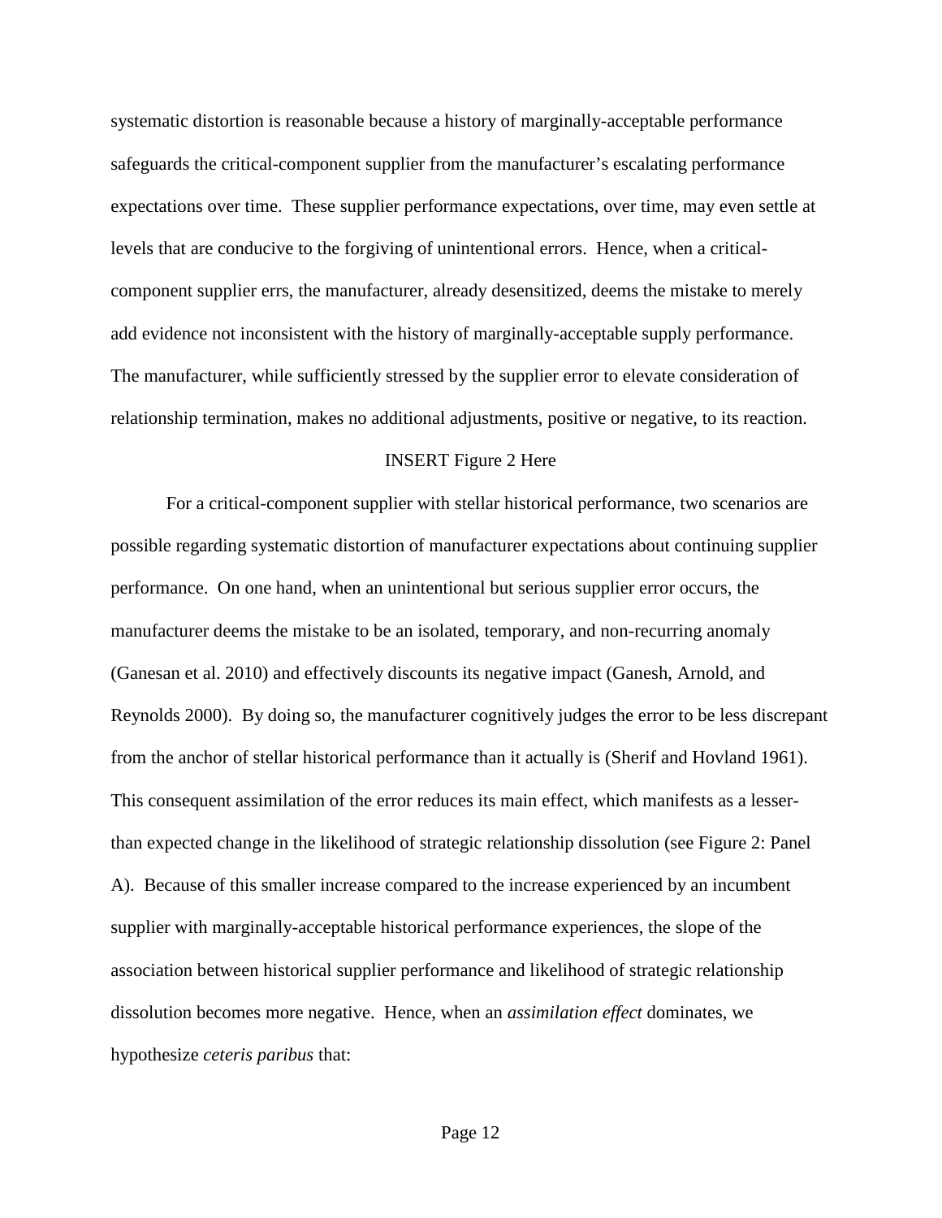systematic distortion is reasonable because a history of marginally-acceptable performance safeguards the critical-component supplier from the manufacturer's escalating performance expectations over time. These supplier performance expectations, over time, may even settle at levels that are conducive to the forgiving of unintentional errors. Hence, when a critical-component supplier errs, the manufacturer, already desensitized, deems the mistake to merely add evidence not inconsistent with the history of marginally-acceptable supply performance. The manufacturer, while sufficiently stressed by the supplier error to elevate consideration of relationship termination, makes no additional adjustments, positive or negative, to its reaction.

INSERT Figure 2 Here

For a critical-component supplier with stellar historical performance, two scenarios are possible regarding systematic distortion of manufacturer expectations about continuing supplier performance. On one hand, when an unintentional but serious supplier error occurs, the manufacturer deems the mistake to be an isolated, temporary, and non-recurring anomaly (Ganesan et al. 2010) and effectively discounts its negative impact (Ganesh, Arnold, and Reynolds 2000). By doing so, the manufacturer cognitively judges the error to be less discrepant from the anchor of stellar historical performance than it actually is (Sherif and Hovland 1961). This consequent assimilation of the error reduces its main effect, which manifests as a lesser-than expected change in the likelihood of strategic relationship dissolution (see Figure 2: Panel A). Because of this smaller increase compared to the increase experienced by an incumbent supplier with marginally-acceptable historical performance experiences, the slope of the association between historical supplier performance and likelihood of strategic relationship dissolution becomes more negative. Hence, when an *assimilation effect* dominates, we hypothesize *ceteris paribus* that: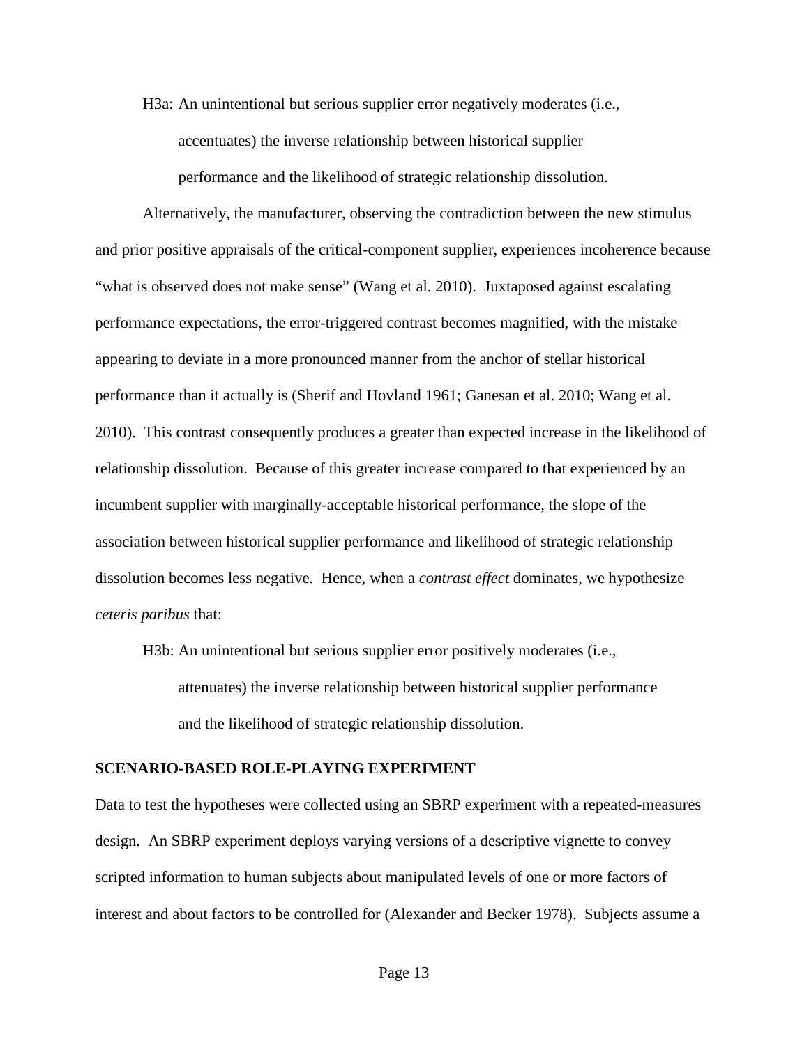H3a: An unintentional but serious supplier error negatively moderates (i.e., accentuates) the inverse relationship between historical supplier performance and the likelihood of strategic relationship dissolution.

Alternatively, the manufacturer, observing the contradiction between the new stimulus and prior positive appraisals of the critical-component supplier, experiences incoherence because "what is observed does not make sense" (Wang et al. 2010). Juxtaposed against escalating performance expectations, the error-triggered contrast becomes magnified, with the mistake appearing to deviate in a more pronounced manner from the anchor of stellar historical performance than it actually is (Sherif and Hovland 1961; Ganesan et al. 2010; Wang et al. 2010). This contrast consequently produces a greater than expected increase in the likelihood of relationship dissolution. Because of this greater increase compared to that experienced by an incumbent supplier with marginally-acceptable historical performance, the slope of the association between historical supplier performance and likelihood of strategic relationship dissolution becomes less negative. Hence, when a *contrast effect* dominates, we hypothesize *ceteris paribus* that:

H3b: An unintentional but serious supplier error positively moderates (i.e., attenuates) the inverse relationship between historical supplier performance and the likelihood of strategic relationship dissolution.

## SCENARIO-BASED ROLE-PLAYING EXPERIMENT

Data to test the hypotheses were collected using an SBRP experiment with a repeated-measures design. An SBRP experiment deploys varying versions of a descriptive vignette to convey scripted information to human subjects about manipulated levels of one or more factors of interest and about factors to be controlled for (Alexander and Becker 1978). Subjects assume a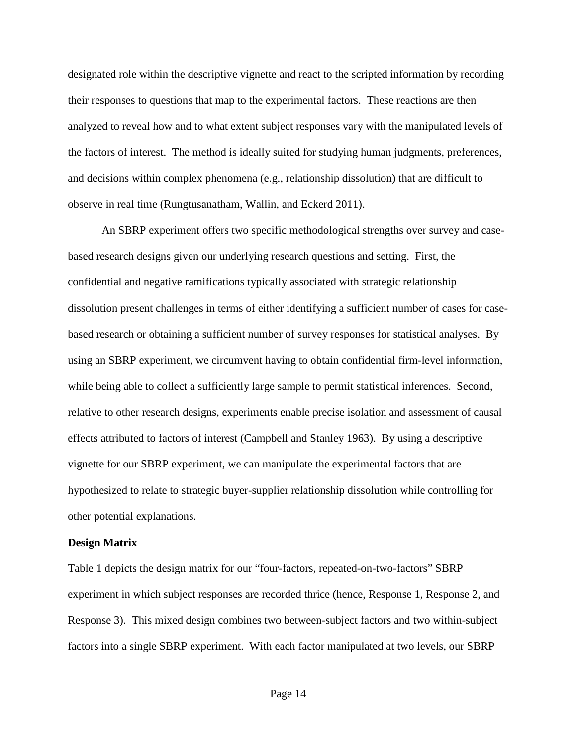designated role within the descriptive vignette and react to the scripted information by recording their responses to questions that map to the experimental factors. These reactions are then analyzed to reveal how and to what extent subject responses vary with the manipulated levels of the factors of interest. The method is ideally suited for studying human judgments, preferences, and decisions within complex phenomena (e.g., relationship dissolution) that are difficult to observe in real time (Rungtusanatham, Wallin, and Eckerd 2011).

An SBRP experiment offers two specific methodological strengths over survey and case-based research designs given our underlying research questions and setting. First, the confidential and negative ramifications typically associated with strategic relationship dissolution present challenges in terms of either identifying a sufficient number of cases for case-based research or obtaining a sufficient number of survey responses for statistical analyses. By using an SBRP experiment, we circumvent having to obtain confidential firm-level information, while being able to collect a sufficiently large sample to permit statistical inferences. Second, relative to other research designs, experiments enable precise isolation and assessment of causal effects attributed to factors of interest (Campbell and Stanley 1963). By using a descriptive vignette for our SBRP experiment, we can manipulate the experimental factors that are hypothesized to relate to strategic buyer-supplier relationship dissolution while controlling for other potential explanations.

**Design Matrix**

Table 1 depicts the design matrix for our "four-factors, repeated-on-two-factors" SBRP experiment in which subject responses are recorded thrice (hence, Response 1, Response 2, and Response 3). This mixed design combines two between-subject factors and two within-subject factors into a single SBRP experiment. With each factor manipulated at two levels, our SBRP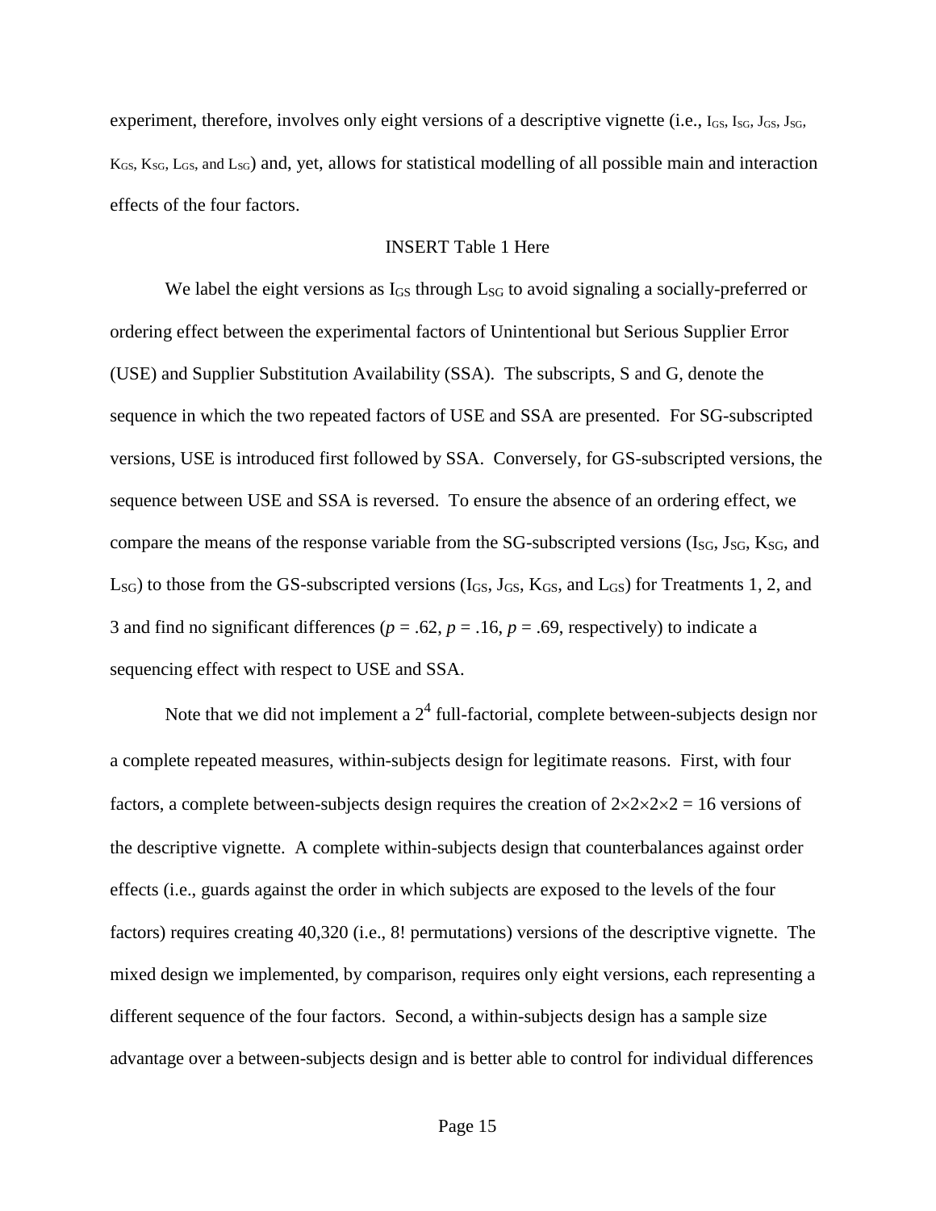experiment, therefore, involves only eight versions of a descriptive vignette (i.e., $I_{GS}$, $I_{SG}$, $J_{GS}$, $J_{SG}$, $K_{GS}$, $K_{SG}$, $L_{GS}$, and $L_{SG}$) and, yet, allows for statistical modelling of all possible main and interaction effects of the four factors.

INSERT Table 1 Here

We label the eight versions as $I_{GS}$ through $L_{SG}$ to avoid signaling a socially-preferred or ordering effect between the experimental factors of Unintentional but Serious Supplier Error (USE) and Supplier Substitution Availability (SSA). The subscripts, S and G, denote the sequence in which the two repeated factors of USE and SSA are presented. For SG-subscripted versions, USE is introduced first followed by SSA. Conversely, for GS-subscripted versions, the sequence between USE and SSA is reversed. To ensure the absence of an ordering effect, we compare the means of the response variable from the SG-subscripted versions ($I_{SG}$, $J_{SG}$, $K_{SG}$, and $L_{SG}$) to those from the GS-subscripted versions ($I_{GS}$, $J_{GS}$, $K_{GS}$, and $L_{GS}$) for Treatments 1, 2, and 3 and find no significant differences ($p = .62$, $p = .16$, $p = .69$, respectively) to indicate a sequencing effect with respect to USE and SSA.

Note that we did not implement a $2^4$ full-factorial, complete between-subjects design nor a complete repeated measures, within-subjects design for legitimate reasons. First, with four factors, a complete between-subjects design requires the creation of $2 \times 2 \times 2 \times 2 = 16$ versions of the descriptive vignette. A complete within-subjects design that counterbalances against order effects (i.e., guards against the order in which subjects are exposed to the levels of the four factors) requires creating 40,320 (i.e., 8! permutations) versions of the descriptive vignette. The mixed design we implemented, by comparison, requires only eight versions, each representing a different sequence of the four factors. Second, a within-subjects design has a sample size advantage over a between-subjects design and is better able to control for individual differences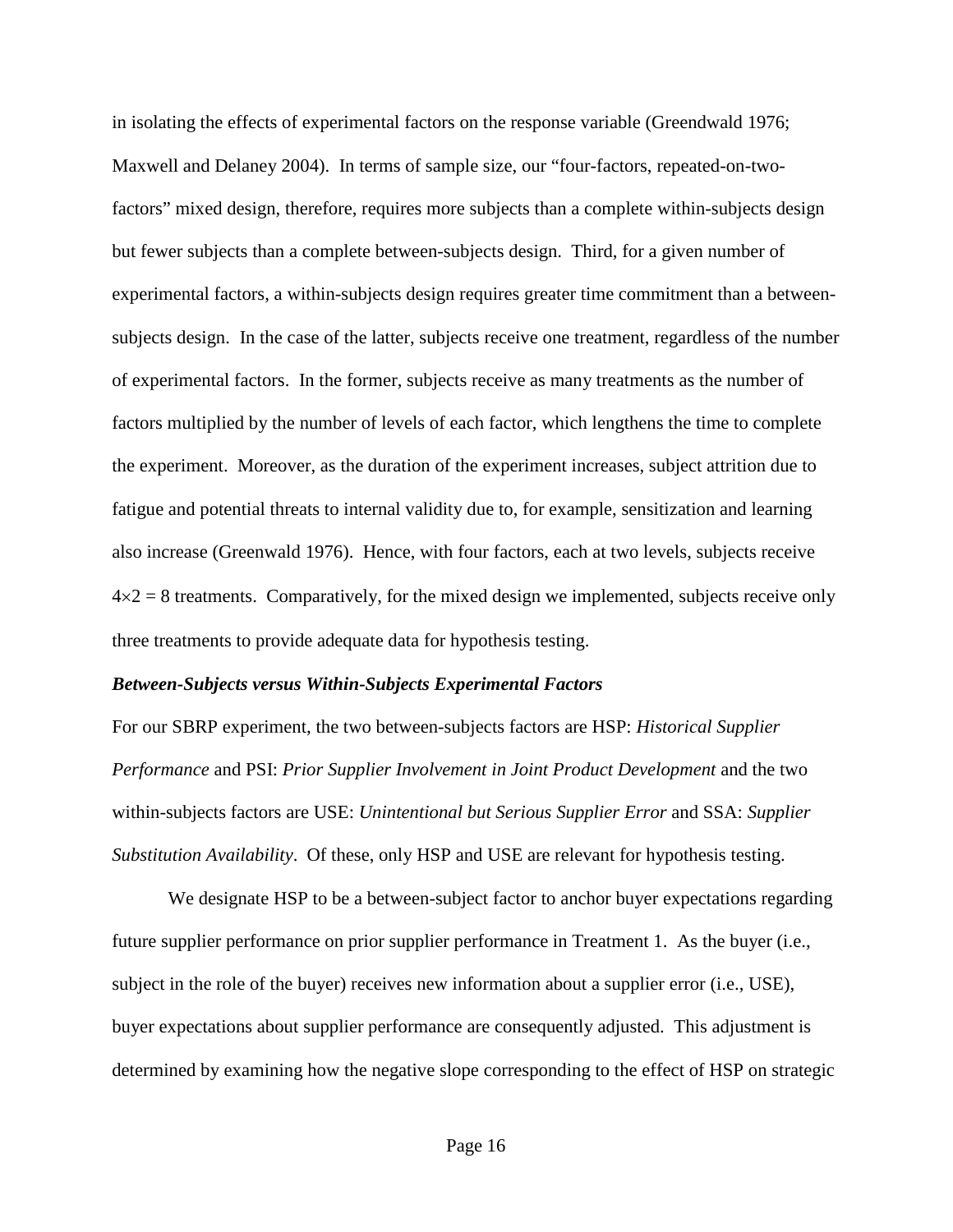in isolating the effects of experimental factors on the response variable (Greendwald 1976; Maxwell and Delaney 2004). In terms of sample size, our "four-factors, repeated-on-two-factors" mixed design, therefore, requires more subjects than a complete within-subjects design but fewer subjects than a complete between-subjects design. Third, for a given number of experimental factors, a within-subjects design requires greater time commitment than a between-subjects design. In the case of the latter, subjects receive one treatment, regardless of the number of experimental factors. In the former, subjects receive as many treatments as the number of factors multiplied by the number of levels of each factor, which lengthens the time to complete the experiment. Moreover, as the duration of the experiment increases, subject attrition due to fatigue and potential threats to internal validity due to, for example, sensitization and learning also increase (Greenwald 1976). Hence, with four factors, each at two levels, subjects receive $4 \times 2 = 8$ treatments. Comparatively, for the mixed design we implemented, subjects receive only three treatments to provide adequate data for hypothesis testing.

### *Between-Subjects versus Within-Subjects Experimental Factors*

For our SBRP experiment, the two between-subjects factors are HSP: *Historical Supplier Performance* and PSI: *Prior Supplier Involvement in Joint Product Development* and the two within-subjects factors are USE: *Unintentional but Serious Supplier Error* and SSA: *Supplier Substitution Availability*. Of these, only HSP and USE are relevant for hypothesis testing.

We designate HSP to be a between-subject factor to anchor buyer expectations regarding future supplier performance on prior supplier performance in Treatment 1. As the buyer (i.e., subject in the role of the buyer) receives new information about a supplier error (i.e., USE), buyer expectations about supplier performance are consequently adjusted. This adjustment is determined by examining how the negative slope corresponding to the effect of HSP on strategic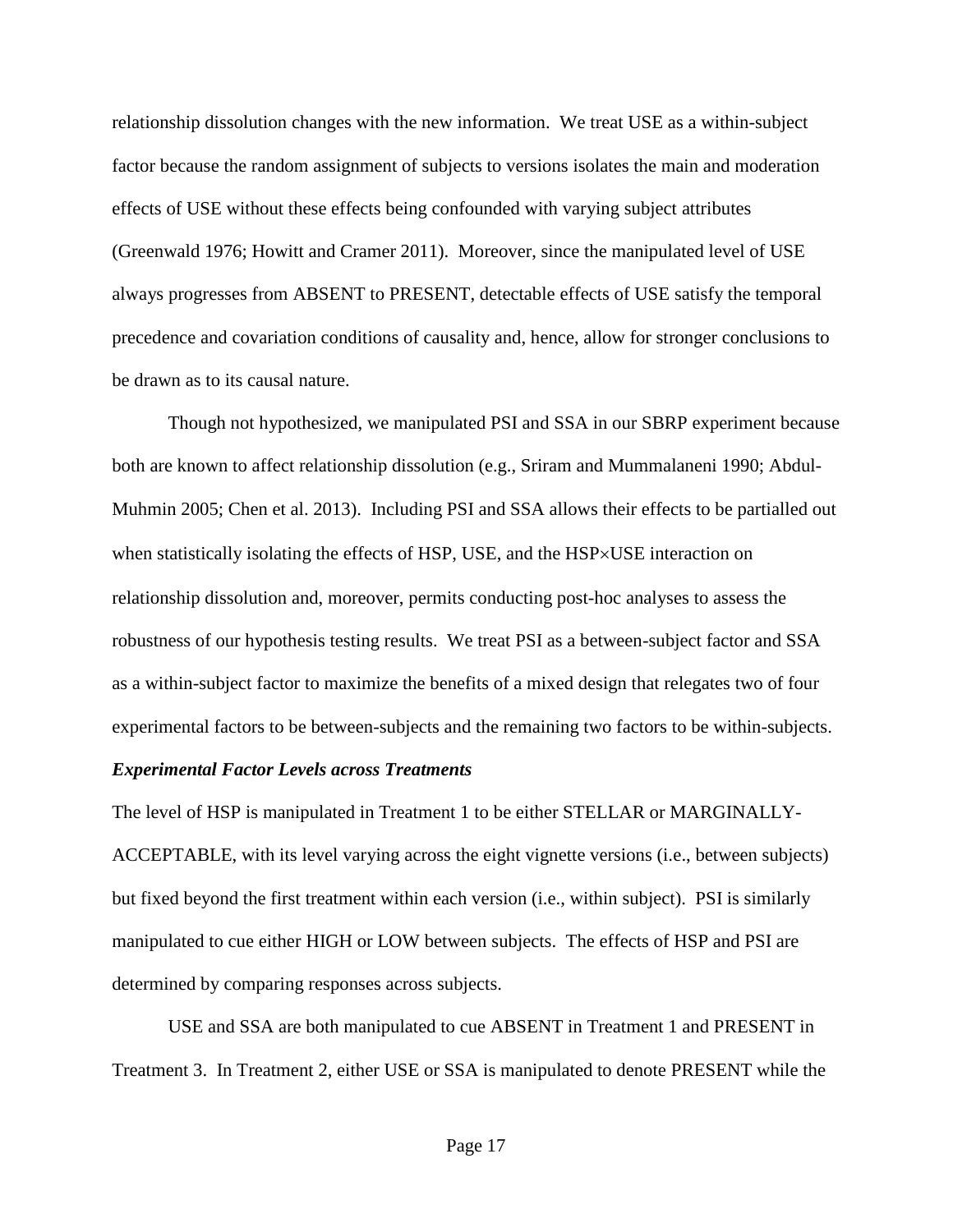relationship dissolution changes with the new information. We treat USE as a within-subject factor because the random assignment of subjects to versions isolates the main and moderation effects of USE without these effects being confounded with varying subject attributes (Greenwald 1976; Howitt and Cramer 2011). Moreover, since the manipulated level of USE always progresses from ABSENT to PRESENT, detectable effects of USE satisfy the temporal precedence and covariation conditions of causality and, hence, allow for stronger conclusions to be drawn as to its causal nature.

Though not hypothesized, we manipulated PSI and SSA in our SBRP experiment because both are known to affect relationship dissolution (e.g., Sriram and Mummalaneni 1990; Abdul-Muhmin 2005; Chen et al. 2013). Including PSI and SSA allows their effects to be partialled out when statistically isolating the effects of HSP, USE, and the HSP×USE interaction on relationship dissolution and, moreover, permits conducting post-hoc analyses to assess the robustness of our hypothesis testing results. We treat PSI as a between-subject factor and SSA as a within-subject factor to maximize the benefits of a mixed design that relegates two of four experimental factors to be between-subjects and the remaining two factors to be within-subjects.

***Experimental Factor Levels across Treatments***

The level of HSP is manipulated in Treatment 1 to be either STELLAR or MARGINALLY-ACCEPTABLE, with its level varying across the eight vignette versions (i.e., between subjects) but fixed beyond the first treatment within each version (i.e., within subject). PSI is similarly manipulated to cue either HIGH or LOW between subjects. The effects of HSP and PSI are determined by comparing responses across subjects.

USE and SSA are both manipulated to cue ABSENT in Treatment 1 and PRESENT in Treatment 3. In Treatment 2, either USE or SSA is manipulated to denote PRESENT while the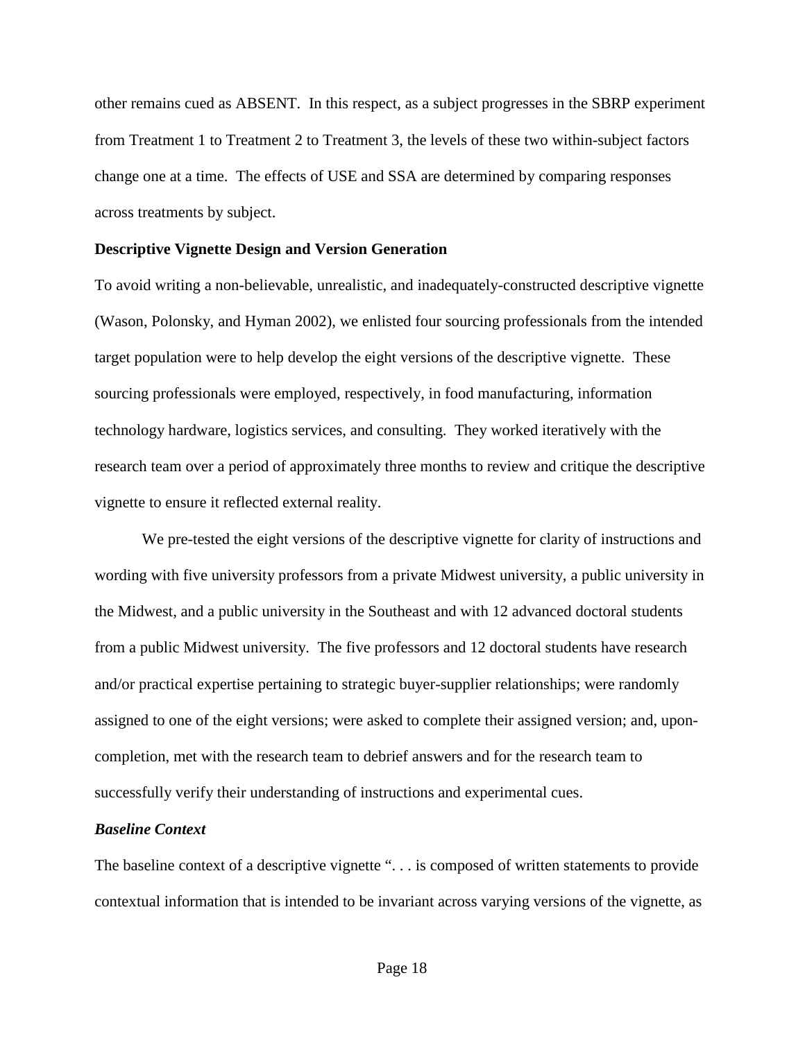other remains cued as ABSENT. In this respect, as a subject progresses in the SBRP experiment from Treatment 1 to Treatment 2 to Treatment 3, the levels of these two within-subject factors change one at a time. The effects of USE and SSA are determined by comparing responses across treatments by subject.

**Descriptive Vignette Design and Version Generation**

To avoid writing a non-believable, unrealistic, and inadequately-constructed descriptive vignette (Wason, Polonsky, and Hyman 2002), we enlisted four sourcing professionals from the intended target population were to help develop the eight versions of the descriptive vignette. These sourcing professionals were employed, respectively, in food manufacturing, information technology hardware, logistics services, and consulting. They worked iteratively with the research team over a period of approximately three months to review and critique the descriptive vignette to ensure it reflected external reality.

We pre-tested the eight versions of the descriptive vignette for clarity of instructions and wording with five university professors from a private Midwest university, a public university in the Midwest, and a public university in the Southeast and with 12 advanced doctoral students from a public Midwest university. The five professors and 12 doctoral students have research and/or practical expertise pertaining to strategic buyer-supplier relationships; were randomly assigned to one of the eight versions; were asked to complete their assigned version; and, upon-completion, met with the research team to debrief answers and for the research team to successfully verify their understanding of instructions and experimental cues.

***Baseline Context***

The baseline context of a descriptive vignette ". . . is composed of written statements to provide contextual information that is intended to be invariant across varying versions of the vignette, as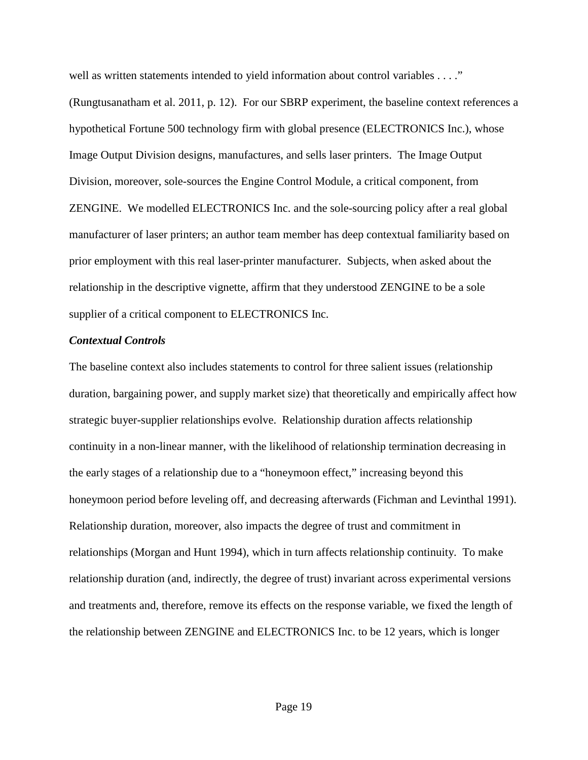well as written statements intended to yield information about control variables . . . ." (Rungtusanatham et al. 2011, p. 12). For our SBRP experiment, the baseline context references a hypothetical Fortune 500 technology firm with global presence (ELECTRONICS Inc.), whose Image Output Division designs, manufactures, and sells laser printers. The Image Output Division, moreover, sole-sources the Engine Control Module, a critical component, from ZENGINE. We modelled ELECTRONICS Inc. and the sole-sourcing policy after a real global manufacturer of laser printers; an author team member has deep contextual familiarity based on prior employment with this real laser-printer manufacturer. Subjects, when asked about the relationship in the descriptive vignette, affirm that they understood ZENGINE to be a sole supplier of a critical component to ELECTRONICS Inc.

***Contextual Controls***

The baseline context also includes statements to control for three salient issues (relationship duration, bargaining power, and supply market size) that theoretically and empirically affect how strategic buyer-supplier relationships evolve. Relationship duration affects relationship continuity in a non-linear manner, with the likelihood of relationship termination decreasing in the early stages of a relationship due to a "honeymoon effect," increasing beyond this honeymoon period before leveling off, and decreasing afterwards (Fichman and Levinthal 1991). Relationship duration, moreover, also impacts the degree of trust and commitment in relationships (Morgan and Hunt 1994), which in turn affects relationship continuity. To make relationship duration (and, indirectly, the degree of trust) invariant across experimental versions and treatments and, therefore, remove its effects on the response variable, we fixed the length of the relationship between ZENGINE and ELECTRONICS Inc. to be 12 years, which is longer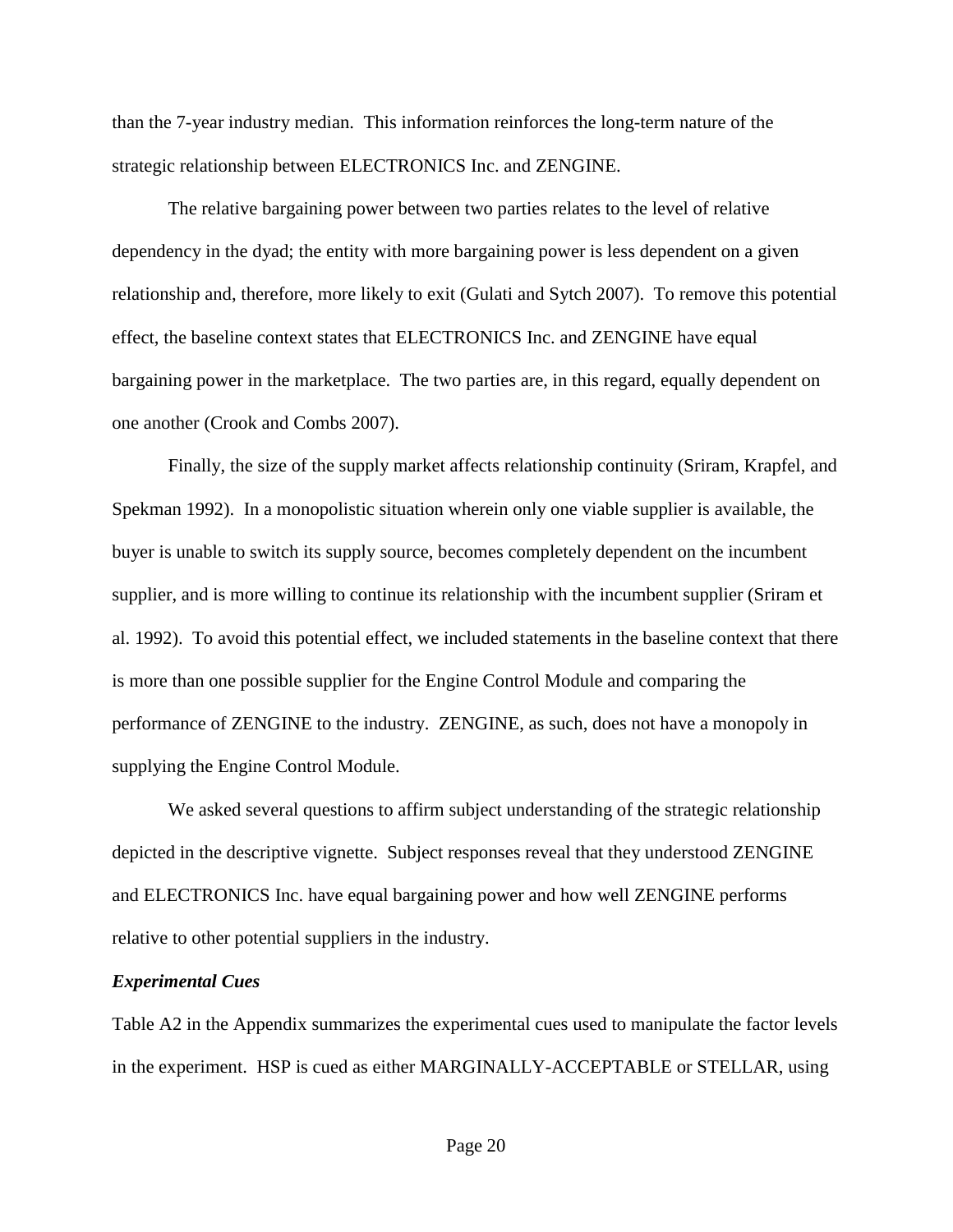than the 7-year industry median. This information reinforces the long-term nature of the strategic relationship between ELECTRONICS Inc. and ZENGINE.

The relative bargaining power between two parties relates to the level of relative dependency in the dyad; the entity with more bargaining power is less dependent on a given relationship and, therefore, more likely to exit (Gulati and Sytch 2007). To remove this potential effect, the baseline context states that ELECTRONICS Inc. and ZENGINE have equal bargaining power in the marketplace. The two parties are, in this regard, equally dependent on one another (Crook and Combs 2007).

Finally, the size of the supply market affects relationship continuity (Sriram, Krapfel, and Spekman 1992). In a monopolistic situation wherein only one viable supplier is available, the buyer is unable to switch its supply source, becomes completely dependent on the incumbent supplier, and is more willing to continue its relationship with the incumbent supplier (Sriram et al. 1992). To avoid this potential effect, we included statements in the baseline context that there is more than one possible supplier for the Engine Control Module and comparing the performance of ZENGINE to the industry. ZENGINE, as such, does not have a monopoly in supplying the Engine Control Module.

We asked several questions to affirm subject understanding of the strategic relationship depicted in the descriptive vignette. Subject responses reveal that they understood ZENGINE and ELECTRONICS Inc. have equal bargaining power and how well ZENGINE performs relative to other potential suppliers in the industry.

### *Experimental Cues*

Table A2 in the Appendix summarizes the experimental cues used to manipulate the factor levels in the experiment. HSP is cued as either MARGINALLY-ACCEPTABLE or STELLAR, using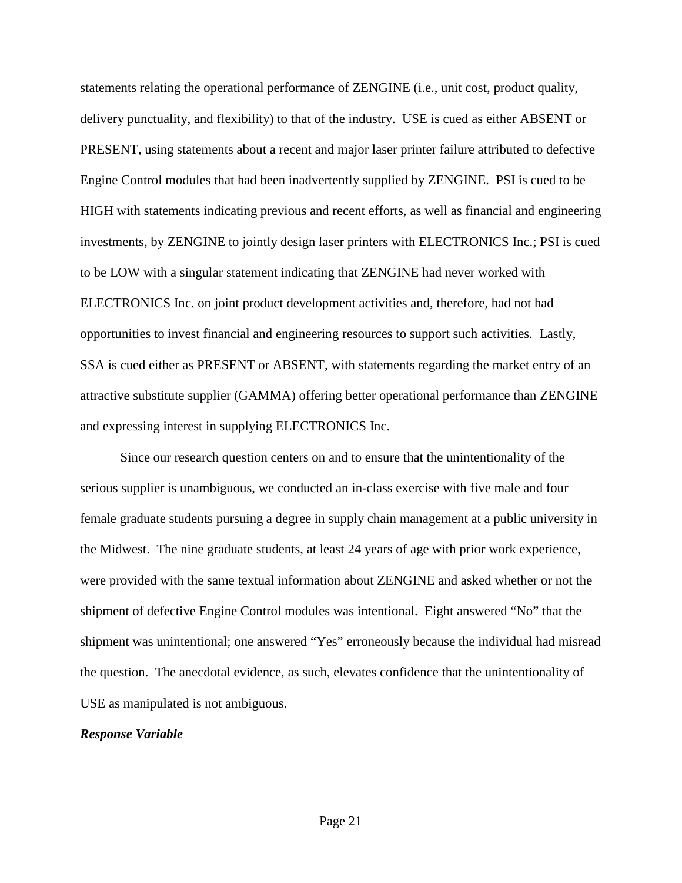statements relating the operational performance of ZENGINE (i.e., unit cost, product quality, delivery punctuality, and flexibility) to that of the industry. USE is cued as either ABSENT or PRESENT, using statements about a recent and major laser printer failure attributed to defective Engine Control modules that had been inadvertently supplied by ZENGINE. PSI is cued to be HIGH with statements indicating previous and recent efforts, as well as financial and engineering investments, by ZENGINE to jointly design laser printers with ELECTRONICS Inc.; PSI is cued to be LOW with a singular statement indicating that ZENGINE had never worked with ELECTRONICS Inc. on joint product development activities and, therefore, had not had opportunities to invest financial and engineering resources to support such activities. Lastly, SSA is cued either as PRESENT or ABSENT, with statements regarding the market entry of an attractive substitute supplier (GAMMA) offering better operational performance than ZENGINE and expressing interest in supplying ELECTRONICS Inc.

Since our research question centers on and to ensure that the unintentionality of the serious supplier is unambiguous, we conducted an in-class exercise with five male and four female graduate students pursuing a degree in supply chain management at a public university in the Midwest. The nine graduate students, at least 24 years of age with prior work experience, were provided with the same textual information about ZENGINE and asked whether or not the shipment of defective Engine Control modules was intentional. Eight answered "No" that the shipment was unintentional; one answered "Yes" erroneously because the individual had misread the question. The anecdotal evidence, as such, elevates confidence that the unintentionality of USE as manipulated is not ambiguous.

***Response Variable***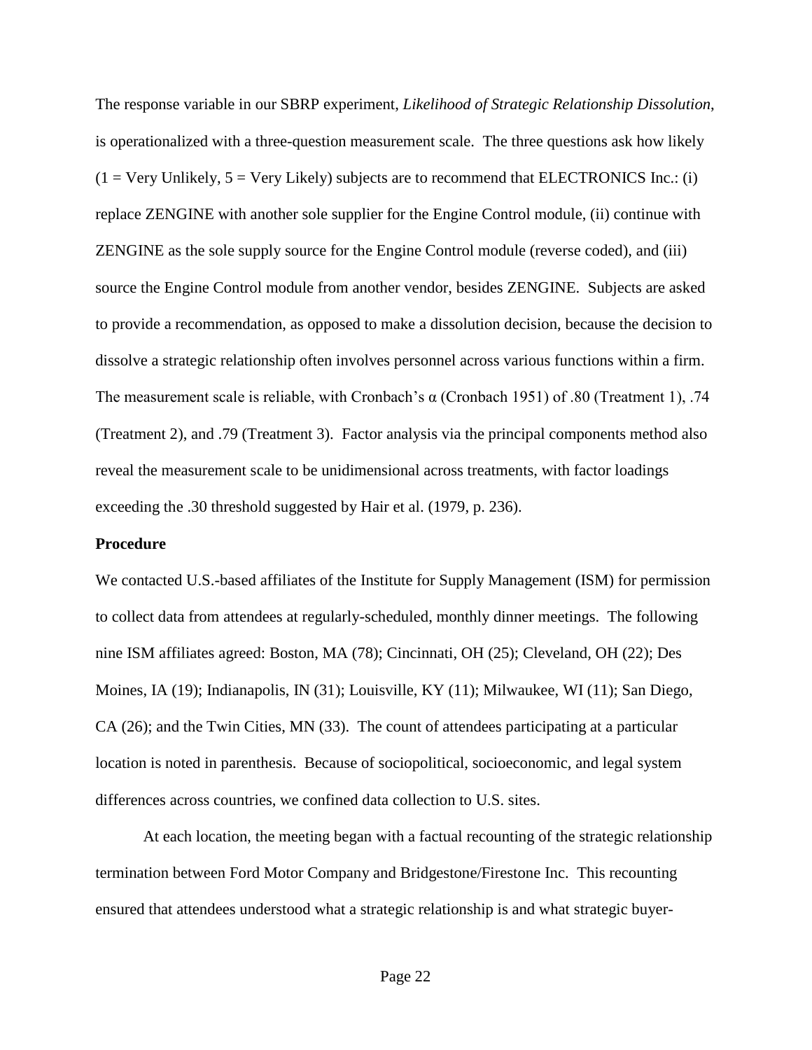The response variable in our SBRP experiment, *Likelihood of Strategic Relationship Dissolution*, is operationalized with a three-question measurement scale. The three questions ask how likely (1 = Very Unlikely, 5 = Very Likely) subjects are to recommend that ELECTRONICS Inc.: (i) replace ZENGINE with another sole supplier for the Engine Control module, (ii) continue with ZENGINE as the sole supply source for the Engine Control module (reverse coded), and (iii) source the Engine Control module from another vendor, besides ZENGINE. Subjects are asked to provide a recommendation, as opposed to make a dissolution decision, because the decision to dissolve a strategic relationship often involves personnel across various functions within a firm. The measurement scale is reliable, with Cronbach's $\alpha$ (Cronbach 1951) of .80 (Treatment 1), .74 (Treatment 2), and .79 (Treatment 3). Factor analysis via the principal components method also reveal the measurement scale to be unidimensional across treatments, with factor loadings exceeding the .30 threshold suggested by Hair et al. (1979, p. 236).

**Procedure**

We contacted U.S.-based affiliates of the Institute for Supply Management (ISM) for permission to collect data from attendees at regularly-scheduled, monthly dinner meetings. The following nine ISM affiliates agreed: Boston, MA (78); Cincinnati, OH (25); Cleveland, OH (22); Des Moines, IA (19); Indianapolis, IN (31); Louisville, KY (11); Milwaukee, WI (11); San Diego, CA (26); and the Twin Cities, MN (33). The count of attendees participating at a particular location is noted in parenthesis. Because of sociopolitical, socioeconomic, and legal system differences across countries, we confined data collection to U.S. sites.

At each location, the meeting began with a factual recounting of the strategic relationship termination between Ford Motor Company and Bridgestone/Firestone Inc. This recounting ensured that attendees understood what a strategic relationship is and what strategic buyer-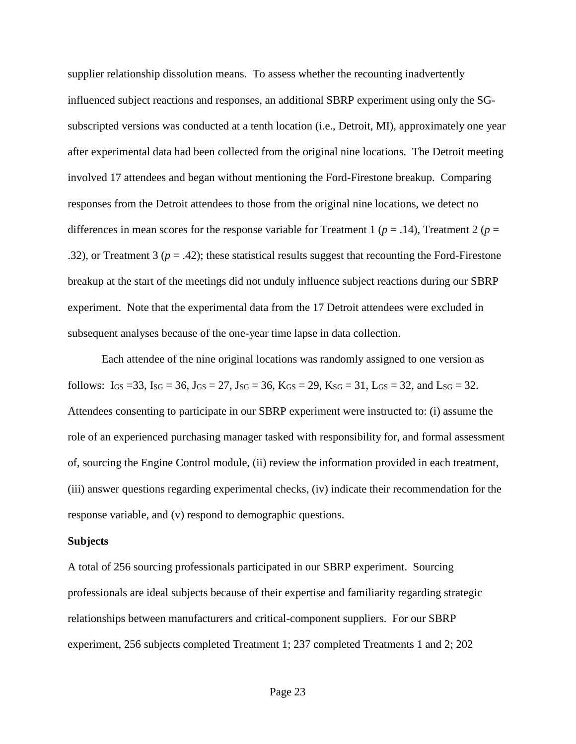supplier relationship dissolution means. To assess whether the recounting inadvertently influenced subject reactions and responses, an additional SBRP experiment using only the SG-subscripted versions was conducted at a tenth location (i.e., Detroit, MI), approximately one year after experimental data had been collected from the original nine locations. The Detroit meeting involved 17 attendees and began without mentioning the Ford-Firestone breakup. Comparing responses from the Detroit attendees to those from the original nine locations, we detect no differences in mean scores for the response variable for Treatment 1 ($p = .14$), Treatment 2 ($p = .32$), or Treatment 3 ($p = .42$); these statistical results suggest that recounting the Ford-Firestone breakup at the start of the meetings did not unduly influence subject reactions during our SBRP experiment. Note that the experimental data from the 17 Detroit attendees were excluded in subsequent analyses because of the one-year time lapse in data collection.

Each attendee of the nine original locations was randomly assigned to one version as follows: $I_{GS} = 33$, $I_{SG} = 36$, $J_{GS} = 27$, $J_{SG} = 36$, $K_{GS} = 29$, $K_{SG} = 31$, $L_{GS} = 32$, and $L_{SG} = 32$. Attendees consenting to participate in our SBRP experiment were instructed to: (i) assume the role of an experienced purchasing manager tasked with responsibility for, and formal assessment of, sourcing the Engine Control module, (ii) review the information provided in each treatment, (iii) answer questions regarding experimental checks, (iv) indicate their recommendation for the response variable, and (v) respond to demographic questions.

**Subjects**

A total of 256 sourcing professionals participated in our SBRP experiment. Sourcing professionals are ideal subjects because of their expertise and familiarity regarding strategic relationships between manufacturers and critical-component suppliers. For our SBRP experiment, 256 subjects completed Treatment 1; 237 completed Treatments 1 and 2; 202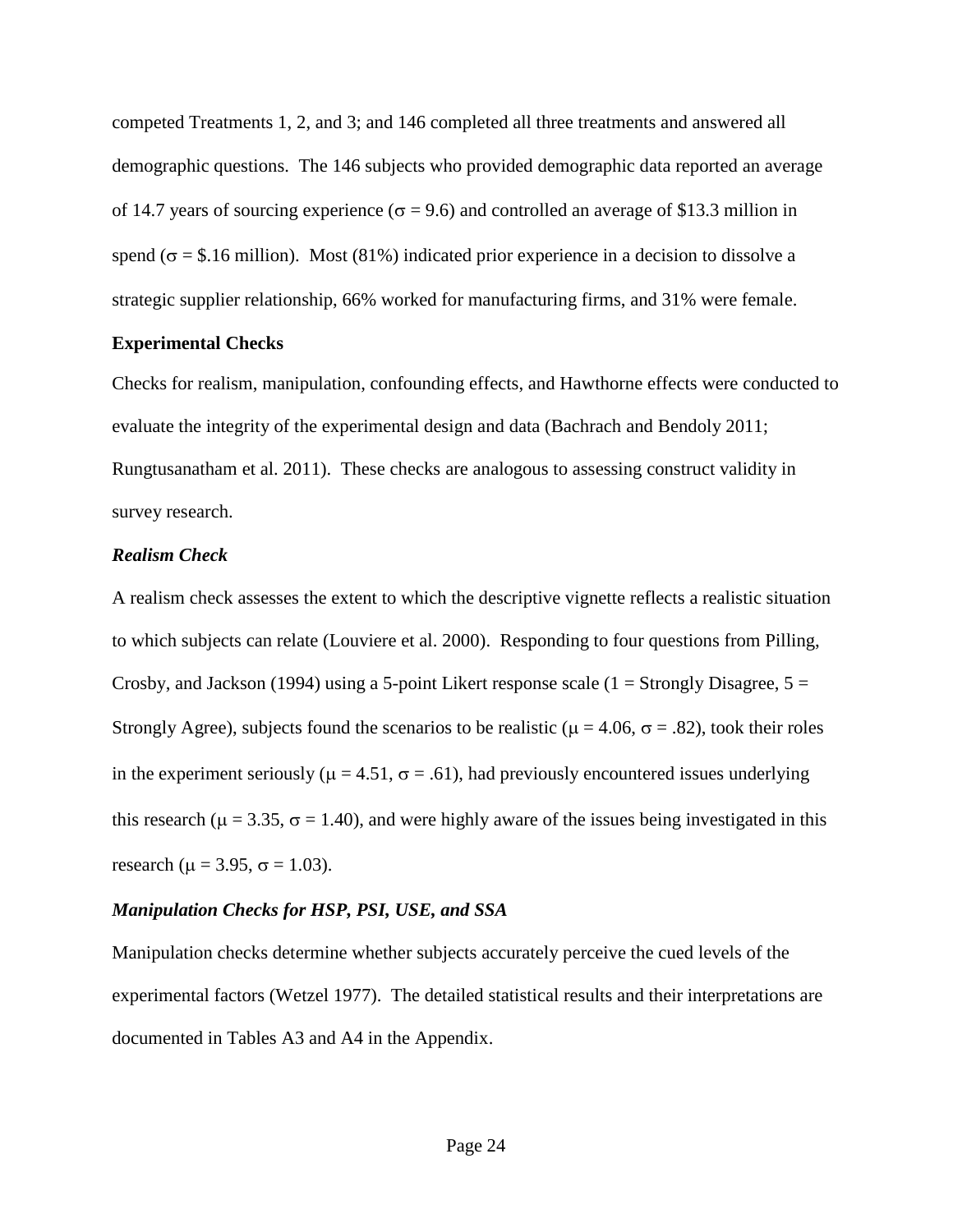competed Treatments 1, 2, and 3; and 146 completed all three treatments and answered all demographic questions. The 146 subjects who provided demographic data reported an average of 14.7 years of sourcing experience ($\sigma = 9.6$) and controlled an average of $13.3 million in spend ($\sigma = \$.16$ million). Most (81%) indicated prior experience in a decision to dissolve a strategic supplier relationship, 66% worked for manufacturing firms, and 31% were female.

### Experimental Checks

Checks for realism, manipulation, confounding effects, and Hawthorne effects were conducted to evaluate the integrity of the experimental design and data (Bachrach and Bendoly 2011; Rungtusanatham et al. 2011). These checks are analogous to assessing construct validity in survey research.

#### *Realism Check*

A realism check assesses the extent to which the descriptive vignette reflects a realistic situation to which subjects can relate (Louviere et al. 2000). Responding to four questions from Pilling, Crosby, and Jackson (1994) using a 5-point Likert response scale (1 = Strongly Disagree, 5 = Strongly Agree), subjects found the scenarios to be realistic ($\mu = 4.06$, $\sigma = .82$), took their roles in the experiment seriously ($\mu = 4.51$, $\sigma = .61$), had previously encountered issues underlying this research ($\mu = 3.35$, $\sigma = 1.40$), and were highly aware of the issues being investigated in this research ($\mu = 3.95$, $\sigma = 1.03$).

#### *Manipulation Checks for HSP, PSI, USE, and SSA*

Manipulation checks determine whether subjects accurately perceive the cued levels of the experimental factors (Wetzel 1977). The detailed statistical results and their interpretations are documented in Tables A3 and A4 in the Appendix.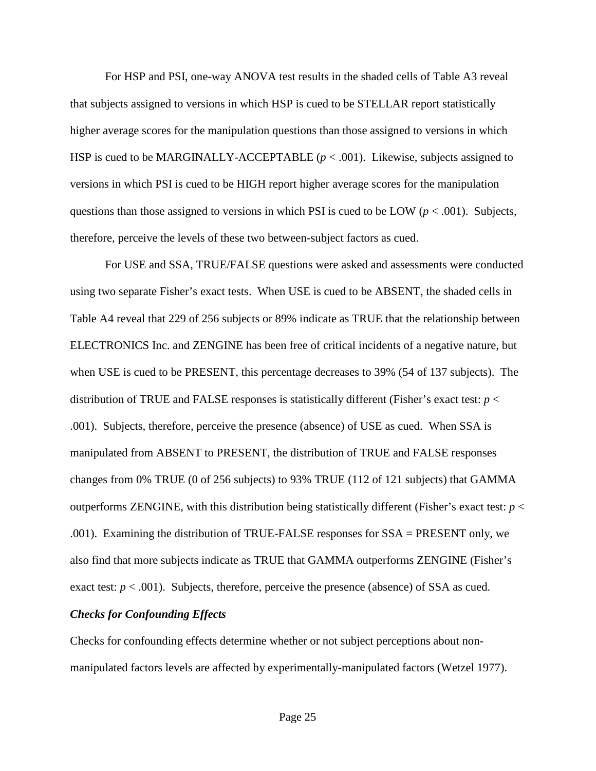For HSP and PSI, one-way ANOVA test results in the shaded cells of Table A3 reveal that subjects assigned to versions in which HSP is cued to be STELLAR report statistically higher average scores for the manipulation questions than those assigned to versions in which HSP is cued to be MARGINALLY-ACCEPTABLE ($p < .001$). Likewise, subjects assigned to versions in which PSI is cued to be HIGH report higher average scores for the manipulation questions than those assigned to versions in which PSI is cued to be LOW ($p < .001$). Subjects, therefore, perceive the levels of these two between-subject factors as cued.

For USE and SSA, TRUE/FALSE questions were asked and assessments were conducted using two separate Fisher's exact tests. When USE is cued to be ABSENT, the shaded cells in Table A4 reveal that 229 of 256 subjects or 89% indicate as TRUE that the relationship between ELECTRONICS Inc. and ZENGINE has been free of critical incidents of a negative nature, but when USE is cued to be PRESENT, this percentage decreases to 39% (54 of 137 subjects). The distribution of TRUE and FALSE responses is statistically different (Fisher's exact test: $p < .001$). Subjects, therefore, perceive the presence (absence) of USE as cued. When SSA is manipulated from ABSENT to PRESENT, the distribution of TRUE and FALSE responses changes from 0% TRUE (0 of 256 subjects) to 93% TRUE (112 of 121 subjects) that GAMMA outperforms ZENGINE, with this distribution being statistically different (Fisher's exact test: $p < .001$). Examining the distribution of TRUE-FALSE responses for SSA = PRESENT only, we also find that more subjects indicate as TRUE that GAMMA outperforms ZENGINE (Fisher's exact test: $p < .001$). Subjects, therefore, perceive the presence (absence) of SSA as cued.

***Checks for Confounding Effects***

Checks for confounding effects determine whether or not subject perceptions about non-manipulated factors levels are affected by experimentally-manipulated factors (Wetzel 1977).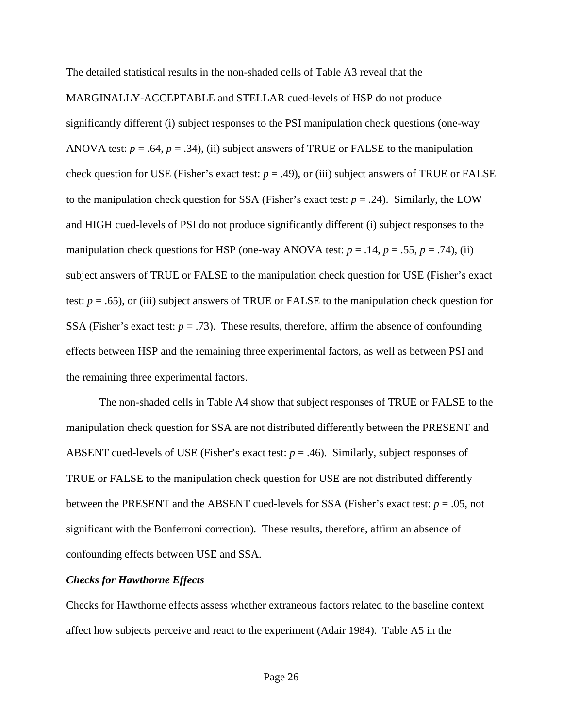The detailed statistical results in the non-shaded cells of Table A3 reveal that the MARGINALLY-ACCEPTABLE and STELLAR cued-levels of HSP do not produce significantly different (i) subject responses to the PSI manipulation check questions (one-way ANOVA test: $p = .64$, $p = .34$), (ii) subject answers of TRUE or FALSE to the manipulation check question for USE (Fisher's exact test: $p = .49$), or (iii) subject answers of TRUE or FALSE to the manipulation check question for SSA (Fisher's exact test: $p = .24$). Similarly, the LOW and HIGH cued-levels of PSI do not produce significantly different (i) subject responses to the manipulation check questions for HSP (one-way ANOVA test: $p = .14$, $p = .55$, $p = .74$), (ii) subject answers of TRUE or FALSE to the manipulation check question for USE (Fisher's exact test: $p = .65$), or (iii) subject answers of TRUE or FALSE to the manipulation check question for SSA (Fisher's exact test: $p = .73$). These results, therefore, affirm the absence of confounding effects between HSP and the remaining three experimental factors, as well as between PSI and the remaining three experimental factors.

The non-shaded cells in Table A4 show that subject responses of TRUE or FALSE to the manipulation check question for SSA are not distributed differently between the PRESENT and ABSENT cued-levels of USE (Fisher's exact test: $p = .46$). Similarly, subject responses of TRUE or FALSE to the manipulation check question for USE are not distributed differently between the PRESENT and the ABSENT cued-levels for SSA (Fisher's exact test: $p = .05$, not significant with the Bonferroni correction). These results, therefore, affirm an absence of confounding effects between USE and SSA.

### *Checks for Hawthorne Effects*

Checks for Hawthorne effects assess whether extraneous factors related to the baseline context affect how subjects perceive and react to the experiment (Adair 1984). Table A5 in the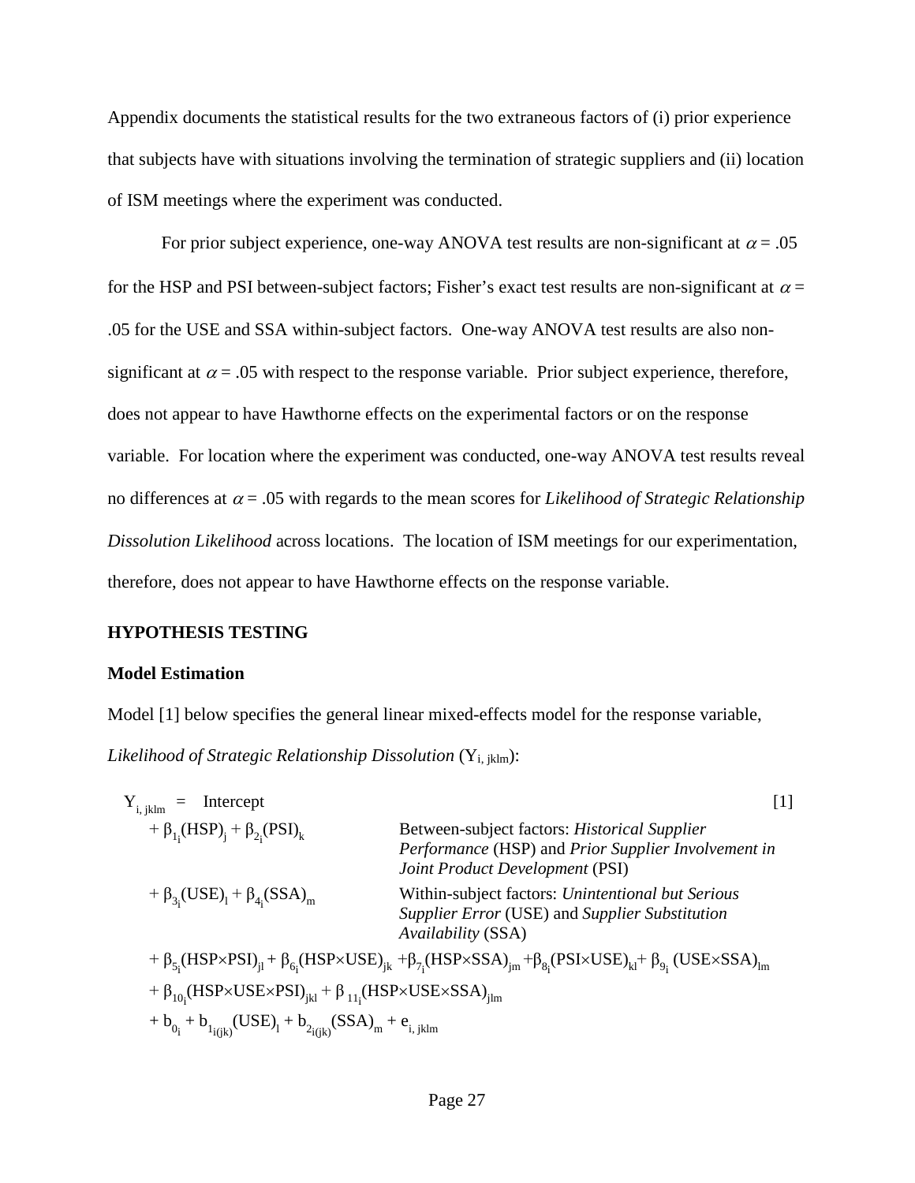Appendix documents the statistical results for the two extraneous factors of (i) prior experience that subjects have with situations involving the termination of strategic suppliers and (ii) location of ISM meetings where the experiment was conducted.

For prior subject experience, one-way ANOVA test results are non-significant at $\alpha = .05$ for the HSP and PSI between-subject factors; Fisher's exact test results are non-significant at $\alpha = .05$ for the USE and SSA within-subject factors. One-way ANOVA test results are also non-significant at $\alpha = .05$ with respect to the response variable. Prior subject experience, therefore, does not appear to have Hawthorne effects on the experimental factors or on the response variable. For location where the experiment was conducted, one-way ANOVA test results reveal no differences at $\alpha = .05$ with regards to the mean scores for *Likelihood of Strategic Relationship Dissolution Likelihood* across locations. The location of ISM meetings for our experimentation, therefore, does not appear to have Hawthorne effects on the response variable.

## HYPOTHESIS TESTING

### Model Estimation

Model [1] below specifies the general linear mixed-effects model for the response variable, *Likelihood of Strategic Relationship Dissolution* ($Y_{i,\,jklm}$):

$$
\begin{aligned}
Y_{i,\,jklm} = \; & \text{Intercept} && [1] \\
& + \beta_{1_i}(\text{HSP})_j + \beta_{2_i}(\text{PSI})_k && \text{Between-subject factors: } \textit{Historical Supplier Performance} \text{ (HSP) and } \textit{Prior Supplier Involvement in Joint Product Development} \text{ (PSI)} \\
& + \beta_{3_i}(\text{USE})_l + \beta_{4_i}(\text{SSA})_m && \text{Within-subject factors: } \textit{Unintentional but Serious Supplier Error} \text{ (USE) and } \textit{Supplier Substitution Availability} \text{ (SSA)} \\
& + \beta_{5_i}(\text{HSP}\times\text{PSI})_{jl} + \beta_{6_i}(\text{HSP}\times\text{USE})_{jk} + \beta_{7_i}(\text{HSP}\times\text{SSA})_{jm} + \beta_{8_i}(\text{PSI}\times\text{USE})_{kl} + \beta_{9_i}(\text{USE}\times\text{SSA})_{lm} \\
& + \beta_{10_i}(\text{HSP}\times\text{USE}\times\text{PSI})_{jkl} + \beta_{11_i}(\text{HSP}\times\text{USE}\times\text{SSA})_{jlm} \\
& + b_{0_i} + b_{1_{i(jk)}}(\text{USE})_l + b_{2_{i(jk)}}(\text{SSA})_m + e_{i,\,jklm}
\end{aligned}
$$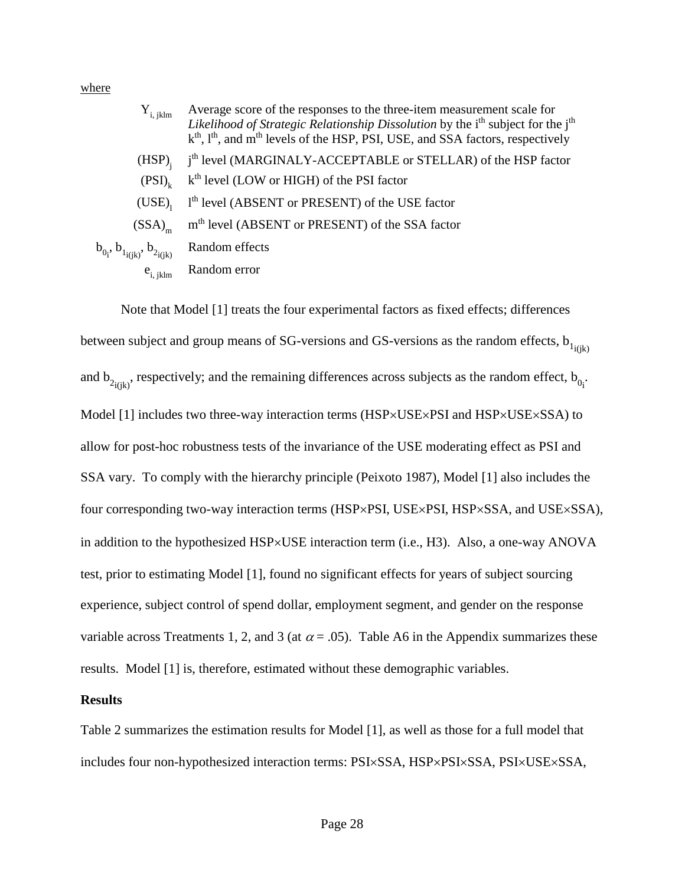where

| | |
|---|---|
| $Y_{i,\ jklm}$ | Average score of the responses to the three-item measurement scale for *Likelihood of Strategic Relationship Dissolution* by the i[th] subject for the j[th] k[th], l[th], and m[th] levels of the HSP, PSI, USE, and SSA factors, respectively |
| $(HSP)_j$ | j[th] level (MARGINALY-ACCEPTABLE or STELLAR) of the HSP factor |
| $(PSI)_k$ | k[th] level (LOW or HIGH) of the PSI factor |
| $(USE)_l$ | l[th] level (ABSENT or PRESENT) of the USE factor |
| $(SSA)_m$ | m[th] level (ABSENT or PRESENT) of the SSA factor |
| $b_{0_i}$, $b_{1_{i(jk)}}$, $b_{2_{i(jk)}}$ | Random effects |
| $e_{i,\ jklm}$ | Random error |

Note that Model [1] treats the four experimental factors as fixed effects; differences between subject and group means of SG-versions and GS-versions as the random effects, $b_{1_{i(jk)}}$ and $b_{2_{i(jk)}}$, respectively; and the remaining differences across subjects as the random effect, $b_{0_i}$. Model [1] includes two three-way interaction terms (HSP×USE×PSI and HSP×USE×SSA) to allow for post-hoc robustness tests of the invariance of the USE moderating effect as PSI and SSA vary. To comply with the hierarchy principle (Peixoto 1987), Model [1] also includes the four corresponding two-way interaction terms (HSP×PSI, USE×PSI, HSP×SSA, and USE×SSA), in addition to the hypothesized HSP×USE interaction term (i.e., H3). Also, a one-way ANOVA test, prior to estimating Model [1], found no significant effects for years of subject sourcing experience, subject control of spend dollar, employment segment, and gender on the response variable across Treatments 1, 2, and 3 (at $\alpha = .05$). Table A6 in the Appendix summarizes these results. Model [1] is, therefore, estimated without these demographic variables.

**Results**

Table 2 summarizes the estimation results for Model [1], as well as those for a full model that includes four non-hypothesized interaction terms: PSI×SSA, HSP×PSI×SSA, PSI×USE×SSA,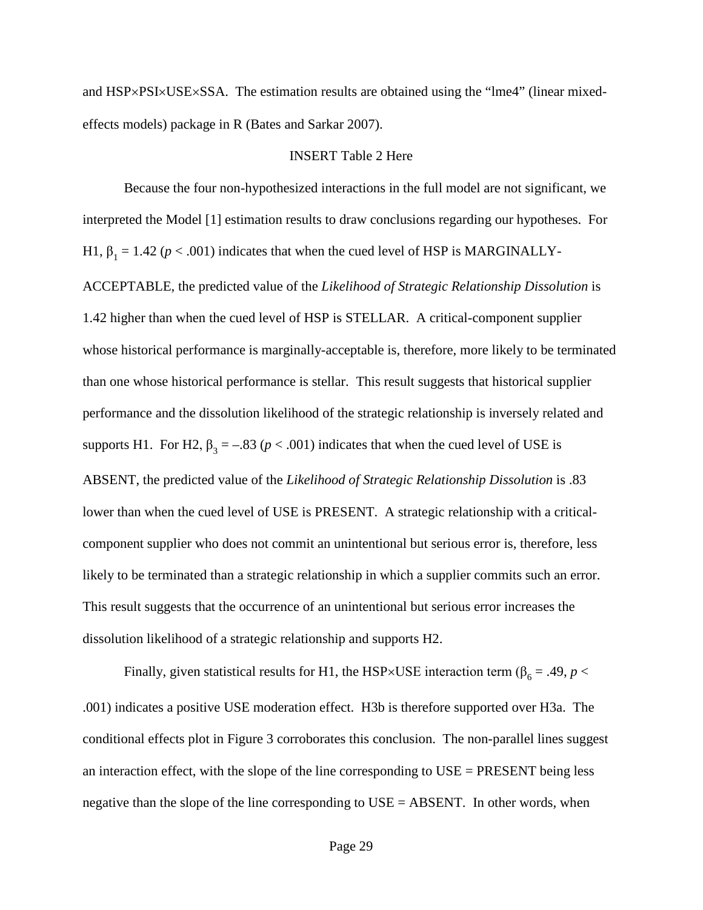and HSP×PSI×USE×SSA. The estimation results are obtained using the "lme4" (linear mixed-effects models) package in R (Bates and Sarkar 2007).

INSERT Table 2 Here

Because the four non-hypothesized interactions in the full model are not significant, we interpreted the Model [1] estimation results to draw conclusions regarding our hypotheses. For H1, $\beta_1 = 1.42$ ($p < .001$) indicates that when the cued level of HSP is MARGINALLY-ACCEPTABLE, the predicted value of the *Likelihood of Strategic Relationship Dissolution* is 1.42 higher than when the cued level of HSP is STELLAR. A critical-component supplier whose historical performance is marginally-acceptable is, therefore, more likely to be terminated than one whose historical performance is stellar. This result suggests that historical supplier performance and the dissolution likelihood of the strategic relationship is inversely related and supports H1. For H2, $\beta_3 = -.83$ ($p < .001$) indicates that when the cued level of USE is ABSENT, the predicted value of the *Likelihood of Strategic Relationship Dissolution* is .83 lower than when the cued level of USE is PRESENT. A strategic relationship with a critical-component supplier who does not commit an unintentional but serious error is, therefore, less likely to be terminated than a strategic relationship in which a supplier commits such an error. This result suggests that the occurrence of an unintentional but serious error increases the dissolution likelihood of a strategic relationship and supports H2.

Finally, given statistical results for H1, the HSP×USE interaction term ($\beta_6 = .49$, $p < .001$) indicates a positive USE moderation effect. H3b is therefore supported over H3a. The conditional effects plot in Figure 3 corroborates this conclusion. The non-parallel lines suggest an interaction effect, with the slope of the line corresponding to USE = PRESENT being less negative than the slope of the line corresponding to USE = ABSENT. In other words, when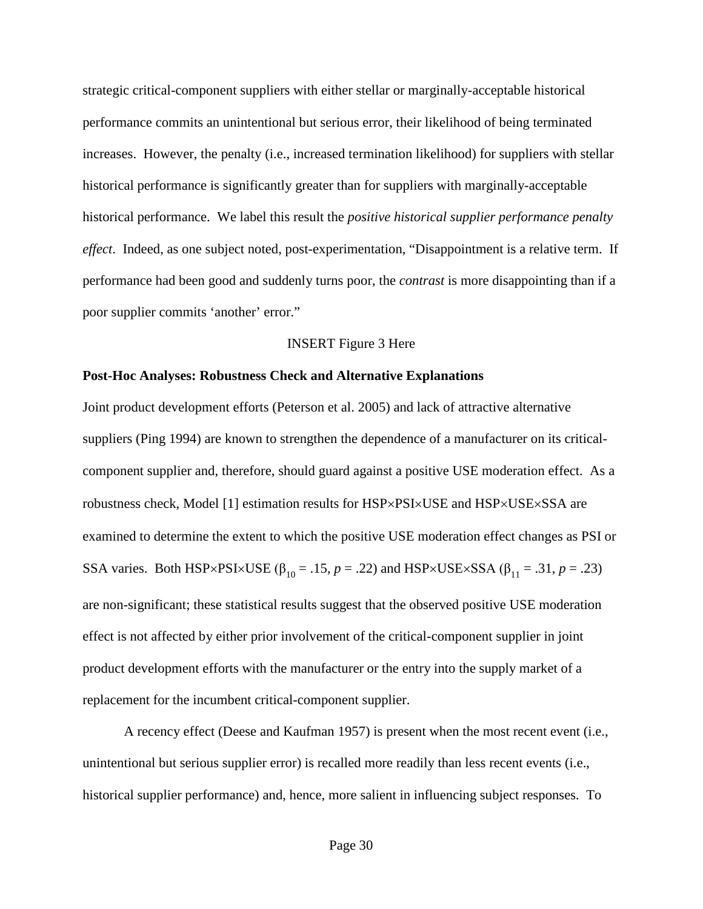strategic critical-component suppliers with either stellar or marginally-acceptable historical performance commits an unintentional but serious error, their likelihood of being terminated increases. However, the penalty (i.e., increased termination likelihood) for suppliers with stellar historical performance is significantly greater than for suppliers with marginally-acceptable historical performance. We label this result the *positive historical supplier performance penalty effect*. Indeed, as one subject noted, post-experimentation, "Disappointment is a relative term. If performance had been good and suddenly turns poor, the *contrast* is more disappointing than if a poor supplier commits 'another' error."

INSERT Figure 3 Here

**Post-Hoc Analyses: Robustness Check and Alternative Explanations**

Joint product development efforts (Peterson et al. 2005) and lack of attractive alternative suppliers (Ping 1994) are known to strengthen the dependence of a manufacturer on its critical-component supplier and, therefore, should guard against a positive USE moderation effect. As a robustness check, Model [1] estimation results for HSP×PSI×USE and HSP×USE×SSA are examined to determine the extent to which the positive USE moderation effect changes as PSI or SSA varies. Both HSP×PSI×USE ($\beta_{10}$ = .15, $p$ = .22) and HSP×USE×SSA ($\beta_{11}$ = .31, $p$ = .23) are non-significant; these statistical results suggest that the observed positive USE moderation effect is not affected by either prior involvement of the critical-component supplier in joint product development efforts with the manufacturer or the entry into the supply market of a replacement for the incumbent critical-component supplier.

A recency effect (Deese and Kaufman 1957) is present when the most recent event (i.e., unintentional but serious supplier error) is recalled more readily than less recent events (i.e., historical supplier performance) and, hence, more salient in influencing subject responses. To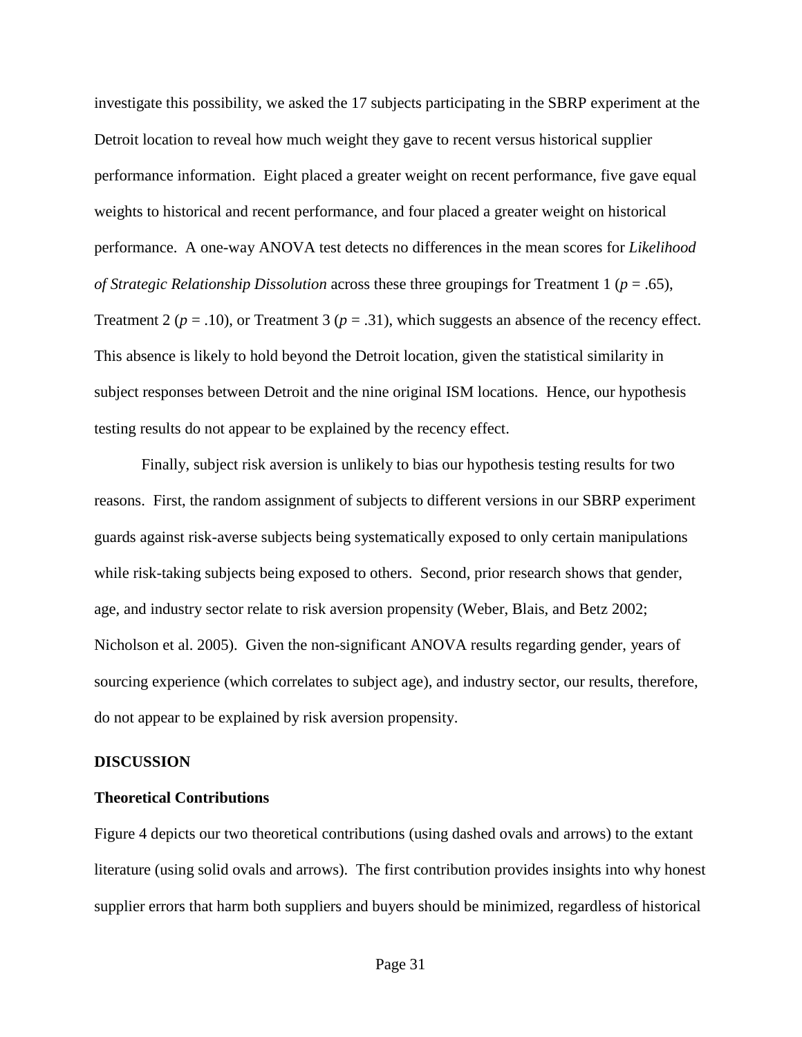investigate this possibility, we asked the 17 subjects participating in the SBRP experiment at the Detroit location to reveal how much weight they gave to recent versus historical supplier performance information. Eight placed a greater weight on recent performance, five gave equal weights to historical and recent performance, and four placed a greater weight on historical performance. A one-way ANOVA test detects no differences in the mean scores for *Likelihood of Strategic Relationship Dissolution* across these three groupings for Treatment 1 ($p$ = .65), Treatment 2 ($p$ = .10), or Treatment 3 ($p$ = .31), which suggests an absence of the recency effect. This absence is likely to hold beyond the Detroit location, given the statistical similarity in subject responses between Detroit and the nine original ISM locations. Hence, our hypothesis testing results do not appear to be explained by the recency effect.

Finally, subject risk aversion is unlikely to bias our hypothesis testing results for two reasons. First, the random assignment of subjects to different versions in our SBRP experiment guards against risk-averse subjects being systematically exposed to only certain manipulations while risk-taking subjects being exposed to others. Second, prior research shows that gender, age, and industry sector relate to risk aversion propensity (Weber, Blais, and Betz 2002; Nicholson et al. 2005). Given the non-significant ANOVA results regarding gender, years of sourcing experience (which correlates to subject age), and industry sector, our results, therefore, do not appear to be explained by risk aversion propensity.

## DISCUSSION

### Theoretical Contributions

Figure 4 depicts our two theoretical contributions (using dashed ovals and arrows) to the extant literature (using solid ovals and arrows). The first contribution provides insights into why honest supplier errors that harm both suppliers and buyers should be minimized, regardless of historical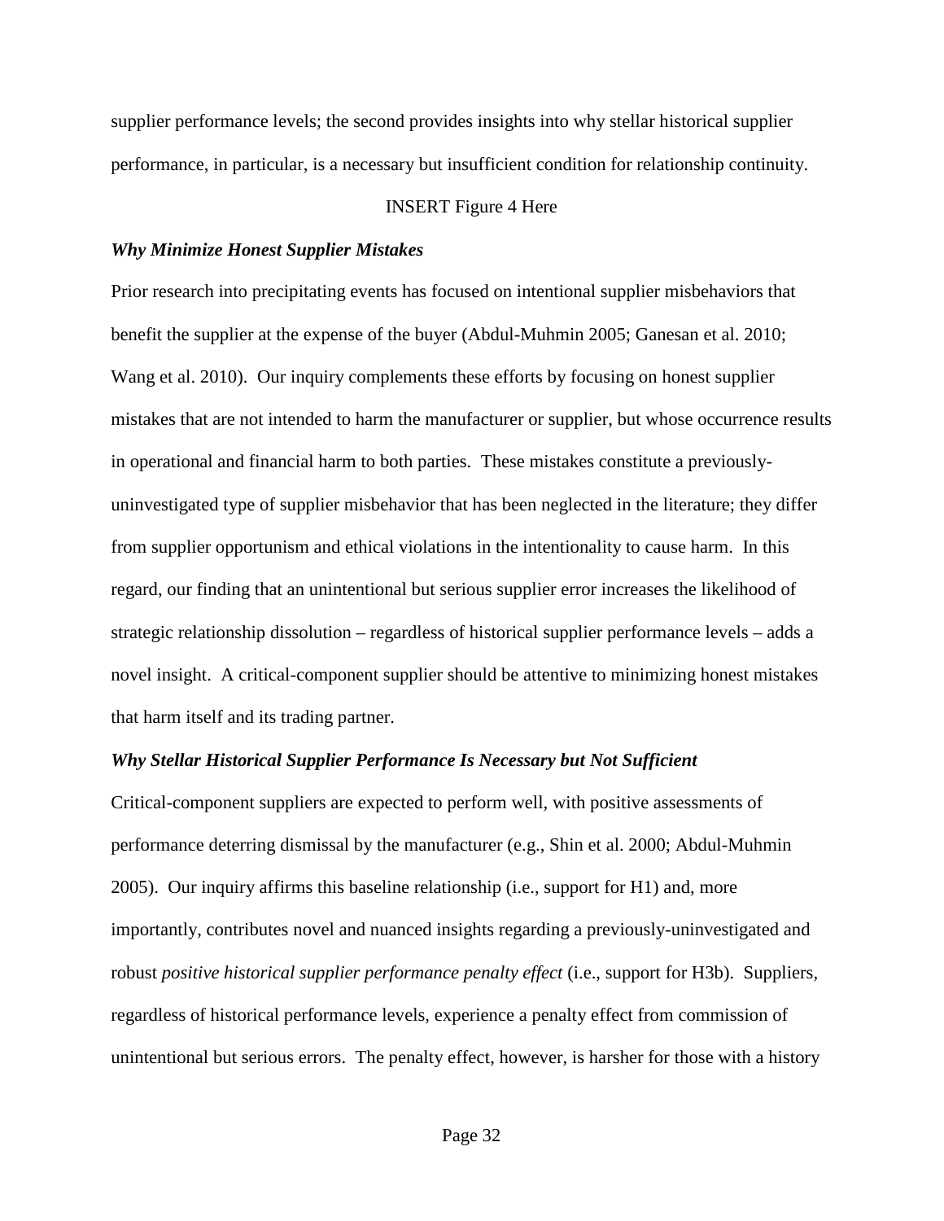supplier performance levels; the second provides insights into why stellar historical supplier performance, in particular, is a necessary but insufficient condition for relationship continuity.

INSERT Figure 4 Here

### *Why Minimize Honest Supplier Mistakes*

Prior research into precipitating events has focused on intentional supplier misbehaviors that benefit the supplier at the expense of the buyer (Abdul-Muhmin 2005; Ganesan et al. 2010; Wang et al. 2010). Our inquiry complements these efforts by focusing on honest supplier mistakes that are not intended to harm the manufacturer or supplier, but whose occurrence results in operational and financial harm to both parties. These mistakes constitute a previously-uninvestigated type of supplier misbehavior that has been neglected in the literature; they differ from supplier opportunism and ethical violations in the intentionality to cause harm. In this regard, our finding that an unintentional but serious supplier error increases the likelihood of strategic relationship dissolution – regardless of historical supplier performance levels – adds a novel insight. A critical-component supplier should be attentive to minimizing honest mistakes that harm itself and its trading partner.

### *Why Stellar Historical Supplier Performance Is Necessary but Not Sufficient*

Critical-component suppliers are expected to perform well, with positive assessments of performance deterring dismissal by the manufacturer (e.g., Shin et al. 2000; Abdul-Muhmin 2005). Our inquiry affirms this baseline relationship (i.e., support for H1) and, more importantly, contributes novel and nuanced insights regarding a previously-uninvestigated and robust *positive historical supplier performance penalty effect* (i.e., support for H3b). Suppliers, regardless of historical performance levels, experience a penalty effect from commission of unintentional but serious errors. The penalty effect, however, is harsher for those with a history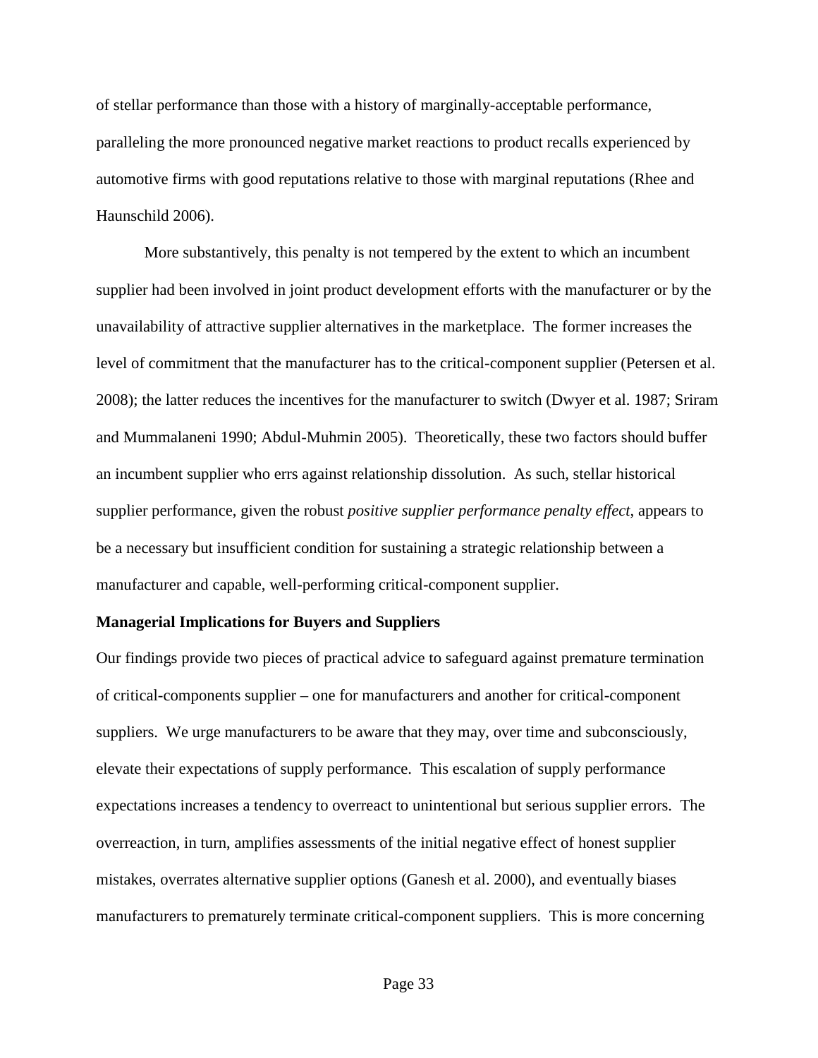of stellar performance than those with a history of marginally-acceptable performance, paralleling the more pronounced negative market reactions to product recalls experienced by automotive firms with good reputations relative to those with marginal reputations (Rhee and Haunschild 2006).

More substantively, this penalty is not tempered by the extent to which an incumbent supplier had been involved in joint product development efforts with the manufacturer or by the unavailability of attractive supplier alternatives in the marketplace. The former increases the level of commitment that the manufacturer has to the critical-component supplier (Petersen et al. 2008); the latter reduces the incentives for the manufacturer to switch (Dwyer et al. 1987; Sriram and Mummalaneni 1990; Abdul-Muhmin 2005). Theoretically, these two factors should buffer an incumbent supplier who errs against relationship dissolution. As such, stellar historical supplier performance, given the robust *positive supplier performance penalty effect*, appears to be a necessary but insufficient condition for sustaining a strategic relationship between a manufacturer and capable, well-performing critical-component supplier.

**Managerial Implications for Buyers and Suppliers**

Our findings provide two pieces of practical advice to safeguard against premature termination of critical-components supplier – one for manufacturers and another for critical-component suppliers. We urge manufacturers to be aware that they may, over time and subconsciously, elevate their expectations of supply performance. This escalation of supply performance expectations increases a tendency to overreact to unintentional but serious supplier errors. The overreaction, in turn, amplifies assessments of the initial negative effect of honest supplier mistakes, overrates alternative supplier options (Ganesh et al. 2000), and eventually biases manufacturers to prematurely terminate critical-component suppliers. This is more concerning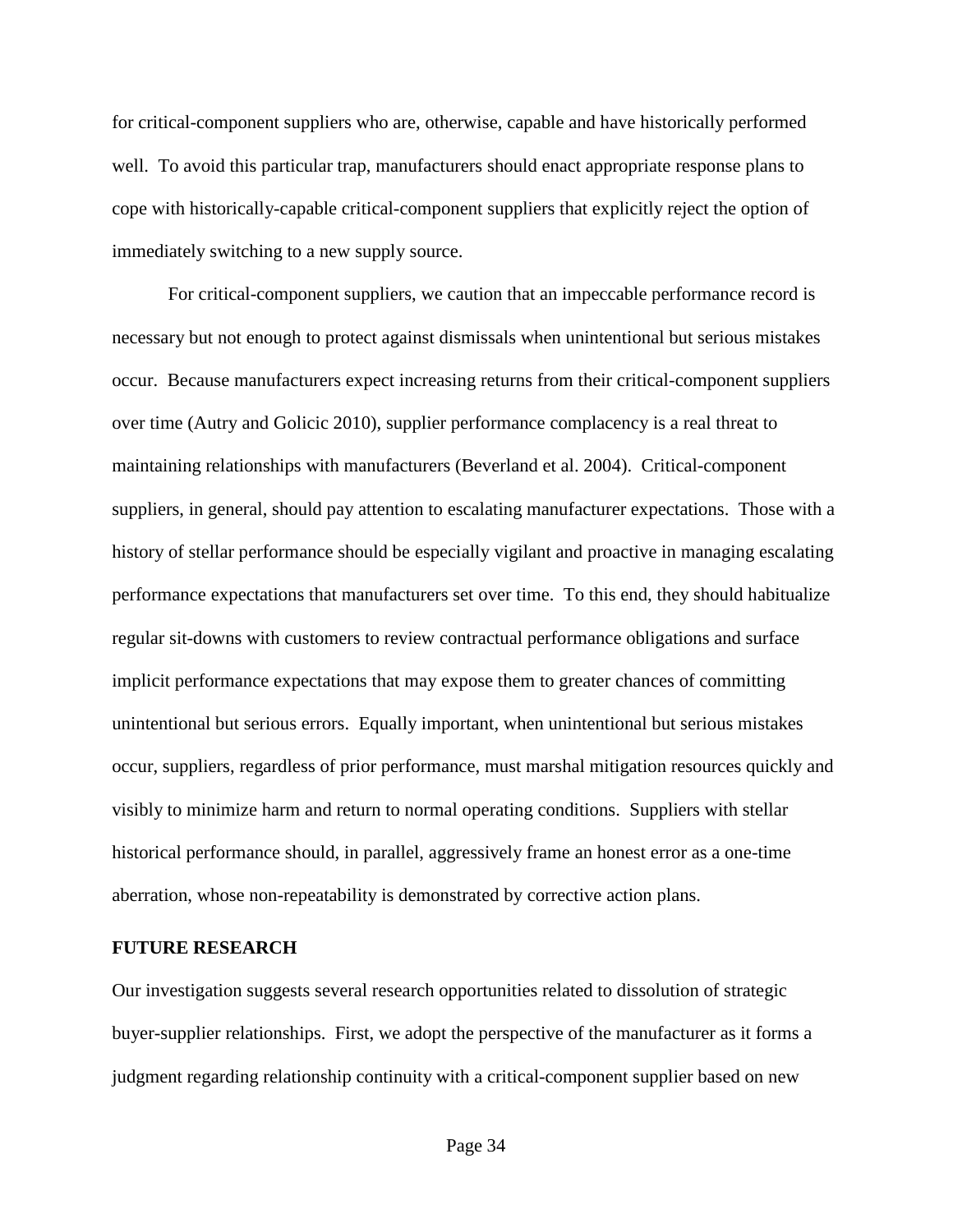for critical-component suppliers who are, otherwise, capable and have historically performed well. To avoid this particular trap, manufacturers should enact appropriate response plans to cope with historically-capable critical-component suppliers that explicitly reject the option of immediately switching to a new supply source.

For critical-component suppliers, we caution that an impeccable performance record is necessary but not enough to protect against dismissals when unintentional but serious mistakes occur. Because manufacturers expect increasing returns from their critical-component suppliers over time (Autry and Golicic 2010), supplier performance complacency is a real threat to maintaining relationships with manufacturers (Beverland et al. 2004). Critical-component suppliers, in general, should pay attention to escalating manufacturer expectations. Those with a history of stellar performance should be especially vigilant and proactive in managing escalating performance expectations that manufacturers set over time. To this end, they should habitualize regular sit-downs with customers to review contractual performance obligations and surface implicit performance expectations that may expose them to greater chances of committing unintentional but serious errors. Equally important, when unintentional but serious mistakes occur, suppliers, regardless of prior performance, must marshal mitigation resources quickly and visibly to minimize harm and return to normal operating conditions. Suppliers with stellar historical performance should, in parallel, aggressively frame an honest error as a one-time aberration, whose non-repeatability is demonstrated by corrective action plans.

**FUTURE RESEARCH**

Our investigation suggests several research opportunities related to dissolution of strategic buyer-supplier relationships. First, we adopt the perspective of the manufacturer as it forms a judgment regarding relationship continuity with a critical-component supplier based on new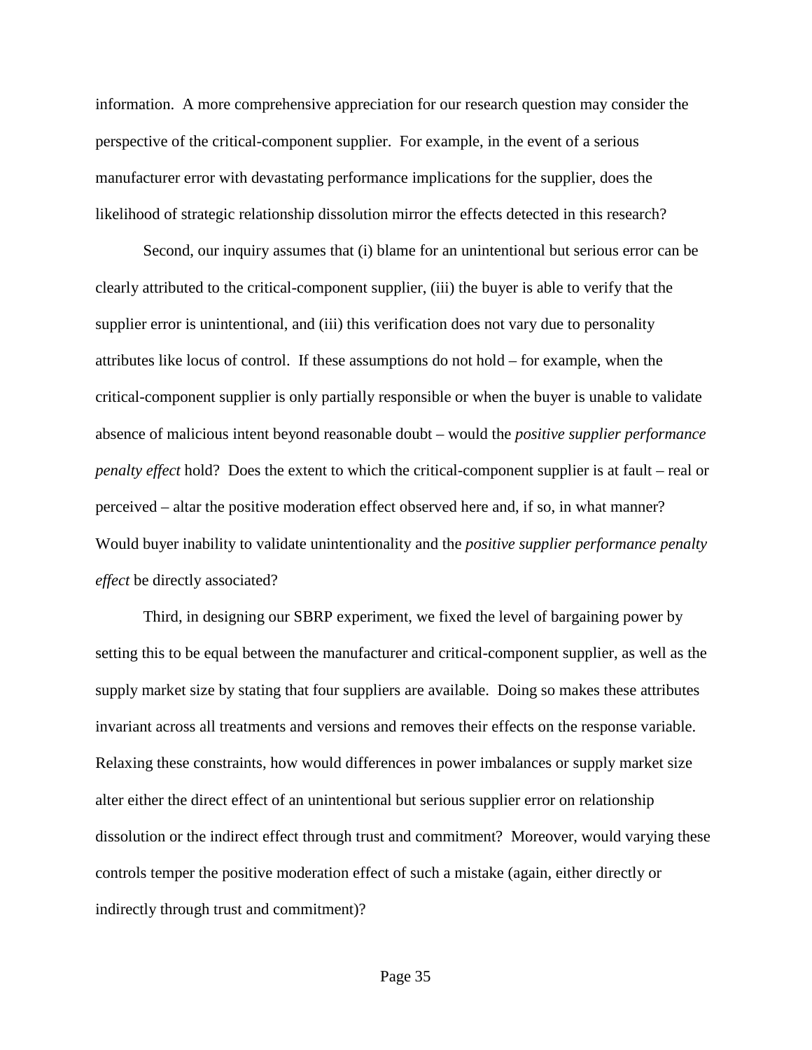information. A more comprehensive appreciation for our research question may consider the perspective of the critical-component supplier. For example, in the event of a serious manufacturer error with devastating performance implications for the supplier, does the likelihood of strategic relationship dissolution mirror the effects detected in this research?

Second, our inquiry assumes that (i) blame for an unintentional but serious error can be clearly attributed to the critical-component supplier, (iii) the buyer is able to verify that the supplier error is unintentional, and (iii) this verification does not vary due to personality attributes like locus of control. If these assumptions do not hold – for example, when the critical-component supplier is only partially responsible or when the buyer is unable to validate absence of malicious intent beyond reasonable doubt – would the *positive supplier performance penalty effect* hold? Does the extent to which the critical-component supplier is at fault – real or perceived – altar the positive moderation effect observed here and, if so, in what manner? Would buyer inability to validate unintentionality and the *positive supplier performance penalty effect* be directly associated?

Third, in designing our SBRP experiment, we fixed the level of bargaining power by setting this to be equal between the manufacturer and critical-component supplier, as well as the supply market size by stating that four suppliers are available. Doing so makes these attributes invariant across all treatments and versions and removes their effects on the response variable. Relaxing these constraints, how would differences in power imbalances or supply market size alter either the direct effect of an unintentional but serious supplier error on relationship dissolution or the indirect effect through trust and commitment? Moreover, would varying these controls temper the positive moderation effect of such a mistake (again, either directly or indirectly through trust and commitment)?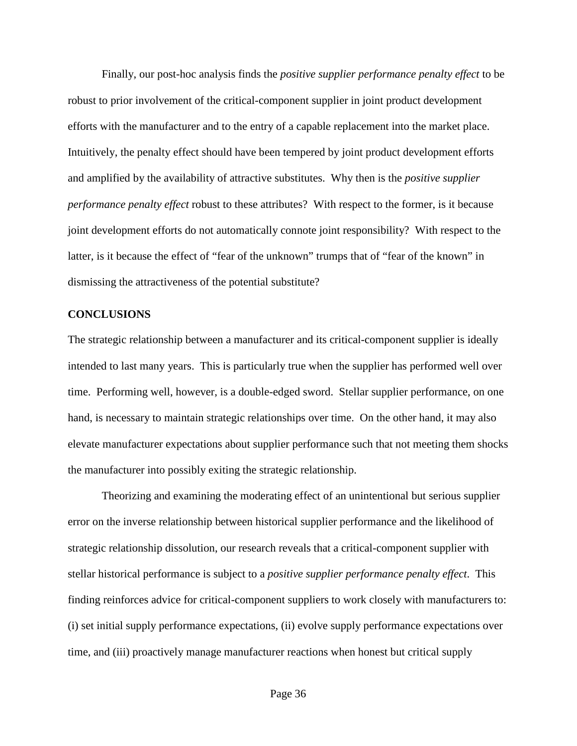Finally, our post-hoc analysis finds the *positive supplier performance penalty effect* to be robust to prior involvement of the critical-component supplier in joint product development efforts with the manufacturer and to the entry of a capable replacement into the market place. Intuitively, the penalty effect should have been tempered by joint product development efforts and amplified by the availability of attractive substitutes. Why then is the *positive supplier performance penalty effect* robust to these attributes? With respect to the former, is it because joint development efforts do not automatically connote joint responsibility? With respect to the latter, is it because the effect of "fear of the unknown" trumps that of "fear of the known" in dismissing the attractiveness of the potential substitute?

## CONCLUSIONS

The strategic relationship between a manufacturer and its critical-component supplier is ideally intended to last many years. This is particularly true when the supplier has performed well over time. Performing well, however, is a double-edged sword. Stellar supplier performance, on one hand, is necessary to maintain strategic relationships over time. On the other hand, it may also elevate manufacturer expectations about supplier performance such that not meeting them shocks the manufacturer into possibly exiting the strategic relationship.

Theorizing and examining the moderating effect of an unintentional but serious supplier error on the inverse relationship between historical supplier performance and the likelihood of strategic relationship dissolution, our research reveals that a critical-component supplier with stellar historical performance is subject to a *positive supplier performance penalty effect*. This finding reinforces advice for critical-component suppliers to work closely with manufacturers to: (i) set initial supply performance expectations, (ii) evolve supply performance expectations over time, and (iii) proactively manage manufacturer reactions when honest but critical supply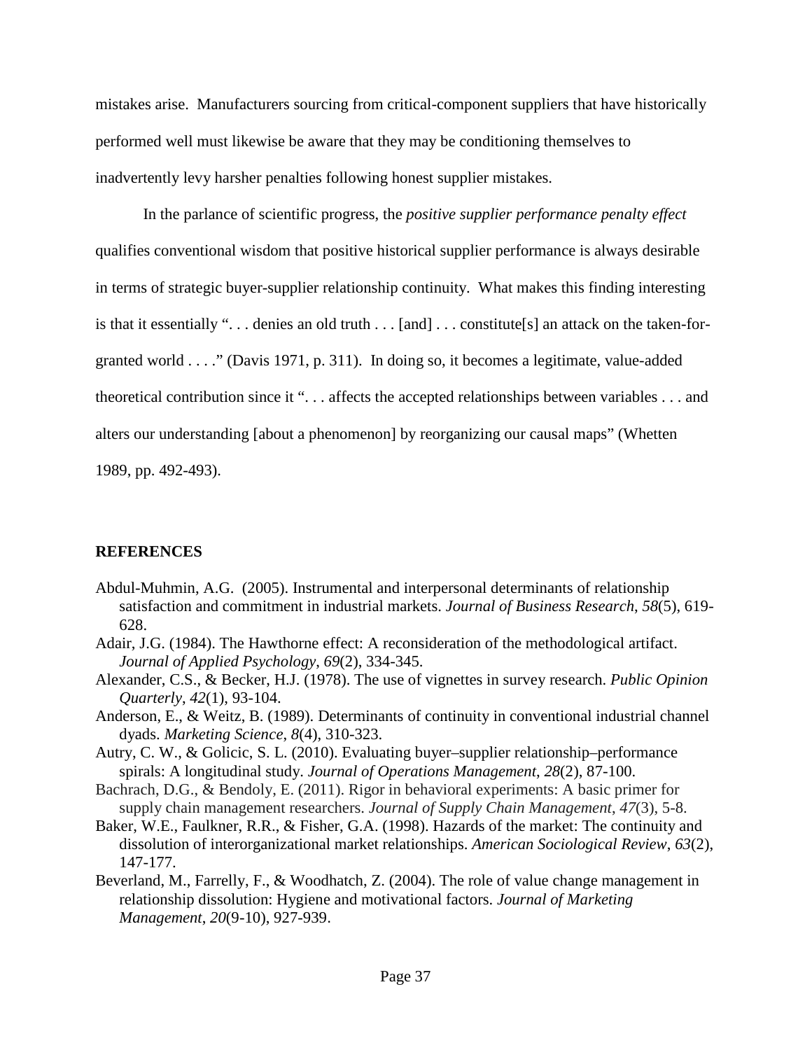mistakes arise. Manufacturers sourcing from critical-component suppliers that have historically performed well must likewise be aware that they may be conditioning themselves to inadvertently levy harsher penalties following honest supplier mistakes.

In the parlance of scientific progress, the *positive supplier performance penalty effect* qualifies conventional wisdom that positive historical supplier performance is always desirable in terms of strategic buyer-supplier relationship continuity. What makes this finding interesting is that it essentially ". . . denies an old truth . . . [and] . . . constitute[s] an attack on the taken-for-granted world . . . ." (Davis 1971, p. 311). In doing so, it becomes a legitimate, value-added theoretical contribution since it ". . . affects the accepted relationships between variables . . . and alters our understanding [about a phenomenon] by reorganizing our causal maps" (Whetten 1989, pp. 492-493).

## REFERENCES

Abdul-Muhmin, A.G. (2005). Instrumental and interpersonal determinants of relationship satisfaction and commitment in industrial markets. *Journal of Business Research*, *58*(5), 619-628.

Adair, J.G. (1984). The Hawthorne effect: A reconsideration of the methodological artifact. *Journal of Applied Psychology*, *69*(2), 334-345.

Alexander, C.S., & Becker, H.J. (1978). The use of vignettes in survey research. *Public Opinion Quarterly*, *42*(1), 93-104.

Anderson, E., & Weitz, B. (1989). Determinants of continuity in conventional industrial channel dyads. *Marketing Science*, *8*(4), 310-323.

Autry, C. W., & Golicic, S. L. (2010). Evaluating buyer–supplier relationship–performance spirals: A longitudinal study. *Journal of Operations Management*, *28*(2), 87-100.

Bachrach, D.G., & Bendoly, E. (2011). Rigor in behavioral experiments: A basic primer for supply chain management researchers. *Journal of Supply Chain Management*, *47*(3), 5-8.

Baker, W.E., Faulkner, R.R., & Fisher, G.A. (1998). Hazards of the market: The continuity and dissolution of interorganizational market relationships. *American Sociological Review*, *63*(2), 147-177.

Beverland, M., Farrelly, F., & Woodhatch, Z. (2004). The role of value change management in relationship dissolution: Hygiene and motivational factors. *Journal of Marketing Management*, *20*(9-10), 927-939.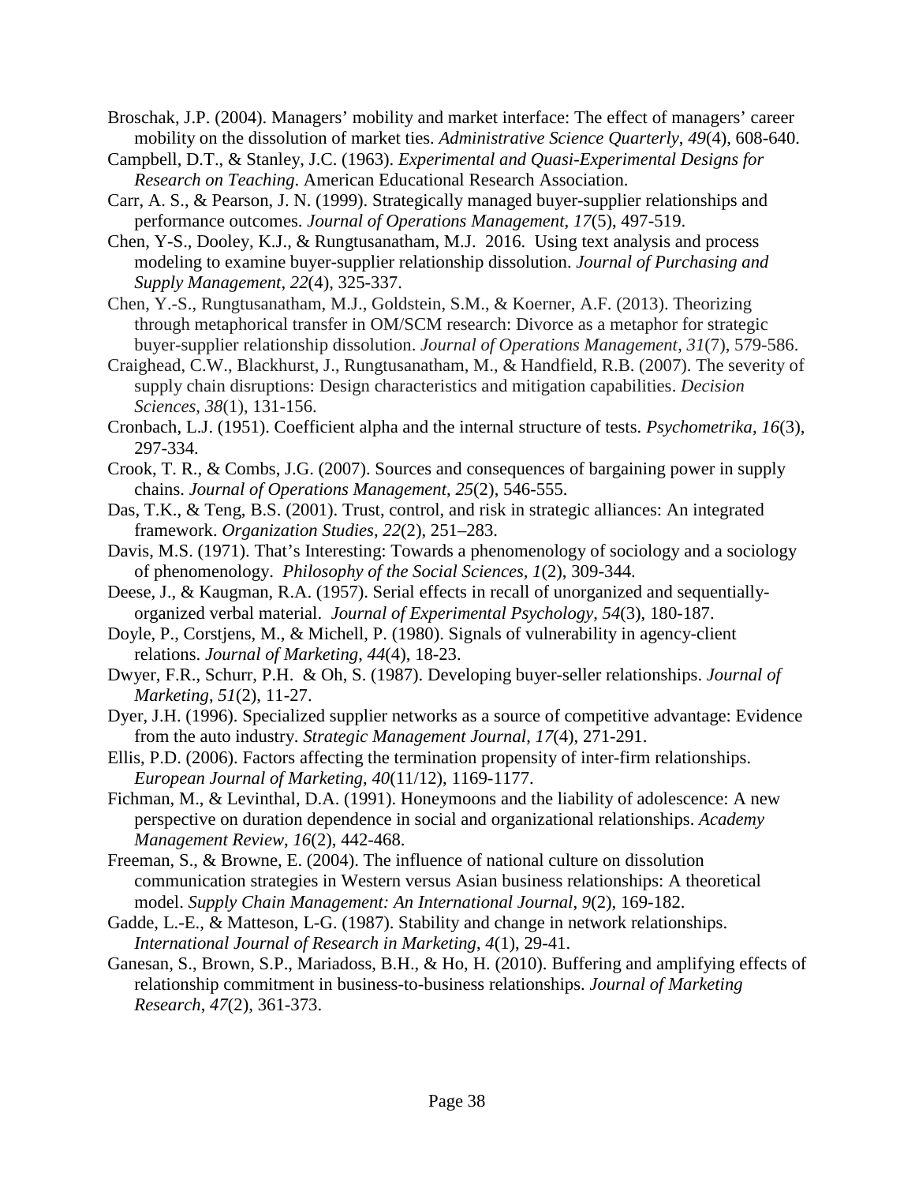Broschak, J.P. (2004). Managers' mobility and market interface: The effect of managers' career mobility on the dissolution of market ties. *Administrative Science Quarterly*, *49*(4), 608-640.

Campbell, D.T., & Stanley, J.C. (1963). *Experimental and Quasi-Experimental Designs for Research on Teaching*. American Educational Research Association.

Carr, A. S., & Pearson, J. N. (1999). Strategically managed buyer-supplier relationships and performance outcomes. *Journal of Operations Management*, *17*(5), 497-519.

Chen, Y-S., Dooley, K.J., & Rungtusanatham, M.J. 2016. Using text analysis and process modeling to examine buyer-supplier relationship dissolution. *Journal of Purchasing and Supply Management*, *22*(4), 325-337.

Chen, Y.-S., Rungtusanatham, M.J., Goldstein, S.M., & Koerner, A.F. (2013). Theorizing through metaphorical transfer in OM/SCM research: Divorce as a metaphor for strategic buyer-supplier relationship dissolution. *Journal of Operations Management*, *31*(7), 579-586.

Craighead, C.W., Blackhurst, J., Rungtusanatham, M., & Handfield, R.B. (2007). The severity of supply chain disruptions: Design characteristics and mitigation capabilities. *Decision Sciences*, *38*(1), 131-156.

Cronbach, L.J. (1951). Coefficient alpha and the internal structure of tests. *Psychometrika*, *16*(3), 297-334.

Crook, T. R., & Combs, J.G. (2007). Sources and consequences of bargaining power in supply chains. *Journal of Operations Management*, *25*(2), 546-555.

Das, T.K., & Teng, B.S. (2001). Trust, control, and risk in strategic alliances: An integrated framework. *Organization Studies*, *22*(2), 251–283.

Davis, M.S. (1971). That's Interesting: Towards a phenomenology of sociology and a sociology of phenomenology. *Philosophy of the Social Sciences*, *1*(2), 309-344.

Deese, J., & Kaugman, R.A. (1957). Serial effects in recall of unorganized and sequentially-organized verbal material. *Journal of Experimental Psychology*, *54*(3), 180-187.

Doyle, P., Corstjens, M., & Michell, P. (1980). Signals of vulnerability in agency-client relations. *Journal of Marketing*, *44*(4), 18-23.

Dwyer, F.R., Schurr, P.H. & Oh, S. (1987). Developing buyer-seller relationships. *Journal of Marketing*, *51*(2), 11-27.

Dyer, J.H. (1996). Specialized supplier networks as a source of competitive advantage: Evidence from the auto industry. *Strategic Management Journal*, *17*(4), 271-291.

Ellis, P.D. (2006). Factors affecting the termination propensity of inter-firm relationships. *European Journal of Marketing*, *40*(11/12), 1169-1177.

Fichman, M., & Levinthal, D.A. (1991). Honeymoons and the liability of adolescence: A new perspective on duration dependence in social and organizational relationships. *Academy Management Review*, *16*(2), 442-468.

Freeman, S., & Browne, E. (2004). The influence of national culture on dissolution communication strategies in Western versus Asian business relationships: A theoretical model. *Supply Chain Management: An International Journal*, *9*(2), 169-182.

Gadde, L.-E., & Matteson, L-G. (1987). Stability and change in network relationships. *International Journal of Research in Marketing*, *4*(1), 29-41.

Ganesan, S., Brown, S.P., Mariadoss, B.H., & Ho, H. (2010). Buffering and amplifying effects of relationship commitment in business-to-business relationships. *Journal of Marketing Research*, *47*(2), 361-373.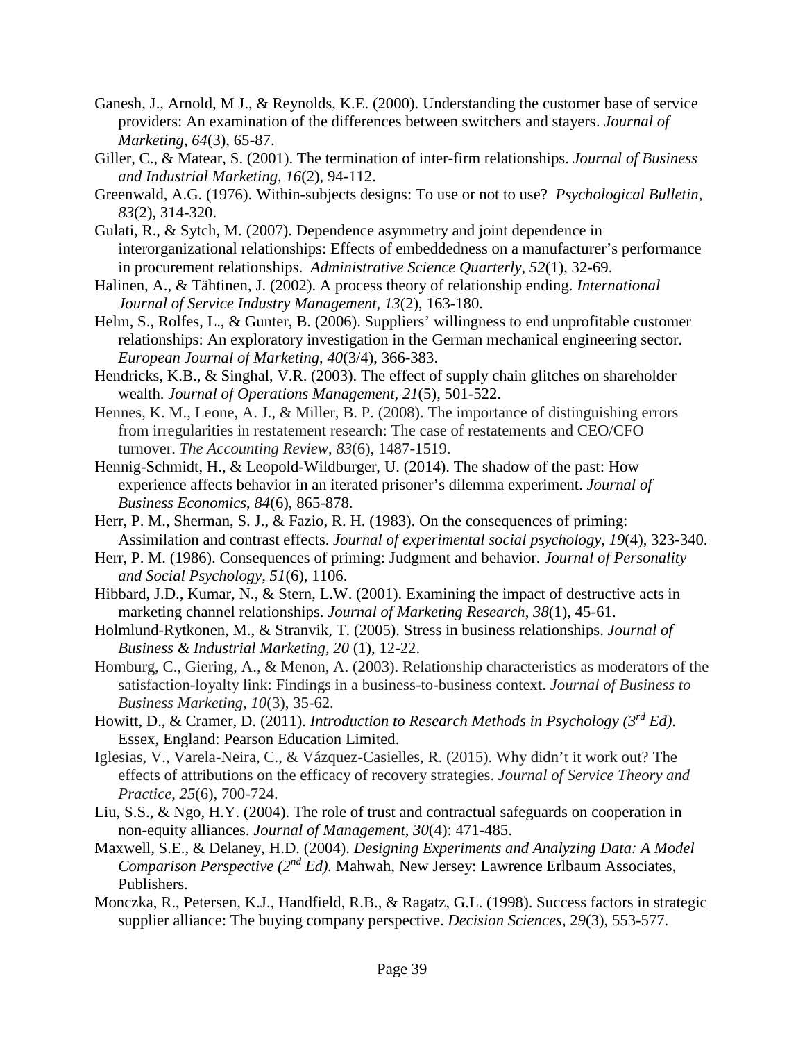Ganesh, J., Arnold, M J., & Reynolds, K.E. (2000). Understanding the customer base of service providers: An examination of the differences between switchers and stayers. *Journal of Marketing*, *64*(3), 65-87.

Giller, C., & Matear, S. (2001). The termination of inter-firm relationships. *Journal of Business and Industrial Marketing*, *16*(2), 94-112.

Greenwald, A.G. (1976). Within-subjects designs: To use or not to use? *Psychological Bulletin*, *83*(2), 314-320.

Gulati, R., & Sytch, M. (2007). Dependence asymmetry and joint dependence in interorganizational relationships: Effects of embeddedness on a manufacturer's performance in procurement relationships. *Administrative Science Quarterly*, *52*(1), 32-69.

Halinen, A., & Tähtinen, J. (2002). A process theory of relationship ending. *International Journal of Service Industry Management*, *13*(2), 163-180.

Helm, S., Rolfes, L., & Gunter, B. (2006). Suppliers' willingness to end unprofitable customer relationships: An exploratory investigation in the German mechanical engineering sector. *European Journal of Marketing*, *40*(3/4), 366-383.

Hendricks, K.B., & Singhal, V.R. (2003). The effect of supply chain glitches on shareholder wealth. *Journal of Operations Management, 21*(5), 501-522.

Hennes, K. M., Leone, A. J., & Miller, B. P. (2008). The importance of distinguishing errors from irregularities in restatement research: The case of restatements and CEO/CFO turnover. *The Accounting Review*, *83*(6), 1487-1519.

Hennig-Schmidt, H., & Leopold-Wildburger, U. (2014). The shadow of the past: How experience affects behavior in an iterated prisoner's dilemma experiment. *Journal of Business Economics*, *84*(6), 865-878.

Herr, P. M., Sherman, S. J., & Fazio, R. H. (1983). On the consequences of priming: Assimilation and contrast effects. *Journal of experimental social psychology*, *19*(4), 323-340.

Herr, P. M. (1986). Consequences of priming: Judgment and behavior. *Journal of Personality and Social Psychology*, *51*(6), 1106.

Hibbard, J.D., Kumar, N., & Stern, L.W. (2001). Examining the impact of destructive acts in marketing channel relationships. *Journal of Marketing Research*, *38*(1), 45-61.

Holmlund-Rytkonen, M., & Stranvik, T. (2005). Stress in business relationships. *Journal of Business & Industrial Marketing, 20* (1), 12-22.

Homburg, C., Giering, A., & Menon, A. (2003). Relationship characteristics as moderators of the satisfaction-loyalty link: Findings in a business-to-business context. *Journal of Business to Business Marketing*, *10*(3), 35-62.

Howitt, D., & Cramer, D. (2011). *Introduction to Research Methods in Psychology (3rd Ed)*. Essex, England: Pearson Education Limited.

Iglesias, V., Varela-Neira, C., & Vázquez-Casielles, R. (2015). Why didn't it work out? The effects of attributions on the efficacy of recovery strategies. *Journal of Service Theory and Practice*, *25*(6), 700-724.

Liu, S.S., & Ngo, H.Y. (2004). The role of trust and contractual safeguards on cooperation in non-equity alliances. *Journal of Management*, *30*(4): 471-485.

Maxwell, S.E., & Delaney, H.D. (2004). *Designing Experiments and Analyzing Data: A Model Comparison Perspective (2nd Ed).* Mahwah, New Jersey: Lawrence Erlbaum Associates, Publishers.

Monczka, R., Petersen, K.J., Handfield, R.B., & Ragatz, G.L. (1998). Success factors in strategic supplier alliance: The buying company perspective. *Decision Sciences*, 2*9*(3), 553-577.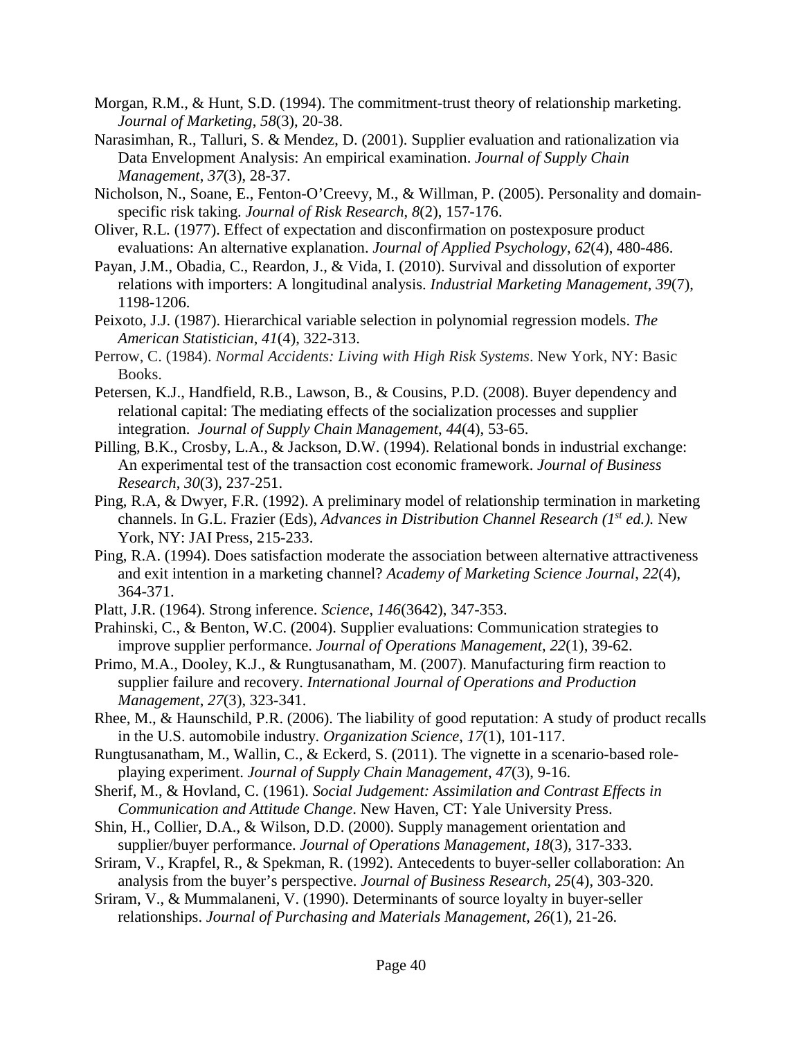Morgan, R.M., & Hunt, S.D. (1994). The commitment-trust theory of relationship marketing. *Journal of Marketing*, *58*(3), 20-38.

Narasimhan, R., Talluri, S. & Mendez, D. (2001). Supplier evaluation and rationalization via Data Envelopment Analysis: An empirical examination. *Journal of Supply Chain Management*, *37*(3), 28-37.

Nicholson, N., Soane, E., Fenton-O'Creevy, M., & Willman, P. (2005). Personality and domain-specific risk taking. *Journal of Risk Research*, *8*(2), 157-176.

Oliver, R.L. (1977). Effect of expectation and disconfirmation on postexposure product evaluations: An alternative explanation. *Journal of Applied Psychology*, *62*(4), 480-486.

Payan, J.M., Obadia, C., Reardon, J., & Vida, I. (2010). Survival and dissolution of exporter relations with importers: A longitudinal analysis. *Industrial Marketing Management*, *39*(7), 1198-1206.

Peixoto, J.J. (1987). Hierarchical variable selection in polynomial regression models. *The American Statistician*, *41*(4), 322-313.

Perrow, C. (1984). *Normal Accidents: Living with High Risk Systems*. New York, NY: Basic Books.

Petersen, K.J., Handfield, R.B., Lawson, B., & Cousins, P.D. (2008). Buyer dependency and relational capital: The mediating effects of the socialization processes and supplier integration. *Journal of Supply Chain Management*, *44*(4), 53-65.

Pilling, B.K., Crosby, L.A., & Jackson, D.W. (1994). Relational bonds in industrial exchange: An experimental test of the transaction cost economic framework. *Journal of Business Research*, *30*(3), 237-251.

Ping, R.A, & Dwyer, F.R. (1992). A preliminary model of relationship termination in marketing channels. In G.L. Frazier (Eds), *Advances in Distribution Channel Research (1st ed.)*. New York, NY: JAI Press, 215-233.

Ping, R.A. (1994). Does satisfaction moderate the association between alternative attractiveness and exit intention in a marketing channel? *Academy of Marketing Science Journal*, *22*(4), 364-371.

Platt, J.R. (1964). Strong inference. *Science*, *146*(3642), 347-353.

Prahinski, C., & Benton, W.C. (2004). Supplier evaluations: Communication strategies to improve supplier performance. *Journal of Operations Management*, *22*(1), 39-62.

Primo, M.A., Dooley, K.J., & Rungtusanatham, M. (2007). Manufacturing firm reaction to supplier failure and recovery. *International Journal of Operations and Production Management*, *27*(3), 323-341.

Rhee, M., & Haunschild, P.R. (2006). The liability of good reputation: A study of product recalls in the U.S. automobile industry. *Organization Science*, *17*(1), 101-117.

Rungtusanatham, M., Wallin, C., & Eckerd, S. (2011). The vignette in a scenario-based role-playing experiment. *Journal of Supply Chain Management*, *47*(3), 9-16.

Sherif, M., & Hovland, C. (1961). *Social Judgement: Assimilation and Contrast Effects in Communication and Attitude Change*. New Haven, CT: Yale University Press.

Shin, H., Collier, D.A., & Wilson, D.D. (2000). Supply management orientation and supplier/buyer performance. *Journal of Operations Management*, *18*(3), 317-333.

Sriram, V., Krapfel, R., & Spekman, R. (1992). Antecedents to buyer-seller collaboration: An analysis from the buyer's perspective. *Journal of Business Research*, *25*(4), 303-320.

Sriram, V., & Mummalaneni, V. (1990). Determinants of source loyalty in buyer-seller relationships. *Journal of Purchasing and Materials Management*, *26*(1), 21-26.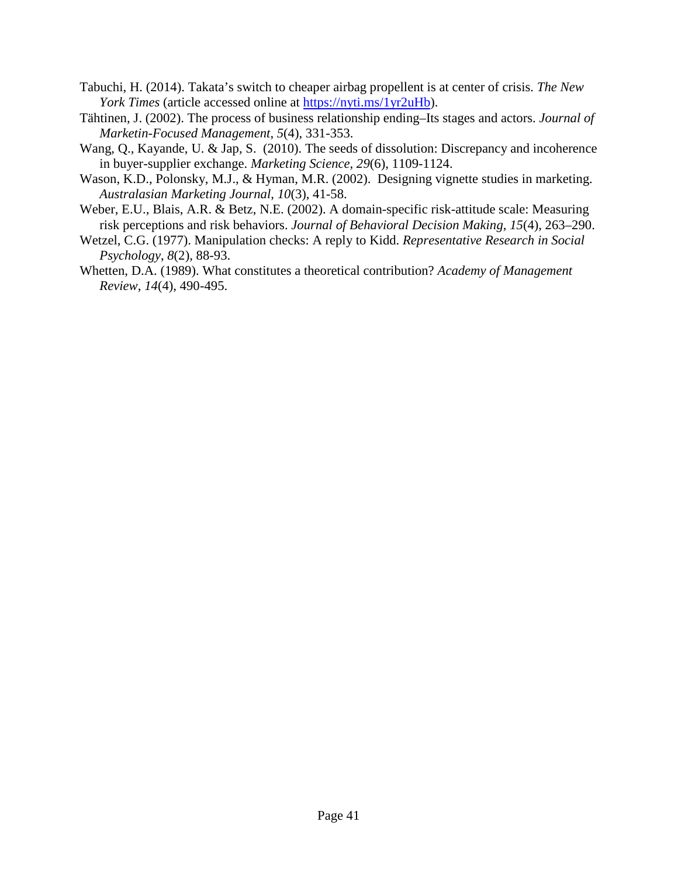Tabuchi, H. (2014). Takata's switch to cheaper airbag propellent is at center of crisis. *The New York Times* (article accessed online at https://nyti.ms/1yr2uHb).

Tähtinen, J. (2002). The process of business relationship ending–Its stages and actors. *Journal of Marketin-Focused Management*, *5*(4), 331-353.

Wang, Q., Kayande, U. & Jap, S. (2010). The seeds of dissolution: Discrepancy and incoherence in buyer-supplier exchange. *Marketing Science*, *29*(6), 1109-1124.

Wason, K.D., Polonsky, M.J., & Hyman, M.R. (2002). Designing vignette studies in marketing. *Australasian Marketing Journal*, *10*(3), 41-58.

Weber, E.U., Blais, A.R. & Betz, N.E. (2002). A domain-specific risk-attitude scale: Measuring risk perceptions and risk behaviors. *Journal of Behavioral Decision Making*, *15*(4), 263–290.

Wetzel, C.G. (1977). Manipulation checks: A reply to Kidd. *Representative Research in Social Psychology*, *8*(2), 88-93.

Whetten, D.A. (1989). What constitutes a theoretical contribution? *Academy of Management Review*, *14*(4), 490-495.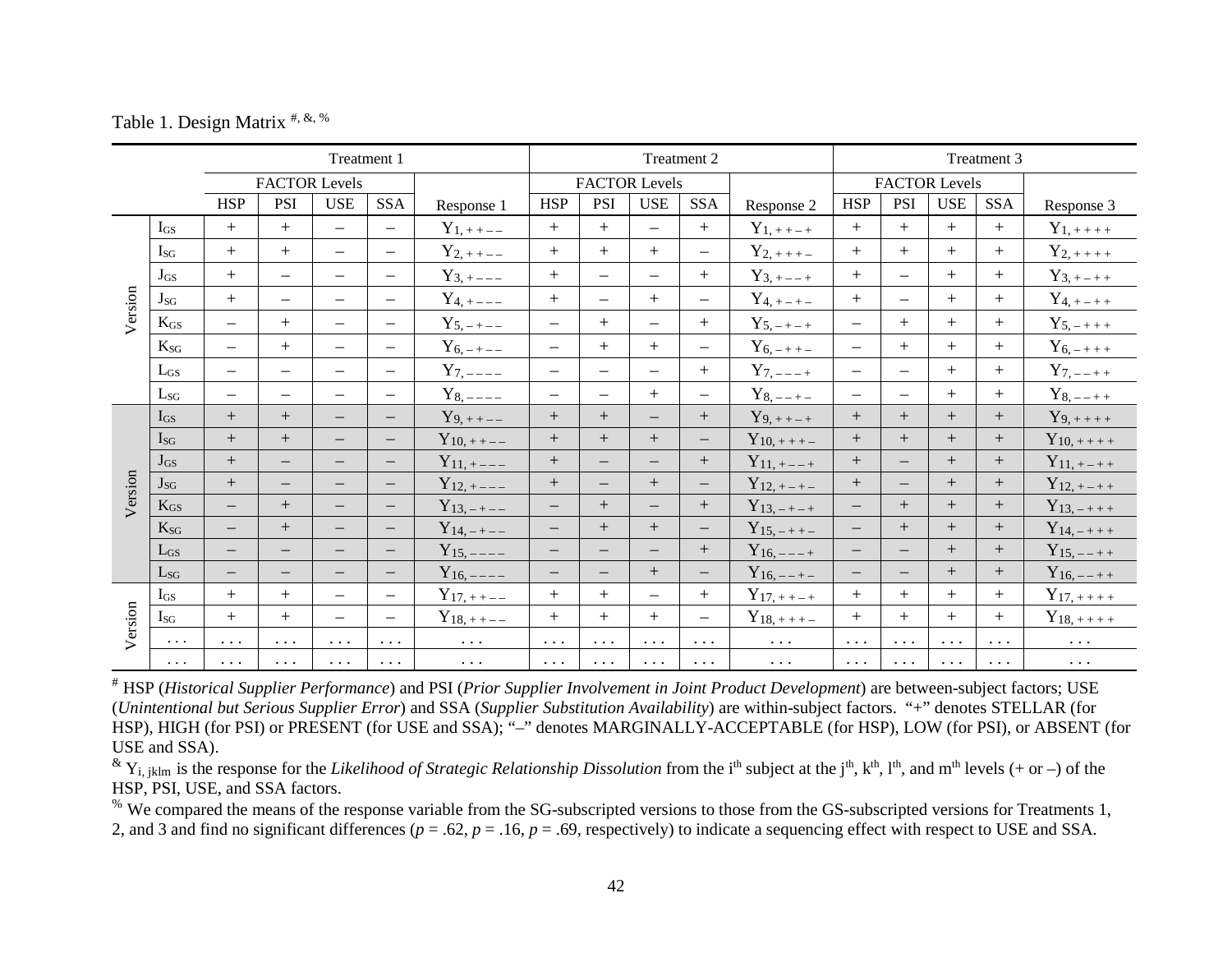Table 1. Design Matrix [#, &, %]

| | | Treatment 1 | | | | | Treatment 2 | | | | | Treatment 3 | | | | |
|---|---|---|---|---|---|---|---|---|---|---|---|---|---|---|---|---|
| | | FACTOR Levels | | | | | FACTOR Levels | | | | | FACTOR Levels | | | | |
| | | HSP | PSI | USE | SSA | Response 1 | HSP | PSI | USE | SSA | Response 2 | HSP | PSI | USE | SSA | Response 3 |
| Version | $I_{GS}$ | + | + | – | – | $Y_{1,++--}$ | + | + | – | + | $Y_{1,++-+}$ | + | + | + | + | $Y_{1,++++}$ |
| | $I_{SG}$ | + | + | – | – | $Y_{2,++--}$ | + | + | + | – | $Y_{2,+++-}$ | + | + | + | + | $Y_{2,++++}$ |
| | $J_{GS}$ | + | – | – | – | $Y_{3,+---}$ | + | – | – | + | $Y_{3,+--+}$ | + | – | + | + | $Y_{3,+-++}$ |
| | $J_{SG}$ | + | – | – | – | $Y_{4,+---}$ | + | – | + | – | $Y_{4,+-+-}$ | + | – | + | + | $Y_{4,+-++}$ |
| | $K_{GS}$ | – | + | – | – | $Y_{5,-+--}$ | – | + | – | + | $Y_{5,-+-+}$ | – | + | + | + | $Y_{5,-+++}$ |
| | $K_{SG}$ | – | + | – | – | $Y_{6,-+--}$ | – | + | + | – | $Y_{6,-++-}$ | – | + | + | + | $Y_{6,-+++}$ |
| | $L_{GS}$ | – | – | – | – | $Y_{7,----}$ | – | – | – | + | $Y_{7,---+}$ | – | – | + | + | $Y_{7,--++}$ |
| | $L_{SG}$ | – | – | – | – | $Y_{8,----}$ | – | – | + | – | $Y_{8,--+-}$ | – | – | + | + | $Y_{8,--++}$ |
| Version | $I_{GS}$ | + | + | – | – | $Y_{9,++--}$ | + | + | – | + | $Y_{9,++-+}$ | + | + | + | + | $Y_{9,++++}$ |
| | $I_{SG}$ | + | + | – | – | $Y_{10,++--}$ | + | + | + | – | $Y_{10,+++-}$ | + | + | + | + | $Y_{10,++++}$ |
| | $J_{GS}$ | + | – | – | – | $Y_{11,+---}$ | + | – | – | + | $Y_{11,+--+}$ | + | – | + | + | $Y_{11,+-++}$ |
| | $J_{SG}$ | + | – | – | – | $Y_{12,+---}$ | + | – | + | – | $Y_{12,+-+-}$ | + | – | + | + | $Y_{12,+-++}$ |
| | $K_{GS}$ | – | + | – | – | $Y_{13,-+--}$ | – | + | – | + | $Y_{13,-+-+}$ | – | + | + | + | $Y_{13,-+++}$ |
| | $K_{SG}$ | – | + | – | – | $Y_{14,-+--}$ | – | + | + | – | $Y_{15,-++-}$ | – | + | + | + | $Y_{14,-+++}$ |
| | $L_{GS}$ | – | – | – | – | $Y_{15,----}$ | – | – | – | + | $Y_{16,---+}$ | – | – | + | + | $Y_{15,--++}$ |
| | $L_{SG}$ | – | – | – | – | $Y_{16,----}$ | – | – | + | – | $Y_{16,--+-}$ | – | – | + | + | $Y_{16,--++}$ |
| Version | $I_{GS}$ | + | + | – | – | $Y_{17,++--}$ | + | + | – | + | $Y_{17,++-+}$ | + | + | + | + | $Y_{17,++++}$ |
| | $I_{SG}$ | + | + | – | – | $Y_{18,++--}$ | + | + | + | – | $Y_{18,+++-}$ | + | + | + | + | $Y_{18,++++}$ |
| | … | … | … | … | … | … | … | … | … | … | … | … | … | … | … | … |
| | … | … | … | … | … | … | … | … | … | … | … | … | … | … | … | … |

[#] HSP (*Historical Supplier Performance*) and PSI (*Prior Supplier Involvement in Joint Product Development*) are between-subject factors; USE (*Unintentional but Serious Supplier Error*) and SSA (*Supplier Substitution Availability*) are within-subject factors. "+" denotes STELLAR (for HSP), HIGH (for PSI) or PRESENT (for USE and SSA); "–" denotes MARGINALLY-ACCEPTABLE (for HSP), LOW (for PSI), or ABSENT (for USE and SSA).

[&] $Y_{i,\,jklm}$ is the response for the *Likelihood of Strategic Relationship Dissolution* from the i[th] subject at the j[th], k[th], l[th], and m[th] levels (+ or –) of the HSP, PSI, USE, and SSA factors.

[%] We compared the means of the response variable from the SG-subscripted versions to those from the GS-subscripted versions for Treatments 1, 2, and 3 and find no significant differences ($p$ = .62, $p$ = .16, $p$ = .69, respectively) to indicate a sequencing effect with respect to USE and SSA.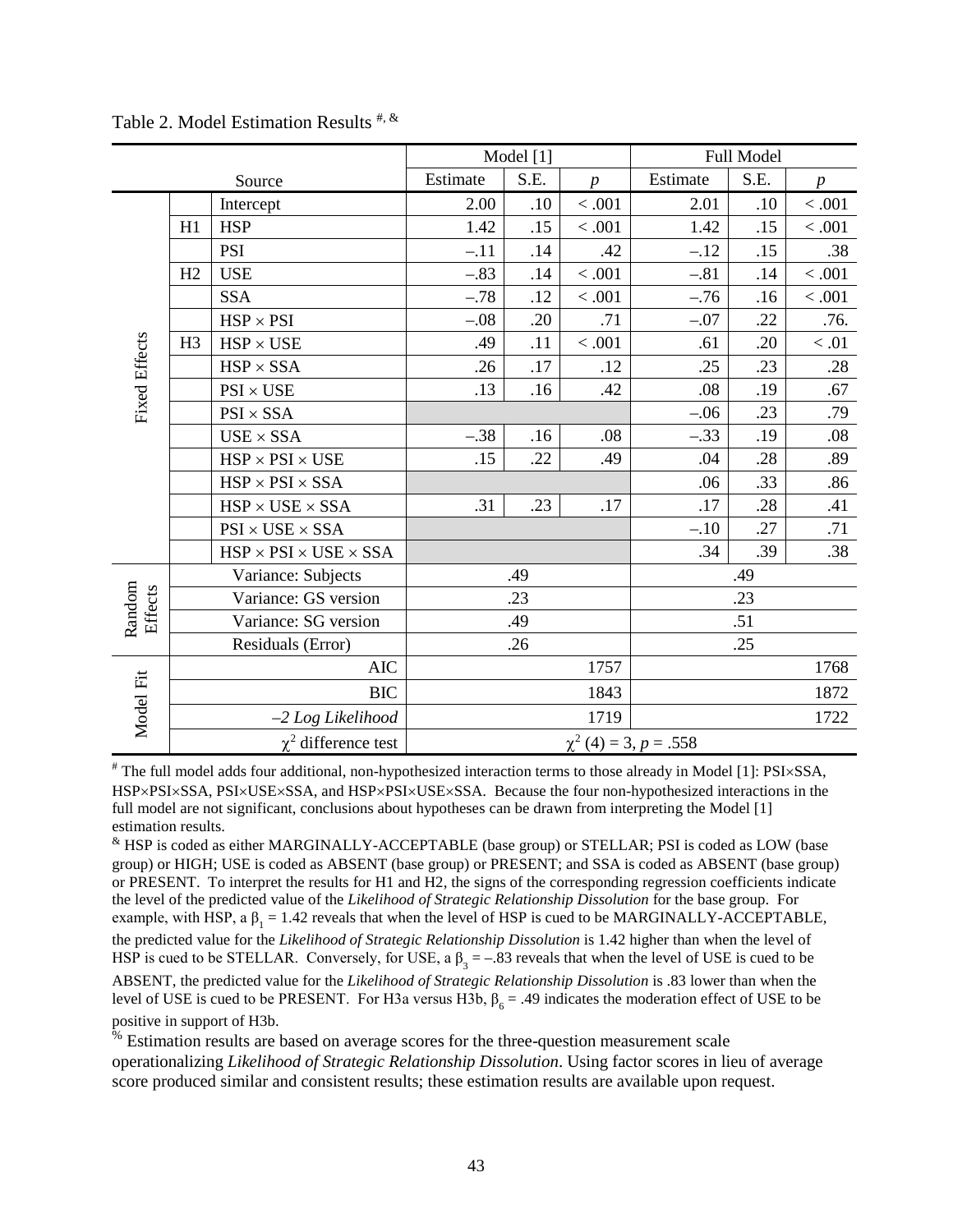Table 2. Model Estimation Results [#, &]

| | | Source | Model [1] | | | Full Model | | |
|---|---|---|---|---|---|---|---|---|
| | | | Estimate | S.E. | $p$ | Estimate | S.E. | $p$ |
| Fixed Effects | | Intercept | 2.00 | .10 | < .001 | 2.01 | .10 | < .001 |
| | H1 | HSP | 1.42 | .15 | < .001 | 1.42 | .15 | < .001 |
| | | PSI | –.11 | .14 | .42 | –.12 | .15 | .38 |
| | H2 | USE | –.83 | .14 | < .001 | –.81 | .14 | < .001 |
| | | SSA | –.78 | .12 | < .001 | –.76 | .16 | < .001 |
| | | HSP × PSI | –.08 | .20 | .71 | –.07 | .22 | .76. |
| | H3 | HSP × USE | .49 | .11 | < .001 | .61 | .20 | < .01 |
| | | HSP × SSA | .26 | .17 | .12 | .25 | .23 | .28 |
| | | PSI × USE | .13 | .16 | .42 | .08 | .19 | .67 |
| | | PSI × SSA | | | | –.06 | .23 | .79 |
| | | USE × SSA | –.38 | .16 | .08 | –.33 | .19 | .08 |
| | | HSP × PSI × USE | .15 | .22 | .49 | .04 | .28 | .89 |
| | | HSP × PSI × SSA | | | | .06 | .33 | .86 |
| | | HSP × USE × SSA | .31 | .23 | .17 | .17 | .28 | .41 |
| | | PSI × USE × SSA | | | | –.10 | .27 | .71 |
| | | HSP × PSI × USE × SSA | | | | .34 | .39 | .38 |
| Random Effects | | Variance: Subjects | .49 | | | .49 | | |
| | | Variance: GS version | .23 | | | .23 | | |
| | | Variance: SG version | .49 | | | .51 | | |
| | | Residuals (Error) | .26 | | | .25 | | |
| Model Fit | | AIC | 1757 | | | 1768 | | |
| | | BIC | 1843 | | | 1872 | | |
| | | *–2 Log Likelihood* | 1719 | | | 1722 | | |
| | | $\chi^2$ difference test | $\chi^2$ (4) = 3, $p$ = .558 | | | | | |

[#] The full model adds four additional, non-hypothesized interaction terms to those already in Model [1]: PSI×SSA, HSP×PSI×SSA, PSI×USE×SSA, and HSP×PSI×USE×SSA. Because the four non-hypothesized interactions in the full model are not significant, conclusions about hypotheses can be drawn from interpreting the Model [1] estimation results.

[&] HSP is coded as either MARGINALLY-ACCEPTABLE (base group) or STELLAR; PSI is coded as LOW (base group) or HIGH; USE is coded as ABSENT (base group) or PRESENT; and SSA is coded as ABSENT (base group) or PRESENT. To interpret the results for H1 and H2, the signs of the corresponding regression coefficients indicate the level of the predicted value of the *Likelihood of Strategic Relationship Dissolution* for the base group. For example, with HSP, a $\beta_1 = 1.42$ reveals that when the level of HSP is cued to be MARGINALLY-ACCEPTABLE, the predicted value for the *Likelihood of Strategic Relationship Dissolution* is 1.42 higher than when the level of HSP is cued to be STELLAR. Conversely, for USE, a $\beta_3 = -.83$ reveals that when the level of USE is cued to be ABSENT, the predicted value for the *Likelihood of Strategic Relationship Dissolution* is .83 lower than when the level of USE is cued to be PRESENT. For H3a versus H3b, $\beta_6 = .49$ indicates the moderation effect of USE to be positive in support of H3b.

[%] Estimation results are based on average scores for the three-question measurement scale operationalizing *Likelihood of Strategic Relationship Dissolution*. Using factor scores in lieu of average score produced similar and consistent results; these estimation results are available upon request.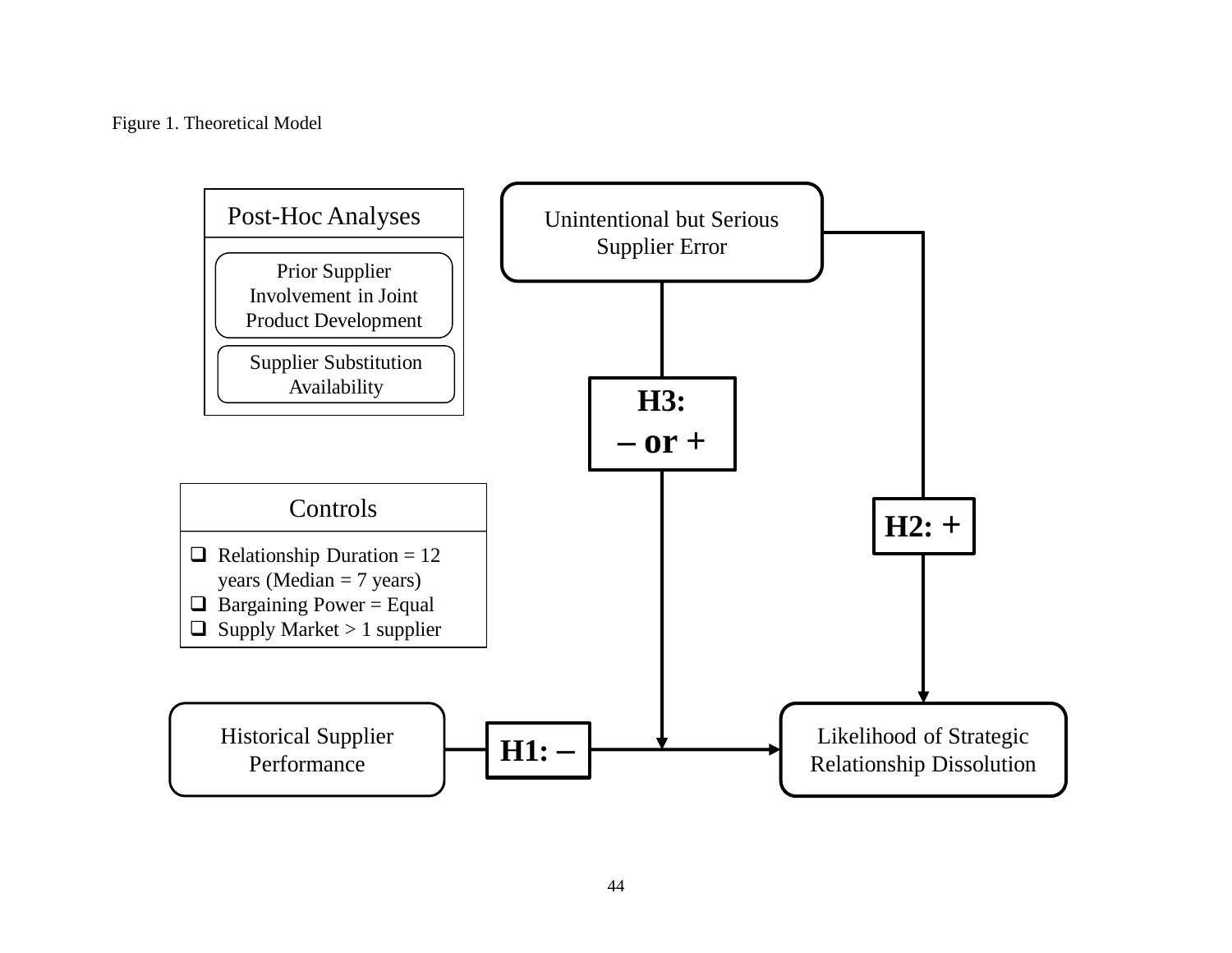Figure 1. Theoretical Model

Post-Hoc Analyses

- Prior Supplier Involvement in Joint Product Development
- Supplier Substitution Availability

Unintentional but Serious Supplier Error

H3: – or +

H2: +

Controls

- Relationship Duration = 12 years (Median = 7 years)
- Bargaining Power = Equal
- Supply Market > 1 supplier

Historical Supplier Performance

H1: –

Likelihood of Strategic Relationship Dissolution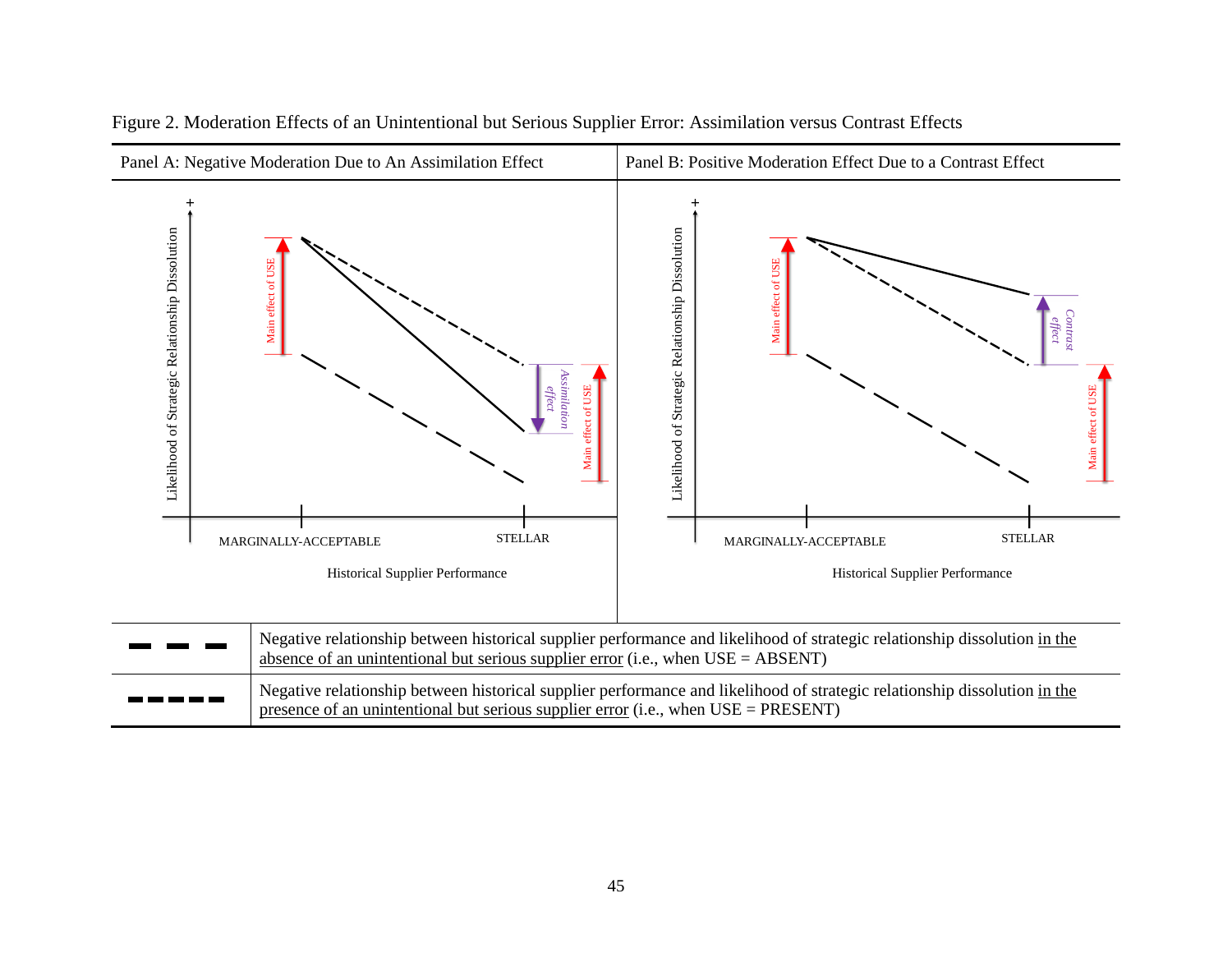Figure 2. Moderation Effects of an Unintentional but Serious Supplier Error: Assimilation versus Contrast Effects

| Panel A: Negative Moderation Due to An Assimilation Effect | Panel B: Positive Moderation Effect Due to a Contrast Effect |
|---|---|
| Likelihood of Strategic Relationship Dissolution (y-axis, +); Historical Supplier Performance (x-axis: MARGINALLY-ACCEPTABLE, STELLAR); Main effect of USE; Main effect of USE; Assimilation effect | Likelihood of Strategic Relationship Dissolution (y-axis, +); Historical Supplier Performance (x-axis: MARGINALLY-ACCEPTABLE, STELLAR); Main effect of USE; Main effect of USE; Contrast effect |

| Line style | Description |
|---|---|
| ▬ ▬ ▬ (long dashes) | Negative relationship between historical supplier performance and likelihood of strategic relationship dissolution <u>in the absence of an unintentional but serious supplier error</u> (i.e., when USE = ABSENT) |
| ▬▬▬▬▬ (short dashes) | Negative relationship between historical supplier performance and likelihood of strategic relationship dissolution <u>in the presence of an unintentional but serious supplier error</u> (i.e., when USE = PRESENT) |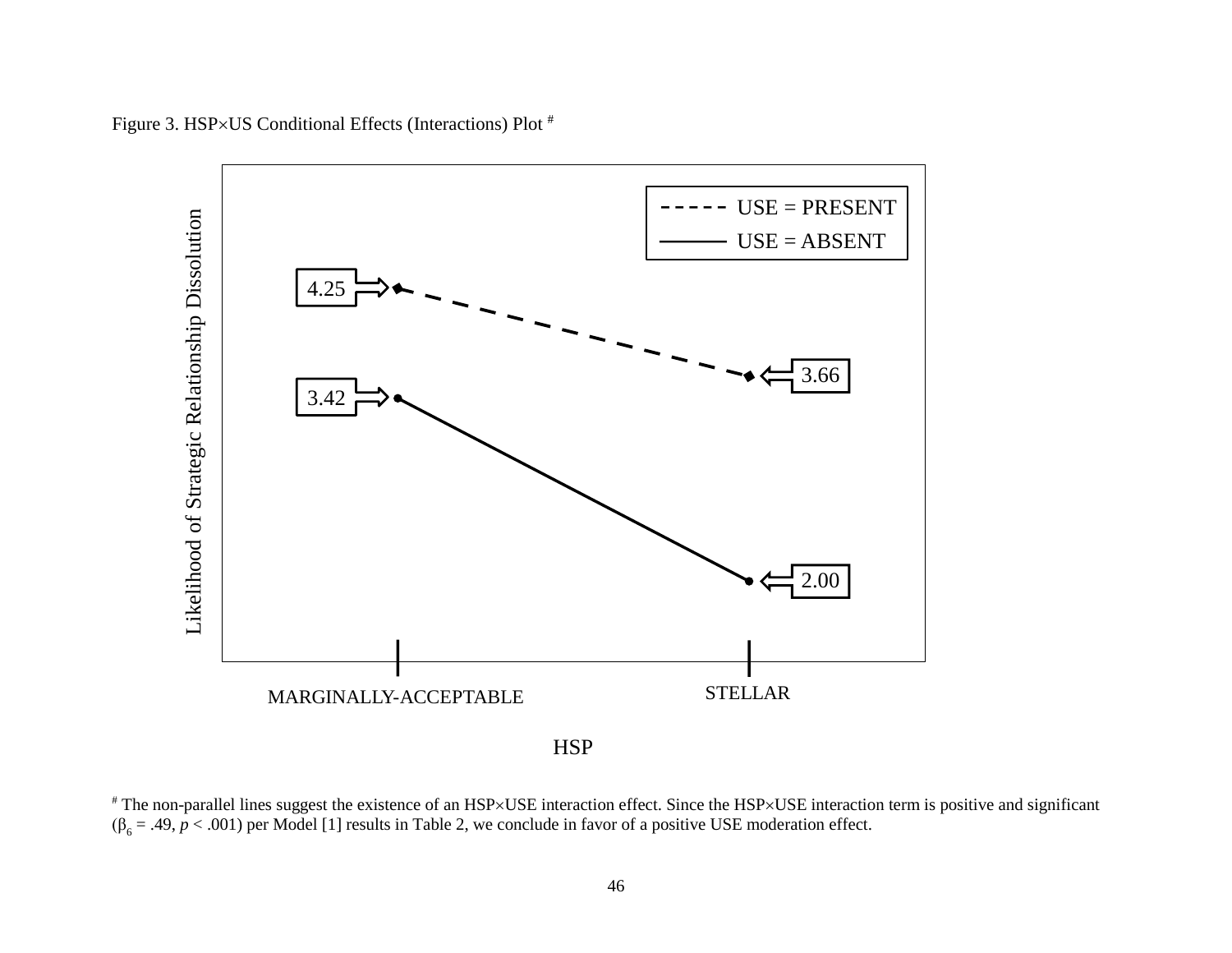Figure 3. HSP×US Conditional Effects (Interactions) Plot [#]

[#] The non-parallel lines suggest the existence of an HSP×USE interaction effect. Since the HSP×USE interaction term is positive and significant ($\beta_6 = .49$, $p < .001$) per Model [1] results in Table 2, we conclude in favor of a positive USE moderation effect.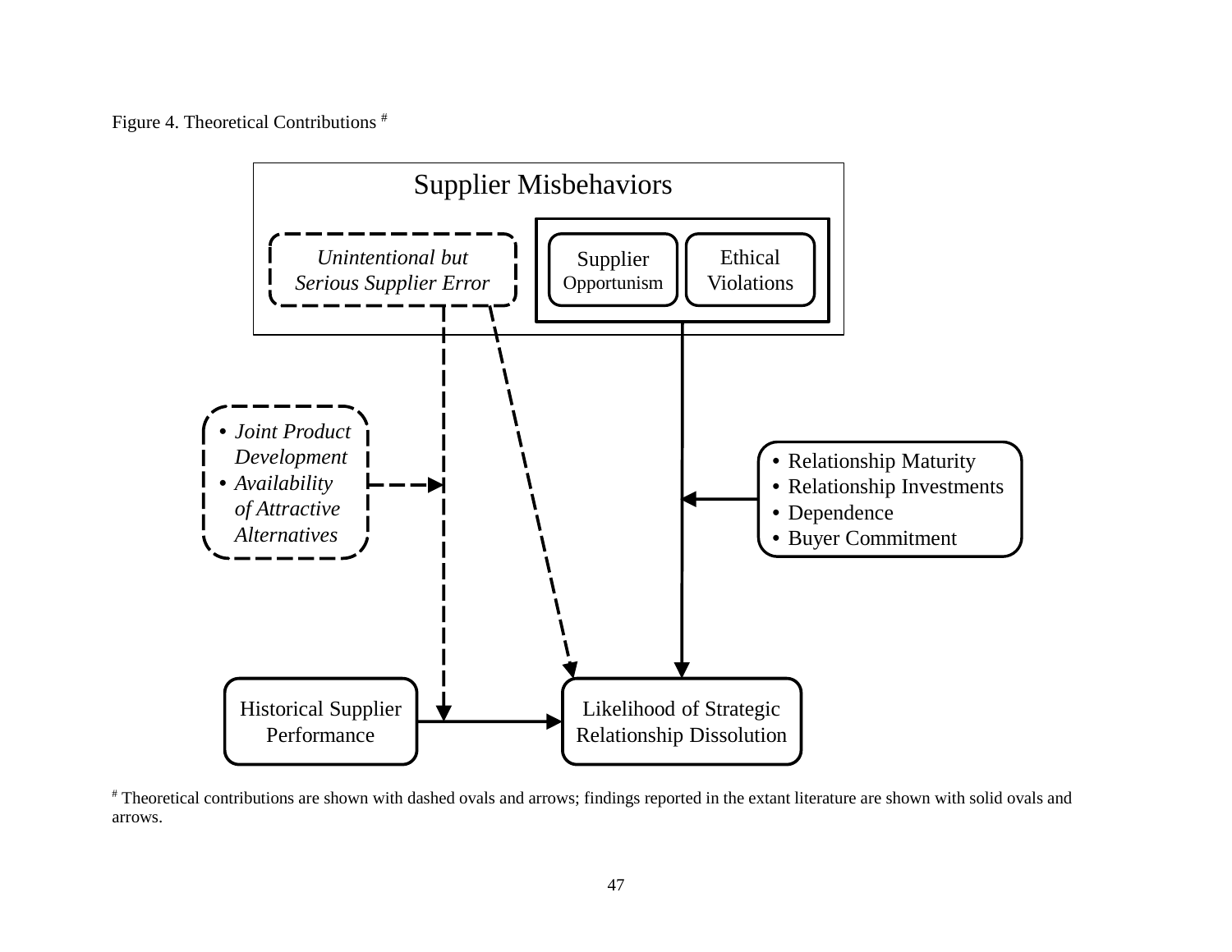Figure 4. Theoretical Contributions [#]

Supplier Misbehaviors

*Unintentional but Serious Supplier Error*

Supplier Opportunism

Ethical Violations

- *Joint Product Development*
- *Availability of Attractive Alternatives*

- Relationship Maturity
- Relationship Investments
- Dependence
- Buyer Commitment

Historical Supplier Performance

Likelihood of Strategic Relationship Dissolution

[#] Theoretical contributions are shown with dashed ovals and arrows; findings reported in the extant literature are shown with solid ovals and arrows.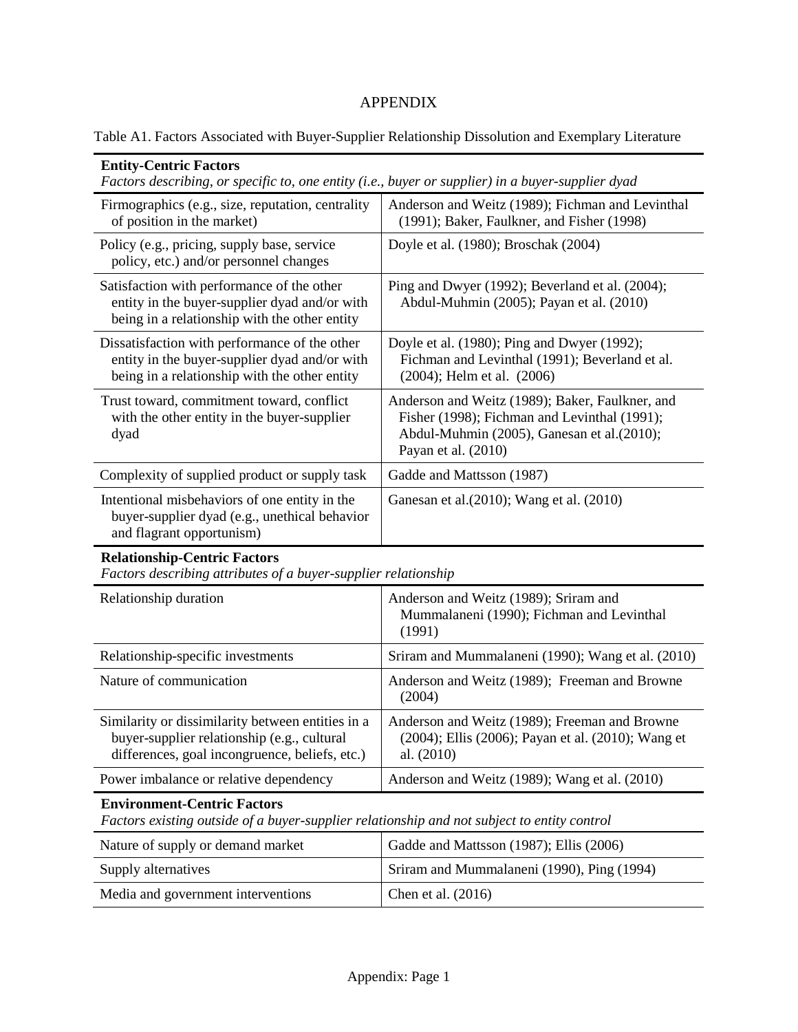# APPENDIX

Table A1. Factors Associated with Buyer-Supplier Relationship Dissolution and Exemplary Literature

| Factor | Exemplary Literature |
|---|---|
| **Entity-Centric Factors** *Factors describing, or specific to, one entity (i.e., buyer or supplier) in a buyer-supplier dyad* | |
| Firmographics (e.g., size, reputation, centrality of position in the market) | Anderson and Weitz (1989); Fichman and Levinthal (1991); Baker, Faulkner, and Fisher (1998) |
| Policy (e.g., pricing, supply base, service policy, etc.) and/or personnel changes | Doyle et al. (1980); Broschak (2004) |
| Satisfaction with performance of the other entity in the buyer-supplier dyad and/or with being in a relationship with the other entity | Ping and Dwyer (1992); Beverland et al. (2004); Abdul-Muhmin (2005); Payan et al. (2010) |
| Dissatisfaction with performance of the other entity in the buyer-supplier dyad and/or with being in a relationship with the other entity | Doyle et al. (1980); Ping and Dwyer (1992); Fichman and Levinthal (1991); Beverland et al. (2004); Helm et al. (2006) |
| Trust toward, commitment toward, conflict with the other entity in the buyer-supplier dyad | Anderson and Weitz (1989); Baker, Faulkner, and Fisher (1998); Fichman and Levinthal (1991); Abdul-Muhmin (2005), Ganesan et al.(2010); Payan et al. (2010) |
| Complexity of supplied product or supply task | Gadde and Mattsson (1987) |
| Intentional misbehaviors of one entity in the buyer-supplier dyad (e.g., unethical behavior and flagrant opportunism) | Ganesan et al.(2010); Wang et al. (2010) |
| **Relationship-Centric Factors** *Factors describing attributes of a buyer-supplier relationship* | |
| Relationship duration | Anderson and Weitz (1989); Sriram and Mummalaneni (1990); Fichman and Levinthal (1991) |
| Relationship-specific investments | Sriram and Mummalaneni (1990); Wang et al. (2010) |
| Nature of communication | Anderson and Weitz (1989); Freeman and Browne (2004) |
| Similarity or dissimilarity between entities in a buyer-supplier relationship (e.g., cultural differences, goal incongruence, beliefs, etc.) | Anderson and Weitz (1989); Freeman and Browne (2004); Ellis (2006); Payan et al. (2010); Wang et al. (2010) |
| Power imbalance or relative dependency | Anderson and Weitz (1989); Wang et al. (2010) |
| **Environment-Centric Factors** *Factors existing outside of a buyer-supplier relationship and not subject to entity control* | |
| Nature of supply or demand market | Gadde and Mattsson (1987); Ellis (2006) |
| Supply alternatives | Sriram and Mummalaneni (1990), Ping (1994) |
| Media and government interventions | Chen et al. (2016) |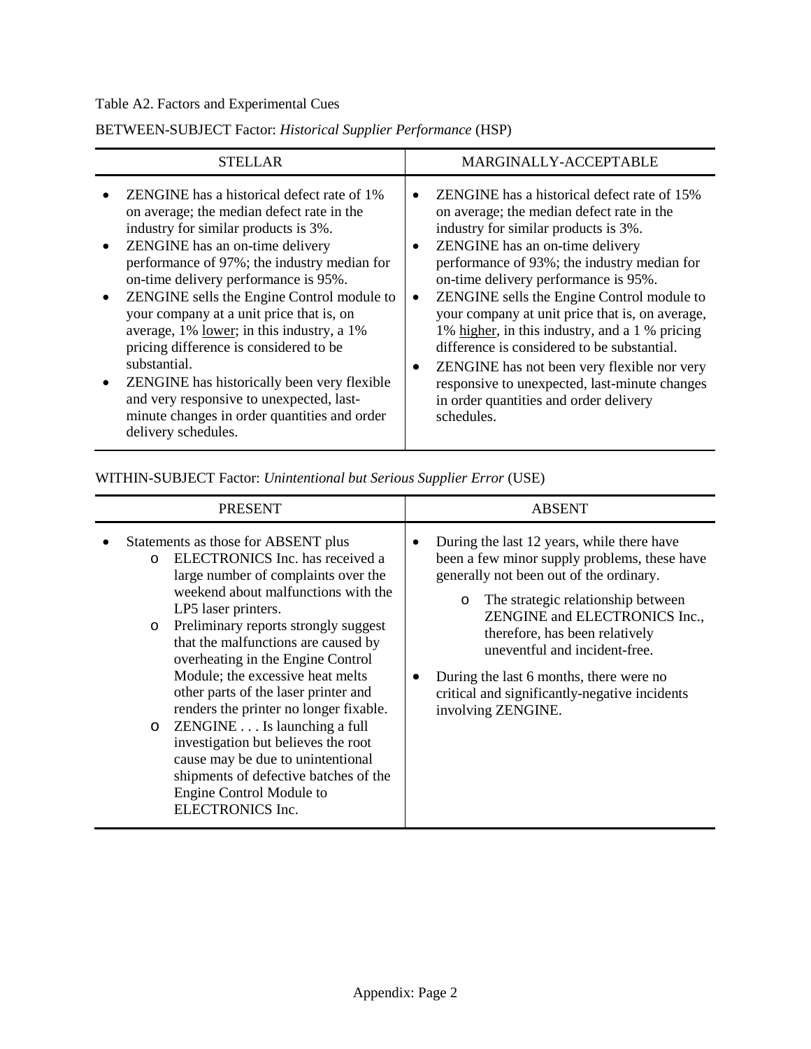Table A2. Factors and Experimental Cues

BETWEEN-SUBJECT Factor: *Historical Supplier Performance* (HSP)

| STELLAR | MARGINALLY-ACCEPTABLE |
|---|---|
| • ZENGINE has a historical defect rate of 1% on average; the median defect rate in the industry for similar products is 3%.<br>• ZENGINE has an on-time delivery performance of 97%; the industry median for on-time delivery performance is 95%.<br>• ZENGINE sells the Engine Control module to your company at a unit price that is, on average, 1% <u>lower</u>; in this industry, a 1% pricing difference is considered to be substantial.<br>• ZENGINE has historically been very flexible and very responsive to unexpected, last-minute changes in order quantities and order delivery schedules. | • ZENGINE has a historical defect rate of 15% on average; the median defect rate in the industry for similar products is 3%.<br>• ZENGINE has an on-time delivery performance of 93%; the industry median for on-time delivery performance is 95%.<br>• ZENGINE sells the Engine Control module to your company at unit price that is, on average, 1% <u>higher</u>, in this industry, and a 1 % pricing difference is considered to be substantial.<br>• ZENGINE has not been very flexible nor very responsive to unexpected, last-minute changes in order quantities and order delivery schedules. |

WITHIN-SUBJECT Factor: *Unintentional but Serious Supplier Error* (USE)

| PRESENT | ABSENT |
|---|---|
| • Statements as those for ABSENT plus<br>  o ELECTRONICS Inc. has received a large number of complaints over the weekend about malfunctions with the LP5 laser printers.<br>  o Preliminary reports strongly suggest that the malfunctions are caused by overheating in the Engine Control Module; the excessive heat melts other parts of the laser printer and renders the printer no longer fixable.<br>  o ZENGINE . . . Is launching a full investigation but believes the root cause may be due to unintentional shipments of defective batches of the Engine Control Module to ELECTRONICS Inc. | • During the last 12 years, while there have been a few minor supply problems, these have generally not been out of the ordinary.<br>  o The strategic relationship between ZENGINE and ELECTRONICS Inc., therefore, has been relatively uneventful and incident-free.<br>• During the last 6 months, there were no critical and significantly-negative incidents involving ZENGINE. |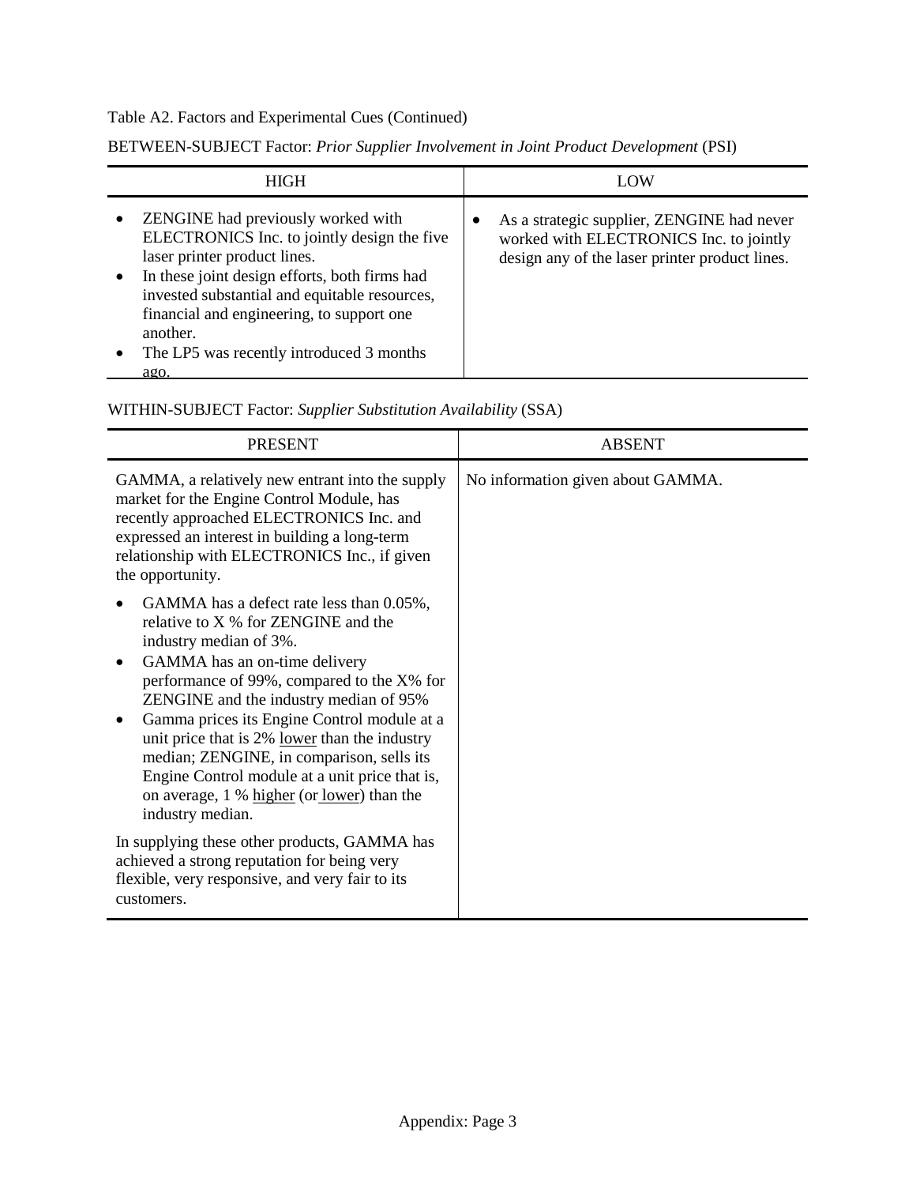Table A2. Factors and Experimental Cues (Continued)

BETWEEN-SUBJECT Factor: *Prior Supplier Involvement in Joint Product Development* (PSI)

| HIGH | LOW |
|---|---|
| • ZENGINE had previously worked with ELECTRONICS Inc. to jointly design the five laser printer product lines.<br>• In these joint design efforts, both firms had invested substantial and equitable resources, financial and engineering, to support one another.<br>• The LP5 was recently introduced 3 months ago. | • As a strategic supplier, ZENGINE had never worked with ELECTRONICS Inc. to jointly design any of the laser printer product lines. |

WITHIN-SUBJECT Factor: *Supplier Substitution Availability* (SSA)

| PRESENT | ABSENT |
|---|---|
| GAMMA, a relatively new entrant into the supply market for the Engine Control Module, has recently approached ELECTRONICS Inc. and expressed an interest in building a long-term relationship with ELECTRONICS Inc., if given the opportunity.<br><br>• GAMMA has a defect rate less than 0.05%, relative to X % for ZENGINE and the industry median of 3%.<br>• GAMMA has an on-time delivery performance of 99%, compared to the X% for ZENGINE and the industry median of 95%<br>• Gamma prices its Engine Control module at a unit price that is 2% <u>lower</u> than the industry median; ZENGINE, in comparison, sells its Engine Control module at a unit price that is, on average, 1 % <u>higher</u> (or <u>lower</u>) than the industry median.<br><br>In supplying these other products, GAMMA has achieved a strong reputation for being very flexible, very responsive, and very fair to its customers. | No information given about GAMMA. |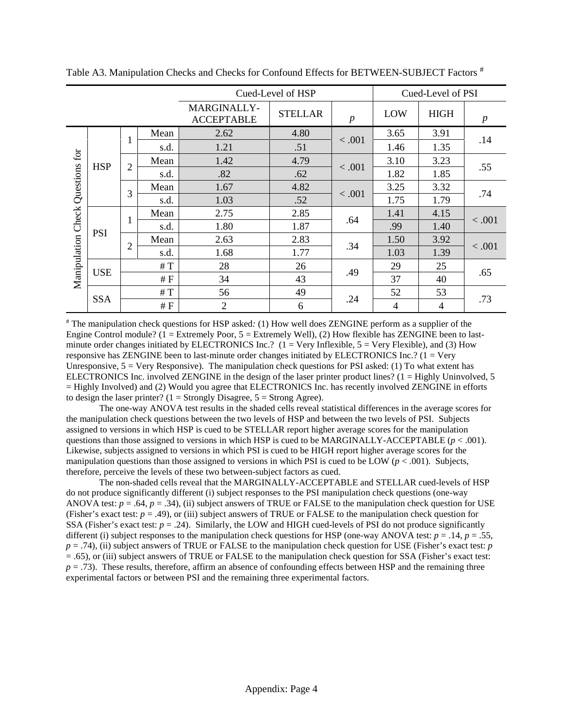Table A3. Manipulation Checks and Checks for Confound Effects for BETWEEN-SUBJECT Factors [#]

| | | | | Cued-Level of HSP | | | Cued-Level of PSI | | |
|---|---|---|---|---|---|---|---|---|---|
| | | | | MARGINALLY-ACCEPTABLE | STELLAR | *p* | LOW | HIGH | *p* |
| Manipulation Check Questions for | HSP | 1 | Mean | 2.62 | 4.80 | < .001 | 3.65 | 3.91 | .14 |
| | | | s.d. | 1.21 | .51 | | 1.46 | 1.35 | |
| | | 2 | Mean | 1.42 | 4.79 | < .001 | 3.10 | 3.23 | .55 |
| | | | s.d. | .82 | .62 | | 1.82 | 1.85 | |
| | | 3 | Mean | 1.67 | 4.82 | < .001 | 3.25 | 3.32 | .74 |
| | | | s.d. | 1.03 | .52 | | 1.75 | 1.79 | |
| | PSI | 1 | Mean | 2.75 | 2.85 | .64 | 1.41 | 4.15 | < .001 |
| | | | s.d. | 1.80 | 1.87 | | .99 | 1.40 | |
| | | 2 | Mean | 2.63 | 2.83 | .34 | 1.50 | 3.92 | < .001 |
| | | | s.d. | 1.68 | 1.77 | | 1.03 | 1.39 | |
| | USE | | # T | 28 | 26 | .49 | 29 | 25 | .65 |
| | | | # F | 34 | 43 | | 37 | 40 | |
| | SSA | | # T | 56 | 49 | .24 | 52 | 53 | .73 |
| | | | # F | 2 | 6 | | 4 | 4 | |

[#] The manipulation check questions for HSP asked: (1) How well does ZENGINE perform as a supplier of the Engine Control module? (1 = Extremely Poor, 5 = Extremely Well), (2) How flexible has ZENGINE been to last-minute order changes initiated by ELECTRONICS Inc.? (1 = Very Inflexible, 5 = Very Flexible), and (3) How responsive has ZENGINE been to last-minute order changes initiated by ELECTRONICS Inc.? (1 = Very Unresponsive, 5 = Very Responsive). The manipulation check questions for PSI asked: (1) To what extent has ELECTRONICS Inc. involved ZENGINE in the design of the laser printer product lines? (1 = Highly Uninvolved, 5 = Highly Involved) and (2) Would you agree that ELECTRONICS Inc. has recently involved ZENGINE in efforts to design the laser printer? (1 = Strongly Disagree, 5 = Strong Agree).

The one-way ANOVA test results in the shaded cells reveal statistical differences in the average scores for the manipulation check questions between the two levels of HSP and between the two levels of PSI. Subjects assigned to versions in which HSP is cued to be STELLAR report higher average scores for the manipulation questions than those assigned to versions in which HSP is cued to be MARGINALLY-ACCEPTABLE ($p < .001$). Likewise, subjects assigned to versions in which PSI is cued to be HIGH report higher average scores for the manipulation questions than those assigned to versions in which PSI is cued to be LOW ($p < .001$). Subjects, therefore, perceive the levels of these two between-subject factors as cued.

The non-shaded cells reveal that the MARGINALLY-ACCEPTABLE and STELLAR cued-levels of HSP do not produce significantly different (i) subject responses to the PSI manipulation check questions (one-way ANOVA test: $p = .64$, $p = .34$), (ii) subject answers of TRUE or FALSE to the manipulation check question for USE (Fisher's exact test: $p = .49$), or (iii) subject answers of TRUE or FALSE to the manipulation check question for SSA (Fisher's exact test: $p = .24$). Similarly, the LOW and HIGH cued-levels of PSI do not produce significantly different (i) subject responses to the manipulation check questions for HSP (one-way ANOVA test: $p = .14$, $p = .55$, $p = .74$), (ii) subject answers of TRUE or FALSE to the manipulation check question for USE (Fisher's exact test: $p = .65$), or (iii) subject answers of TRUE or FALSE to the manipulation check question for SSA (Fisher's exact test: $p = .73$). These results, therefore, affirm an absence of confounding effects between HSP and the remaining three experimental factors or between PSI and the remaining three experimental factors.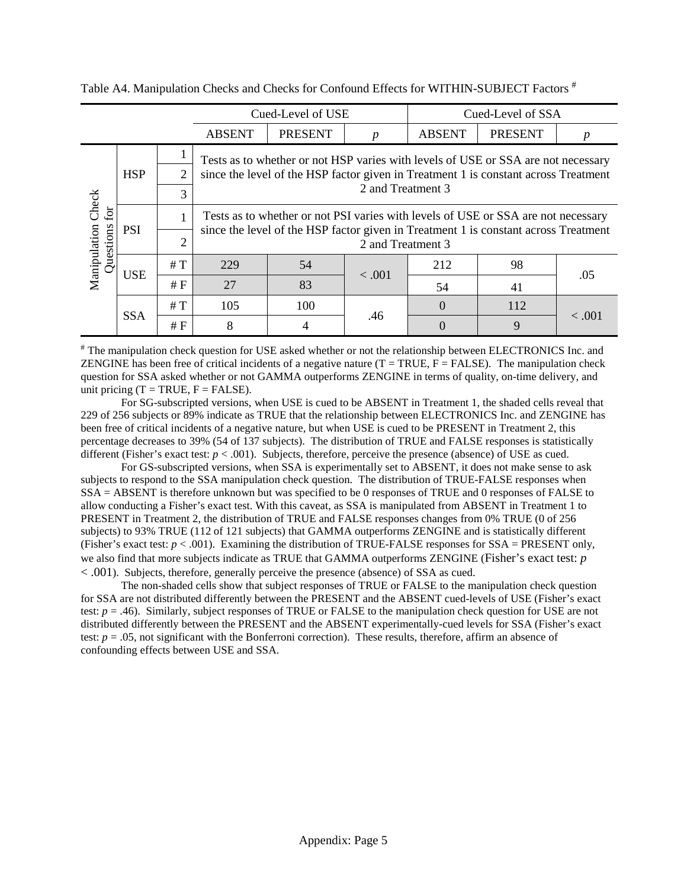Table A4. Manipulation Checks and Checks for Confound Effects for WITHIN-SUBJECT Factors [#]

| | | | Cued-Level of USE | | | Cued-Level of SSA | | |
|---|---|---|---|---|---|---|---|---|
| | | | ABSENT | PRESENT | *p* | ABSENT | PRESENT | *p* |
| Manipulation Check Questions for | HSP | 1 | Tests as to whether or not HSP varies with levels of USE or SSA are not necessary since the level of the HSP factor given in Treatment 1 is constant across Treatment 2 and Treatment 3 | | | | | |
| | | 2 | | | | | | |
| | | 3 | | | | | | |
| | PSI | 1 | Tests as to whether or not PSI varies with levels of USE or SSA are not necessary since the level of the HSP factor given in Treatment 1 is constant across Treatment 2 and Treatment 3 | | | | | |
| | | 2 | | | | | | |
| | USE | # T | 229 | 54 | < .001 | 212 | 98 | .05 |
| | | # F | 27 | 83 | | 54 | 41 | |
| | SSA | # T | 105 | 100 | .46 | 0 | 112 | < .001 |
| | | # F | 8 | 4 | | 0 | 9 | |

[#] The manipulation check question for USE asked whether or not the relationship between ELECTRONICS Inc. and ZENGINE has been free of critical incidents of a negative nature (T = TRUE, F = FALSE). The manipulation check question for SSA asked whether or not GAMMA outperforms ZENGINE in terms of quality, on-time delivery, and unit pricing (T = TRUE, F = FALSE).

For SG-subscripted versions, when USE is cued to be ABSENT in Treatment 1, the shaded cells reveal that 229 of 256 subjects or 89% indicate as TRUE that the relationship between ELECTRONICS Inc. and ZENGINE has been free of critical incidents of a negative nature, but when USE is cued to be PRESENT in Treatment 2, this percentage decreases to 39% (54 of 137 subjects). The distribution of TRUE and FALSE responses is statistically different (Fisher's exact test: $p < .001$). Subjects, therefore, perceive the presence (absence) of USE as cued.

For GS-subscripted versions, when SSA is experimentally set to ABSENT, it does not make sense to ask subjects to respond to the SSA manipulation check question. The distribution of TRUE-FALSE responses when SSA = ABSENT is therefore unknown but was specified to be 0 responses of TRUE and 0 responses of FALSE to allow conducting a Fisher's exact test. With this caveat, as SSA is manipulated from ABSENT in Treatment 1 to PRESENT in Treatment 2, the distribution of TRUE and FALSE responses changes from 0% TRUE (0 of 256 subjects) to 93% TRUE (112 of 121 subjects) that GAMMA outperforms ZENGINE and is statistically different (Fisher's exact test: $p < .001$). Examining the distribution of TRUE-FALSE responses for SSA = PRESENT only, we also find that more subjects indicate as TRUE that GAMMA outperforms ZENGINE (Fisher's exact test: $p < .001$). Subjects, therefore, generally perceive the presence (absence) of SSA as cued.

The non-shaded cells show that subject responses of TRUE or FALSE to the manipulation check question for SSA are not distributed differently between the PRESENT and the ABSENT cued-levels of USE (Fisher's exact test: $p = .46$). Similarly, subject responses of TRUE or FALSE to the manipulation check question for USE are not distributed differently between the PRESENT and the ABSENT experimentally-cued levels for SSA (Fisher's exact test: $p = .05$, not significant with the Bonferroni correction). These results, therefore, affirm an absence of confounding effects between USE and SSA.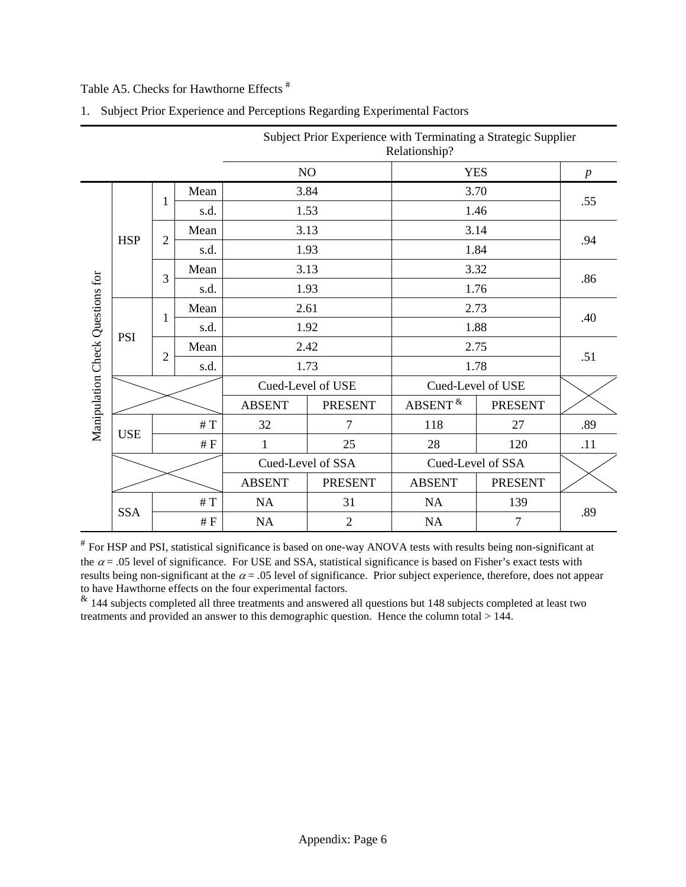Table A5. Checks for Hawthorne Effects [#]

1. Subject Prior Experience and Perceptions Regarding Experimental Factors

| | | | | Subject Prior Experience with Terminating a Strategic Supplier Relationship? | | | | |
|---|---|---|---|---|---|---|---|---|
| | | | | NO | | YES | | *p* |
| Manipulation Check Questions for | HSP | 1 | Mean | 3.84 | | 3.70 | | .55 |
| | | | s.d. | 1.53 | | 1.46 | | |
| | | 2 | Mean | 3.13 | | 3.14 | | .94 |
| | | | s.d. | 1.93 | | 1.84 | | |
| | | 3 | Mean | 3.13 | | 3.32 | | .86 |
| | | | s.d. | 1.93 | | 1.76 | | |
| | PSI | 1 | Mean | 2.61 | | 2.73 | | .40 |
| | | | s.d. | 1.92 | | 1.88 | | |
| | | 2 | Mean | 2.42 | | 2.75 | | .51 |
| | | | s.d. | 1.73 | | 1.78 | | |
| | | | | Cued-Level of USE | | Cued-Level of USE | | |
| | | | | ABSENT | PRESENT | ABSENT [&] | PRESENT | |
| | USE | | # T | 32 | 7 | 118 | 27 | .89 |
| | | | # F | 1 | 25 | 28 | 120 | .11 |
| | | | | Cued-Level of SSA | | Cued-Level of SSA | | |
| | | | | ABSENT | PRESENT | ABSENT | PRESENT | |
| | SSA | | # T | NA | 31 | NA | 139 | .89 |
| | | | # F | NA | 2 | NA | 7 | |

[#] For HSP and PSI, statistical significance is based on one-way ANOVA tests with results being non-significant at the $\alpha = .05$ level of significance. For USE and SSA, statistical significance is based on Fisher's exact tests with results being non-significant at the $\alpha = .05$ level of significance. Prior subject experience, therefore, does not appear to have Hawthorne effects on the four experimental factors.

[&] 144 subjects completed all three treatments and answered all questions but 148 subjects completed at least two treatments and provided an answer to this demographic question. Hence the column total > 144.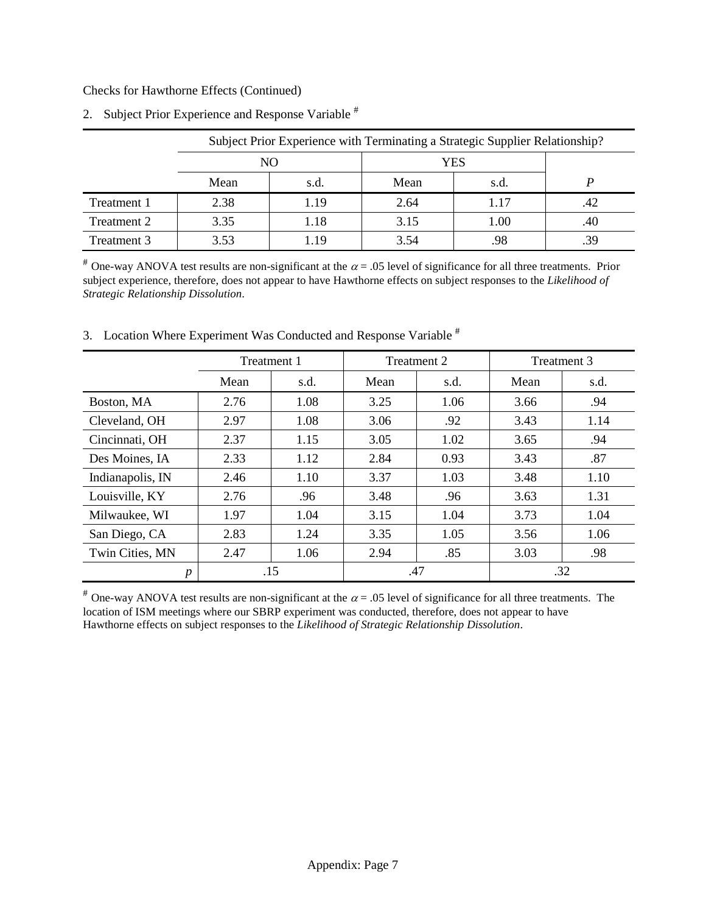Checks for Hawthorne Effects (Continued)

2. Subject Prior Experience and Response Variable [#]

| | Subject Prior Experience with Terminating a Strategic Supplier Relationship? | | | | |
|---|---|---|---|---|---|
| | NO | | YES | | |
| | Mean | s.d. | Mean | s.d. | *P* |
| Treatment 1 | 2.38 | 1.19 | 2.64 | 1.17 | .42 |
| Treatment 2 | 3.35 | 1.18 | 3.15 | 1.00 | .40 |
| Treatment 3 | 3.53 | 1.19 | 3.54 | .98 | .39 |

[#] One-way ANOVA test results are non-significant at the $\alpha = .05$ level of significance for all three treatments. Prior subject experience, therefore, does not appear to have Hawthorne effects on subject responses to the *Likelihood of Strategic Relationship Dissolution*.

3. Location Where Experiment Was Conducted and Response Variable [#]

| | Treatment 1 | | Treatment 2 | | Treatment 3 | |
|---|---|---|---|---|---|---|
| | Mean | s.d. | Mean | s.d. | Mean | s.d. |
| Boston, MA | 2.76 | 1.08 | 3.25 | 1.06 | 3.66 | .94 |
| Cleveland, OH | 2.97 | 1.08 | 3.06 | .92 | 3.43 | 1.14 |
| Cincinnati, OH | 2.37 | 1.15 | 3.05 | 1.02 | 3.65 | .94 |
| Des Moines, IA | 2.33 | 1.12 | 2.84 | 0.93 | 3.43 | .87 |
| Indianapolis, IN | 2.46 | 1.10 | 3.37 | 1.03 | 3.48 | 1.10 |
| Louisville, KY | 2.76 | .96 | 3.48 | .96 | 3.63 | 1.31 |
| Milwaukee, WI | 1.97 | 1.04 | 3.15 | 1.04 | 3.73 | 1.04 |
| San Diego, CA | 2.83 | 1.24 | 3.35 | 1.05 | 3.56 | 1.06 |
| Twin Cities, MN | 2.47 | 1.06 | 2.94 | .85 | 3.03 | .98 |
| *p* | .15 | | .47 | | .32 | |

[#] One-way ANOVA test results are non-significant at the $\alpha = .05$ level of significance for all three treatments. The location of ISM meetings where our SBRP experiment was conducted, therefore, does not appear to have Hawthorne effects on subject responses to the *Likelihood of Strategic Relationship Dissolution*.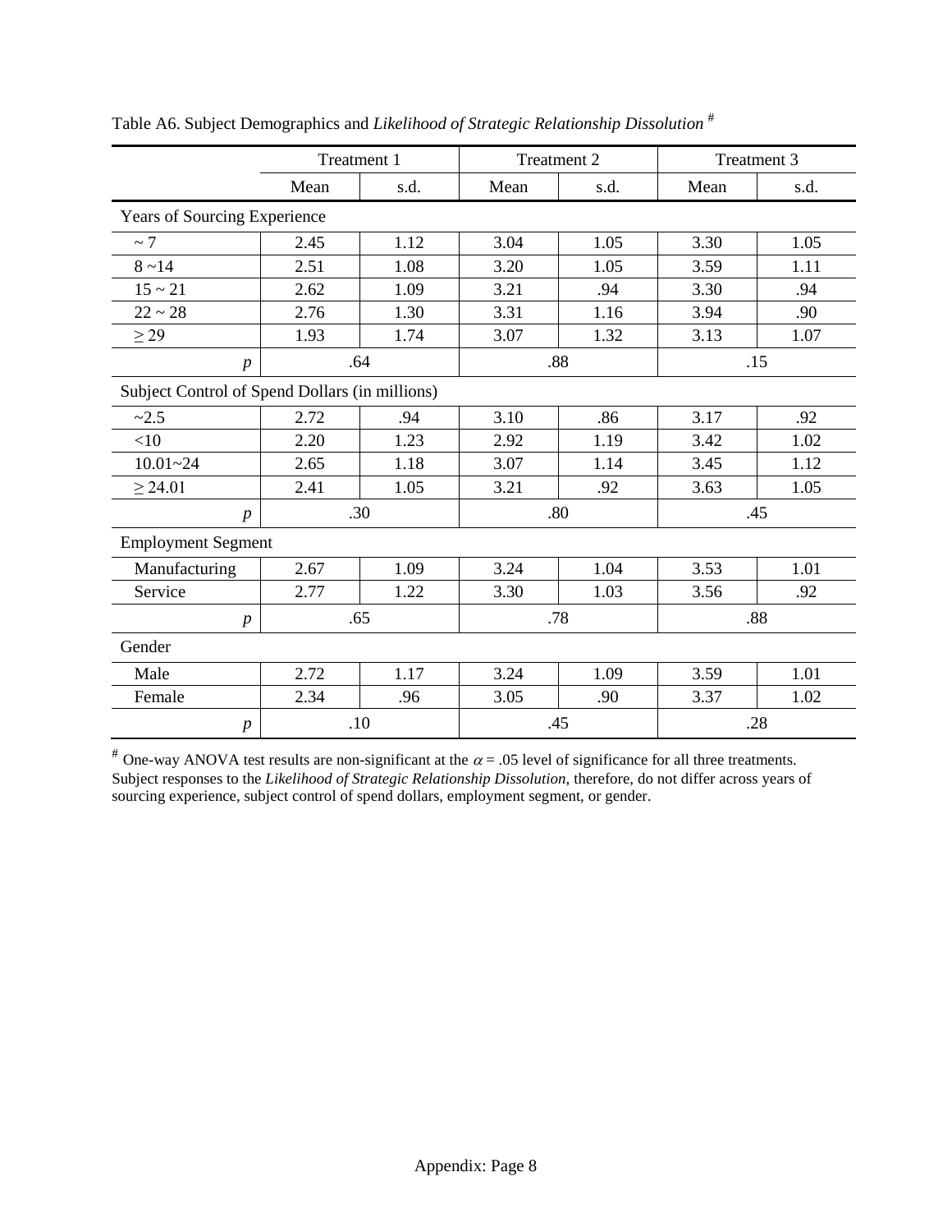Table A6. Subject Demographics and *Likelihood of Strategic Relationship Dissolution* [#]

| | Treatment 1 | | Treatment 2 | | Treatment 3 | |
|---|---|---|---|---|---|---|
| | Mean | s.d. | Mean | s.d. | Mean | s.d. |
| Years of Sourcing Experience | | | | | | |
| ~ 7 | 2.45 | 1.12 | 3.04 | 1.05 | 3.30 | 1.05 |
| 8 ~14 | 2.51 | 1.08 | 3.20 | 1.05 | 3.59 | 1.11 |
| 15 ~ 21 | 2.62 | 1.09 | 3.21 | .94 | 3.30 | .94 |
| 22 ~ 28 | 2.76 | 1.30 | 3.31 | 1.16 | 3.94 | .90 |
| ≥ 29 | 1.93 | 1.74 | 3.07 | 1.32 | 3.13 | 1.07 |
| *p* | .64 | | .88 | | .15 | |
| Subject Control of Spend Dollars (in millions) | | | | | | |
| ~2.5 | 2.72 | .94 | 3.10 | .86 | 3.17 | .92 |
| <10 | 2.20 | 1.23 | 2.92 | 1.19 | 3.42 | 1.02 |
| 10.01~24 | 2.65 | 1.18 | 3.07 | 1.14 | 3.45 | 1.12 |
| ≥ 24.01 | 2.41 | 1.05 | 3.21 | .92 | 3.63 | 1.05 |
| *p* | .30 | | .80 | | .45 | |
| Employment Segment | | | | | | |
| Manufacturing | 2.67 | 1.09 | 3.24 | 1.04 | 3.53 | 1.01 |
| Service | 2.77 | 1.22 | 3.30 | 1.03 | 3.56 | .92 |
| *p* | .65 | | .78 | | .88 | |
| Gender | | | | | | |
| Male | 2.72 | 1.17 | 3.24 | 1.09 | 3.59 | 1.01 |
| Female | 2.34 | .96 | 3.05 | .90 | 3.37 | 1.02 |
| *p* | .10 | | .45 | | .28 | |

[#] One-way ANOVA test results are non-significant at the $\alpha = .05$ level of significance for all three treatments. Subject responses to the *Likelihood of Strategic Relationship Dissolution*, therefore, do not differ across years of sourcing experience, subject control of spend dollars, employment segment, or gender.